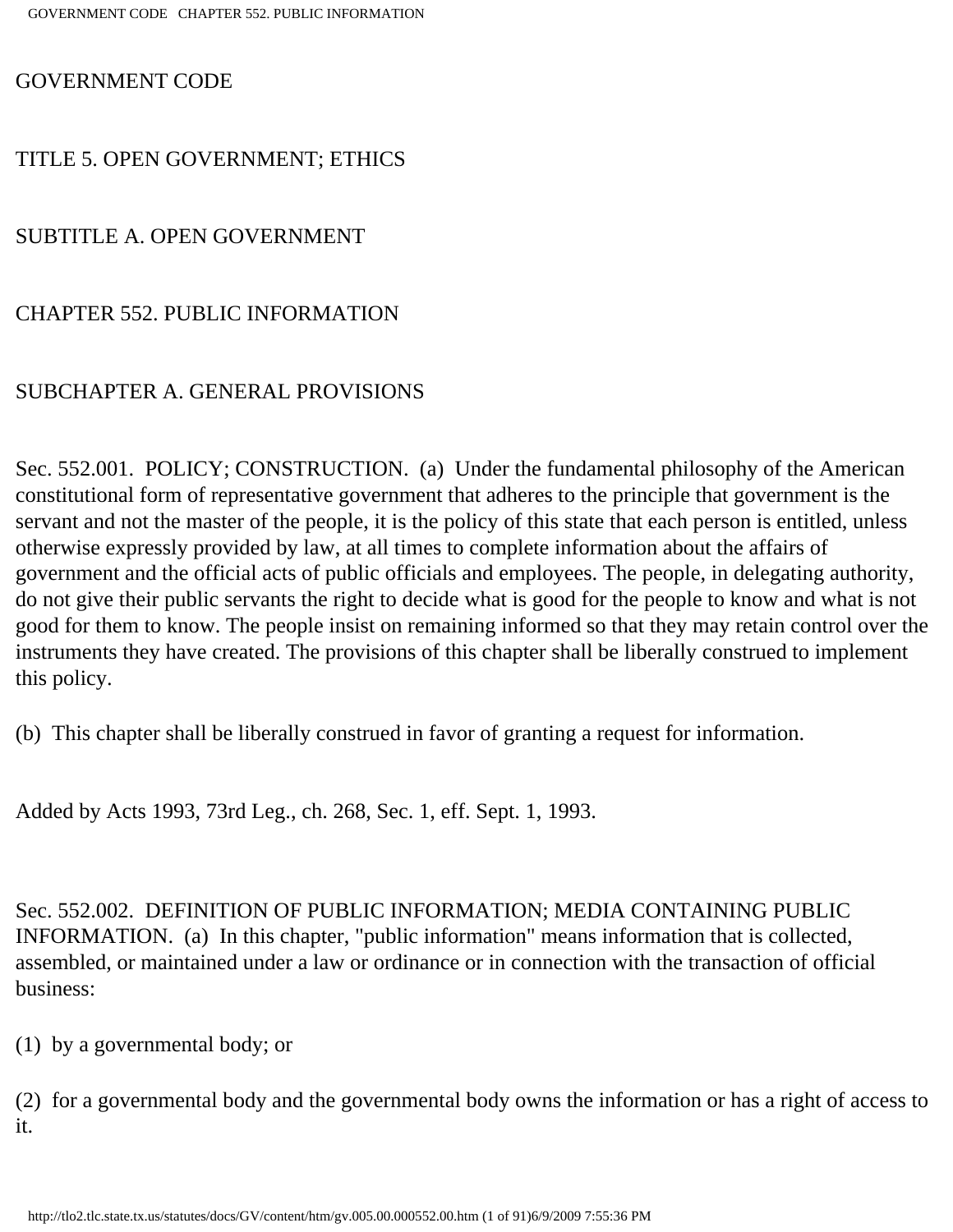# GOVERNMENT CODE

## TITLE 5. OPEN GOVERNMENT; ETHICS

## SUBTITLE A. OPEN GOVERNMENT

## CHAPTER 552. PUBLIC INFORMATION

### SUBCHAPTER A. GENERAL PROVISIONS

Sec. 552.001. POLICY; CONSTRUCTION. (a) Under the fundamental philosophy of the American constitutional form of representative government that adheres to the principle that government is the servant and not the master of the people, it is the policy of this state that each person is entitled, unless otherwise expressly provided by law, at all times to complete information about the affairs of government and the official acts of public officials and employees. The people, in delegating authority, do not give their public servants the right to decide what is good for the people to know and what is not good for them to know. The people insist on remaining informed so that they may retain control over the instruments they have created. The provisions of this chapter shall be liberally construed to implement this policy.

(b) This chapter shall be liberally construed in favor of granting a request for information.

Added by Acts 1993, 73rd Leg., ch. 268, Sec. 1, eff. Sept. 1, 1993.

Sec. 552.002. DEFINITION OF PUBLIC INFORMATION; MEDIA CONTAINING PUBLIC INFORMATION. (a) In this chapter, "public information" means information that is collected, assembled, or maintained under a law or ordinance or in connection with the transaction of official business:

(1) by a governmental body; or

(2) for a governmental body and the governmental body owns the information or has a right of access to it.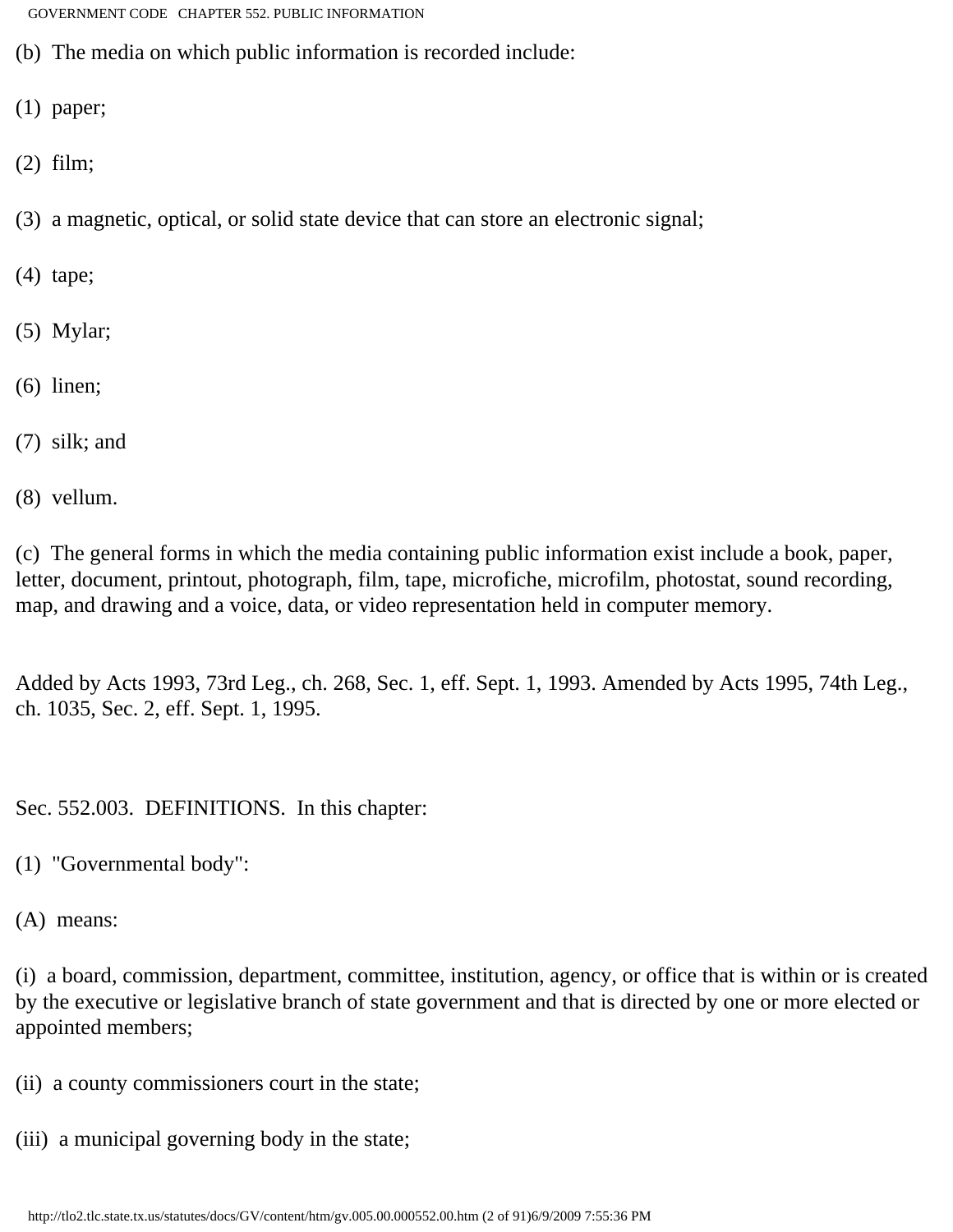(b) The media on which public information is recorded include:

(1) paper;

(2) film;

(3) a magnetic, optical, or solid state device that can store an electronic signal;

(4) tape;

(5) Mylar;

(6) linen;

(7) silk; and

(8) vellum.

(c) The general forms in which the media containing public information exist include a book, paper, letter, document, printout, photograph, film, tape, microfiche, microfilm, photostat, sound recording, map, and drawing and a voice, data, or video representation held in computer memory.

Added by Acts 1993, 73rd Leg., ch. 268, Sec. 1, eff. Sept. 1, 1993. Amended by Acts 1995, 74th Leg., ch. 1035, Sec. 2, eff. Sept. 1, 1995.

Sec. 552.003. DEFINITIONS. In this chapter:

(1) "Governmental body":

(A) means:

(i) a board, commission, department, committee, institution, agency, or office that is within or is created by the executive or legislative branch of state government and that is directed by one or more elected or appointed members;

(ii) a county commissioners court in the state;

(iii) a municipal governing body in the state;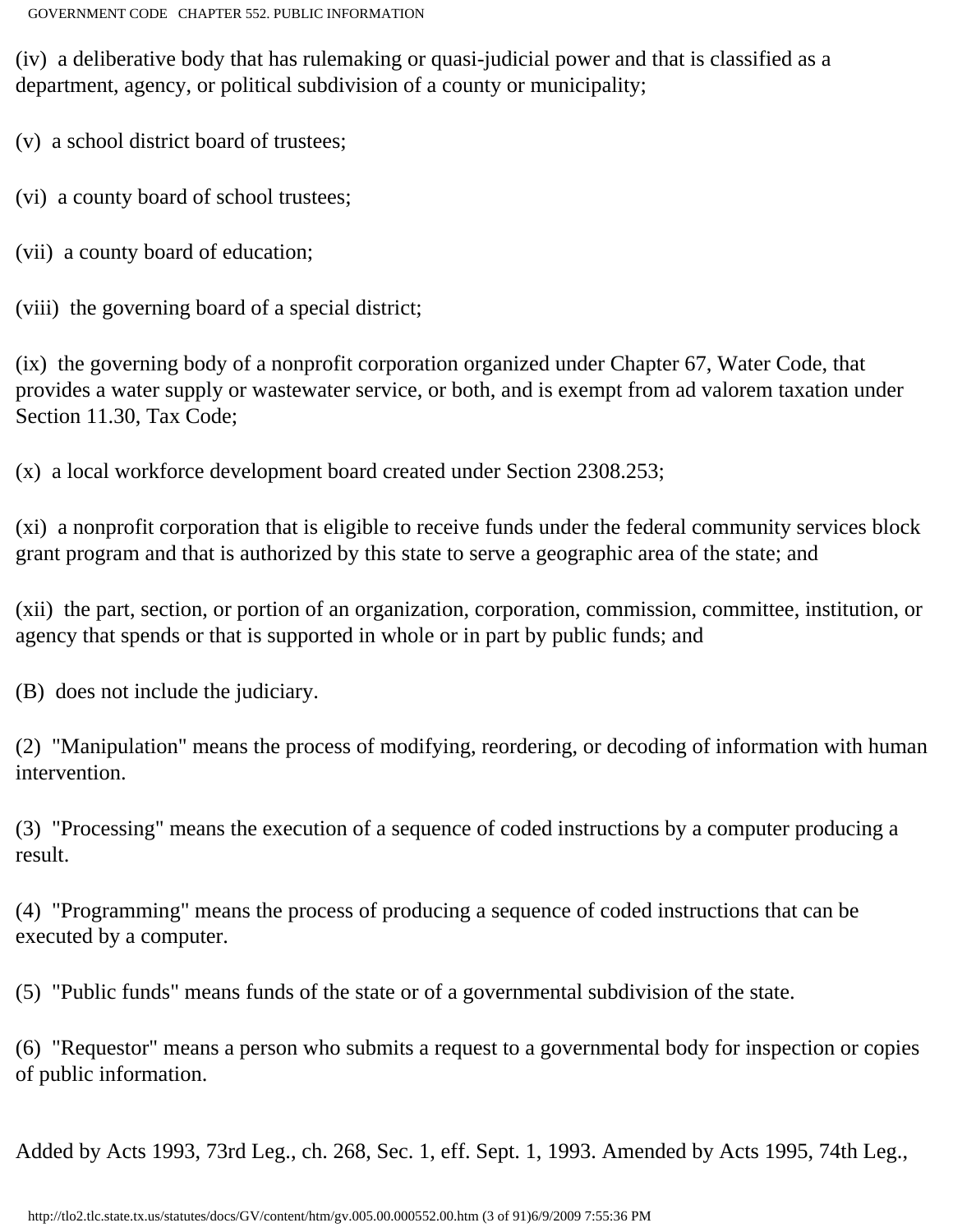(iv) a deliberative body that has rulemaking or quasi-judicial power and that is classified as a department, agency, or political subdivision of a county or municipality;

(v) a school district board of trustees;

(vi) a county board of school trustees;

(vii) a county board of education;

(viii) the governing board of a special district;

(ix) the governing body of a nonprofit corporation organized under Chapter 67, Water Code, that provides a water supply or wastewater service, or both, and is exempt from ad valorem taxation under Section 11.30, Tax Code;

(x) a local workforce development board created under Section 2308.253;

(xi) a nonprofit corporation that is eligible to receive funds under the federal community services block grant program and that is authorized by this state to serve a geographic area of the state; and

(xii) the part, section, or portion of an organization, corporation, commission, committee, institution, or agency that spends or that is supported in whole or in part by public funds; and

(B) does not include the judiciary.

(2) "Manipulation" means the process of modifying, reordering, or decoding of information with human intervention.

(3) "Processing" means the execution of a sequence of coded instructions by a computer producing a result.

(4) "Programming" means the process of producing a sequence of coded instructions that can be executed by a computer.

(5) "Public funds" means funds of the state or of a governmental subdivision of the state.

(6) "Requestor" means a person who submits a request to a governmental body for inspection or copies of public information.

Added by Acts 1993, 73rd Leg., ch. 268, Sec. 1, eff. Sept. 1, 1993. Amended by Acts 1995, 74th Leg.,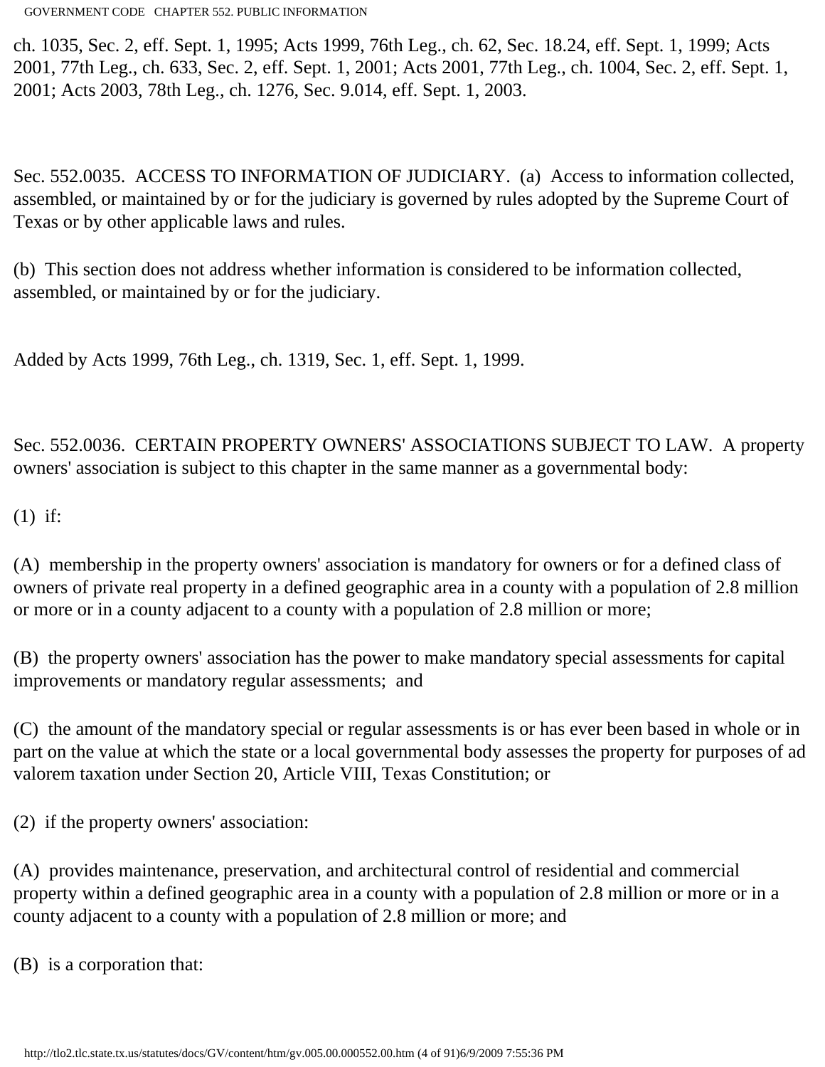ch. 1035, Sec. 2, eff. Sept. 1, 1995; Acts 1999, 76th Leg., ch. 62, Sec. 18.24, eff. Sept. 1, 1999; Acts 2001, 77th Leg., ch. 633, Sec. 2, eff. Sept. 1, 2001; Acts 2001, 77th Leg., ch. 1004, Sec. 2, eff. Sept. 1, 2001; Acts 2003, 78th Leg., ch. 1276, Sec. 9.014, eff. Sept. 1, 2003.

Sec. 552.0035. ACCESS TO INFORMATION OF JUDICIARY. (a) Access to information collected, assembled, or maintained by or for the judiciary is governed by rules adopted by the Supreme Court of Texas or by other applicable laws and rules.

(b) This section does not address whether information is considered to be information collected, assembled, or maintained by or for the judiciary.

Added by Acts 1999, 76th Leg., ch. 1319, Sec. 1, eff. Sept. 1, 1999.

Sec. 552.0036. CERTAIN PROPERTY OWNERS' ASSOCIATIONS SUBJECT TO LAW. A property owners' association is subject to this chapter in the same manner as a governmental body:

(1) if:

(A) membership in the property owners' association is mandatory for owners or for a defined class of owners of private real property in a defined geographic area in a county with a population of 2.8 million or more or in a county adjacent to a county with a population of 2.8 million or more;

(B) the property owners' association has the power to make mandatory special assessments for capital improvements or mandatory regular assessments; and

(C) the amount of the mandatory special or regular assessments is or has ever been based in whole or in part on the value at which the state or a local governmental body assesses the property for purposes of ad valorem taxation under Section 20, Article VIII, Texas Constitution; or

(2) if the property owners' association:

(A) provides maintenance, preservation, and architectural control of residential and commercial property within a defined geographic area in a county with a population of 2.8 million or more or in a county adjacent to a county with a population of 2.8 million or more; and

(B) is a corporation that: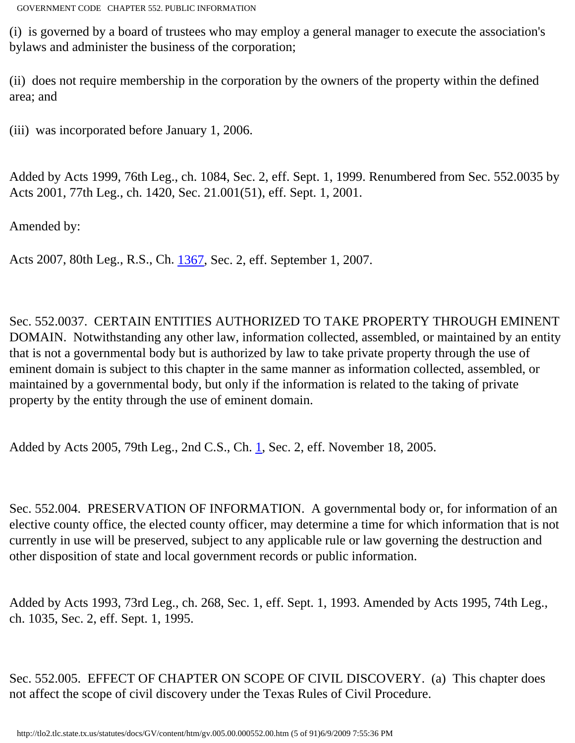(i) is governed by a board of trustees who may employ a general manager to execute the association's bylaws and administer the business of the corporation;

(ii) does not require membership in the corporation by the owners of the property within the defined area; and

(iii) was incorporated before January 1, 2006.

Added by Acts 1999, 76th Leg., ch. 1084, Sec. 2, eff. Sept. 1, 1999. Renumbered from Sec. 552.0035 by Acts 2001, 77th Leg., ch. 1420, Sec. 21.001(51), eff. Sept. 1, 2001.

Amended by:

Acts 2007, 80th Leg., R.S., Ch. 1367, Sec. 2, eff. September 1, 2007.

Sec. 552.0037. CERTAIN ENTITIES AUTHORIZED TO TAKE PROPERTY THROUGH EMINENT DOMAIN. Notwithstanding any other law, information collected, assembled, or maintained by an entity that is not a governmental body but is authorized by law to take private property through the use of eminent domain is subject to this chapter in the same manner as information collected, assembled, or maintained by a governmental body, but only if the information is related to the taking of private property by the entity through the use of eminent domain.

Added by Acts 2005, 79th Leg., 2nd C.S., Ch. 1, Sec. 2, eff. November 18, 2005.

Sec. 552.004. PRESERVATION OF INFORMATION. A governmental body or, for information of an elective county office, the elected county officer, may determine a time for which information that is not currently in use will be preserved, subject to any applicable rule or law governing the destruction and other disposition of state and local government records or public information.

Added by Acts 1993, 73rd Leg., ch. 268, Sec. 1, eff. Sept. 1, 1993. Amended by Acts 1995, 74th Leg., ch. 1035, Sec. 2, eff. Sept. 1, 1995.

Sec. 552.005. EFFECT OF CHAPTER ON SCOPE OF CIVIL DISCOVERY. (a) This chapter does not affect the scope of civil discovery under the Texas Rules of Civil Procedure.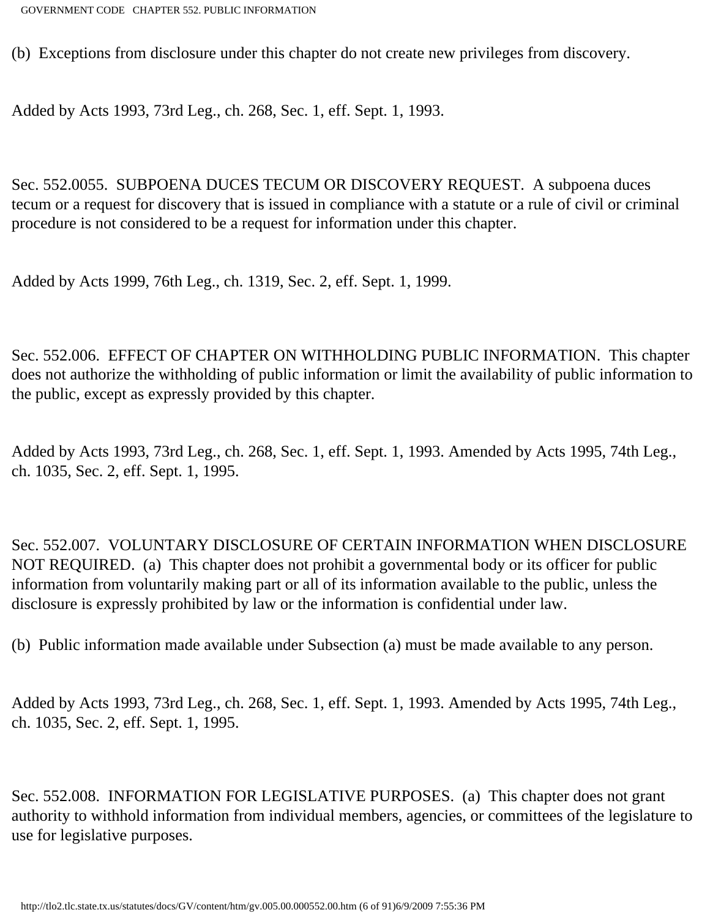(b) Exceptions from disclosure under this chapter do not create new privileges from discovery.

Added by Acts 1993, 73rd Leg., ch. 268, Sec. 1, eff. Sept. 1, 1993.

Sec. 552.0055. SUBPOENA DUCES TECUM OR DISCOVERY REQUEST. A subpoena duces tecum or a request for discovery that is issued in compliance with a statute or a rule of civil or criminal procedure is not considered to be a request for information under this chapter.

Added by Acts 1999, 76th Leg., ch. 1319, Sec. 2, eff. Sept. 1, 1999.

Sec. 552.006. EFFECT OF CHAPTER ON WITHHOLDING PUBLIC INFORMATION. This chapter does not authorize the withholding of public information or limit the availability of public information to the public, except as expressly provided by this chapter.

Added by Acts 1993, 73rd Leg., ch. 268, Sec. 1, eff. Sept. 1, 1993. Amended by Acts 1995, 74th Leg., ch. 1035, Sec. 2, eff. Sept. 1, 1995.

Sec. 552.007. VOLUNTARY DISCLOSURE OF CERTAIN INFORMATION WHEN DISCLOSURE NOT REQUIRED. (a) This chapter does not prohibit a governmental body or its officer for public information from voluntarily making part or all of its information available to the public, unless the disclosure is expressly prohibited by law or the information is confidential under law.

(b) Public information made available under Subsection (a) must be made available to any person.

Added by Acts 1993, 73rd Leg., ch. 268, Sec. 1, eff. Sept. 1, 1993. Amended by Acts 1995, 74th Leg., ch. 1035, Sec. 2, eff. Sept. 1, 1995.

Sec. 552.008. INFORMATION FOR LEGISLATIVE PURPOSES. (a) This chapter does not grant authority to withhold information from individual members, agencies, or committees of the legislature to use for legislative purposes.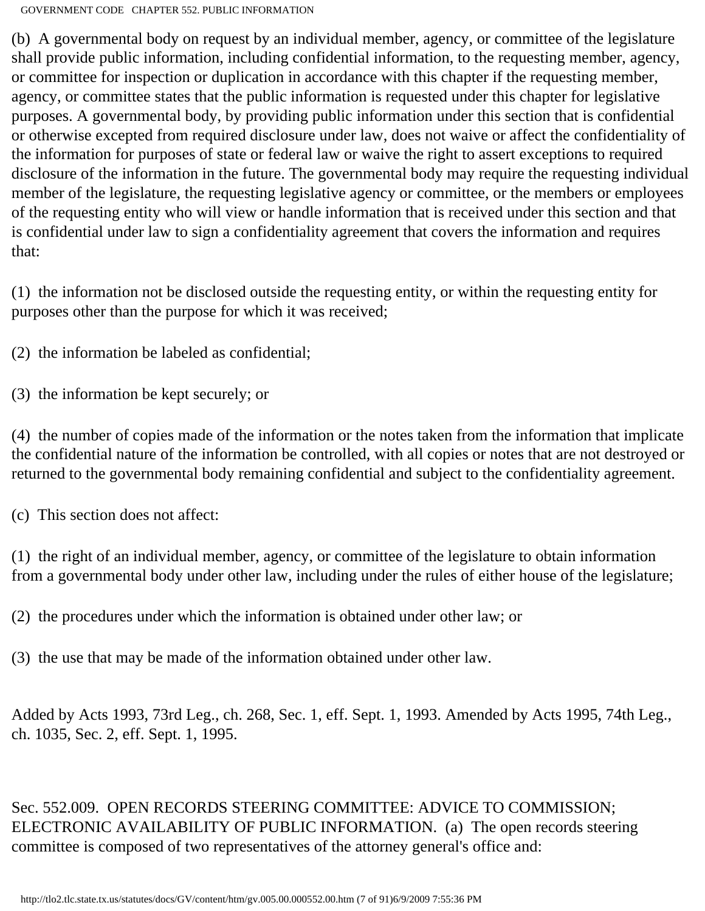(b) A governmental body on request by an individual member, agency, or committee of the legislature shall provide public information, including confidential information, to the requesting member, agency, or committee for inspection or duplication in accordance with this chapter if the requesting member, agency, or committee states that the public information is requested under this chapter for legislative purposes. A governmental body, by providing public information under this section that is confidential or otherwise excepted from required disclosure under law, does not waive or affect the confidentiality of the information for purposes of state or federal law or waive the right to assert exceptions to required disclosure of the information in the future. The governmental body may require the requesting individual member of the legislature, the requesting legislative agency or committee, or the members or employees of the requesting entity who will view or handle information that is received under this section and that is confidential under law to sign a confidentiality agreement that covers the information and requires that:

(1) the information not be disclosed outside the requesting entity, or within the requesting entity for purposes other than the purpose for which it was received;

(2) the information be labeled as confidential;

(3) the information be kept securely; or

(4) the number of copies made of the information or the notes taken from the information that implicate the confidential nature of the information be controlled, with all copies or notes that are not destroyed or returned to the governmental body remaining confidential and subject to the confidentiality agreement.

(c) This section does not affect:

(1) the right of an individual member, agency, or committee of the legislature to obtain information from a governmental body under other law, including under the rules of either house of the legislature;

(2) the procedures under which the information is obtained under other law; or

(3) the use that may be made of the information obtained under other law.

Added by Acts 1993, 73rd Leg., ch. 268, Sec. 1, eff. Sept. 1, 1993. Amended by Acts 1995, 74th Leg., ch. 1035, Sec. 2, eff. Sept. 1, 1995.

Sec. 552.009. OPEN RECORDS STEERING COMMITTEE: ADVICE TO COMMISSION; ELECTRONIC AVAILABILITY OF PUBLIC INFORMATION. (a) The open records steering committee is composed of two representatives of the attorney general's office and: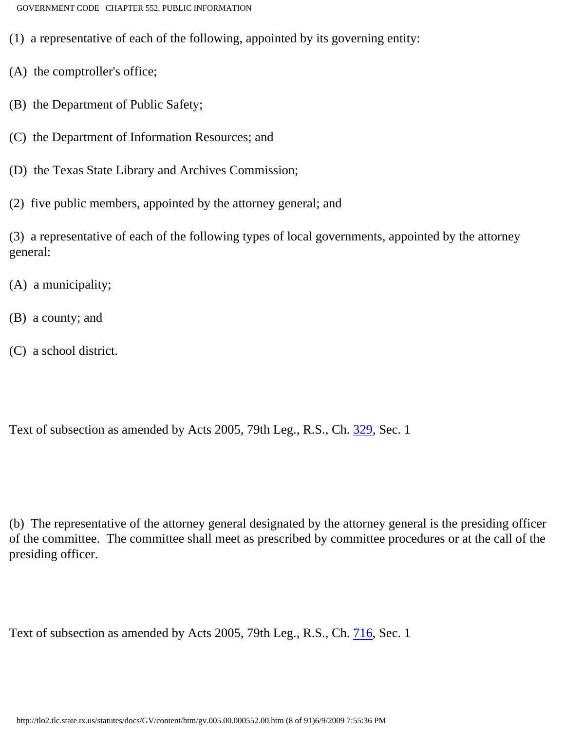(1) a representative of each of the following, appointed by its governing entity:

(A) the comptroller's office;

(B) the Department of Public Safety;

(C) the Department of Information Resources; and

(D) the Texas State Library and Archives Commission;

(2) five public members, appointed by the attorney general; and

(3) a representative of each of the following types of local governments, appointed by the attorney general:

(A) a municipality;

(B) a county; and

(C) a school district.

Text of subsection as amended by Acts 2005, 79th Leg., R.S., Ch. 329, Sec. 1

(b) The representative of the attorney general designated by the attorney general is the presiding officer of the committee. The committee shall meet as prescribed by committee procedures or at the call of the presiding officer.

Text of subsection as amended by Acts 2005, 79th Leg., R.S., Ch. 716, Sec. 1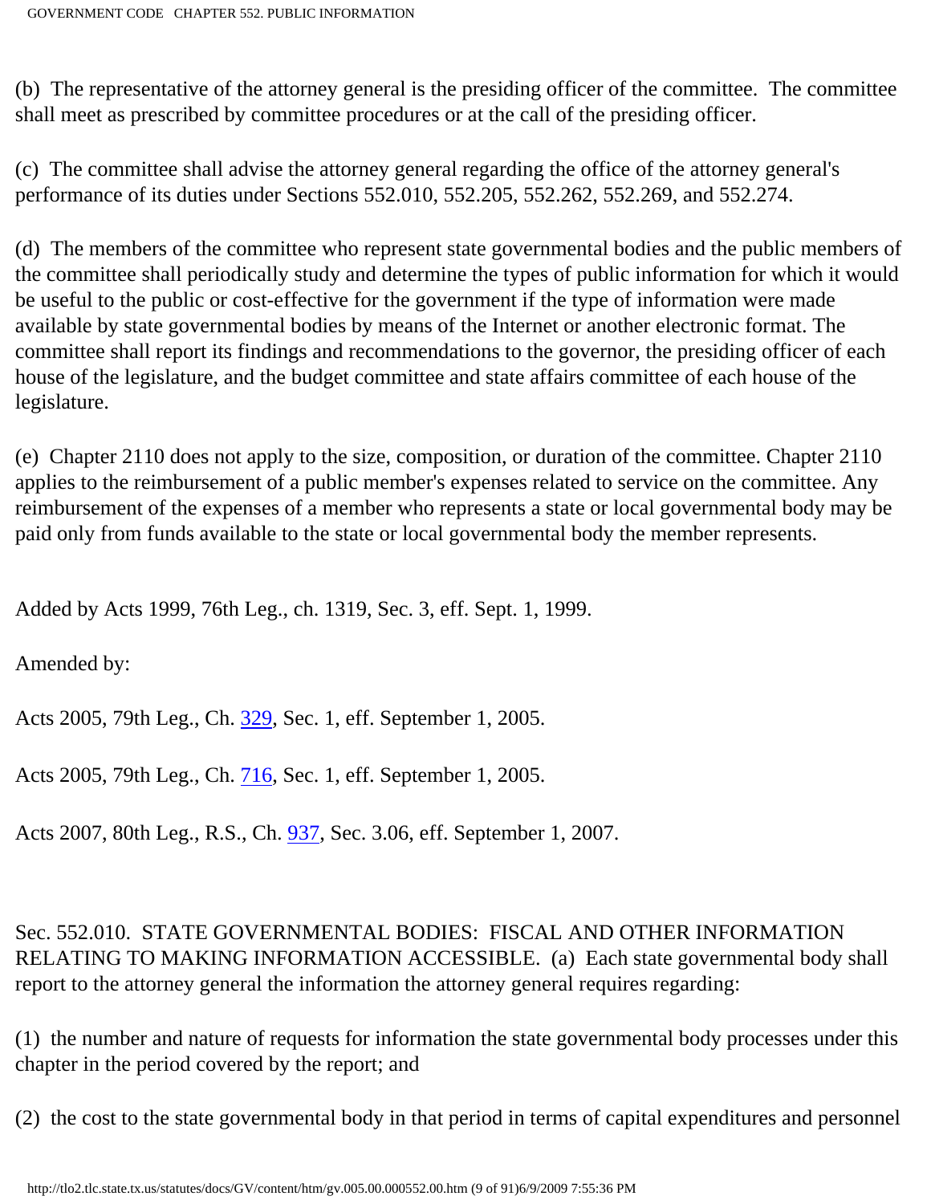(b) The representative of the attorney general is the presiding officer of the committee. The committee shall meet as prescribed by committee procedures or at the call of the presiding officer.

(c) The committee shall advise the attorney general regarding the office of the attorney general's performance of its duties under Sections 552.010, 552.205, 552.262, 552.269, and 552.274.

(d) The members of the committee who represent state governmental bodies and the public members of the committee shall periodically study and determine the types of public information for which it would be useful to the public or cost-effective for the government if the type of information were made available by state governmental bodies by means of the Internet or another electronic format. The committee shall report its findings and recommendations to the governor, the presiding officer of each house of the legislature, and the budget committee and state affairs committee of each house of the legislature.

(e) Chapter 2110 does not apply to the size, composition, or duration of the committee. Chapter 2110 applies to the reimbursement of a public member's expenses related to service on the committee. Any reimbursement of the expenses of a member who represents a state or local governmental body may be paid only from funds available to the state or local governmental body the member represents.

Added by Acts 1999, 76th Leg., ch. 1319, Sec. 3, eff. Sept. 1, 1999.

Amended by:

Acts 2005, 79th Leg., Ch. 329, Sec. 1, eff. September 1, 2005.

Acts 2005, 79th Leg., Ch. 716, Sec. 1, eff. September 1, 2005.

Acts 2007, 80th Leg., R.S., Ch. 937, Sec. 3.06, eff. September 1, 2007.

Sec. 552.010. STATE GOVERNMENTAL BODIES: FISCAL AND OTHER INFORMATION RELATING TO MAKING INFORMATION ACCESSIBLE. (a) Each state governmental body shall report to the attorney general the information the attorney general requires regarding:

(1) the number and nature of requests for information the state governmental body processes under this chapter in the period covered by the report; and

(2) the cost to the state governmental body in that period in terms of capital expenditures and personnel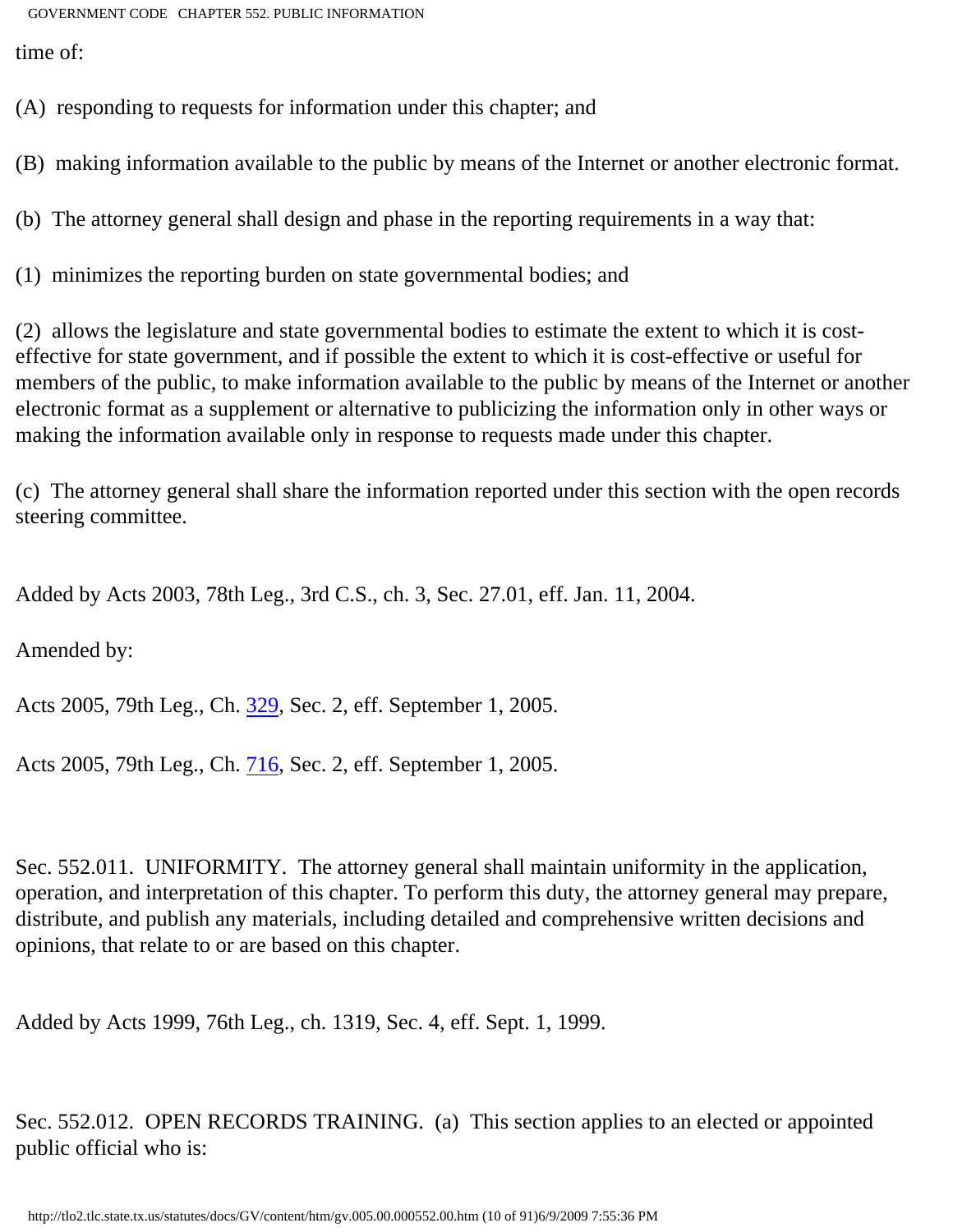time of:

(A) responding to requests for information under this chapter; and

(B) making information available to the public by means of the Internet or another electronic format.

(b) The attorney general shall design and phase in the reporting requirements in a way that:

(1) minimizes the reporting burden on state governmental bodies; and

(2) allows the legislature and state governmental bodies to estimate the extent to which it is cost-effective for state government, and if possible the extent to which it is cost-effective or useful for members of the public, to make information available to the public by means of the Internet or another electronic format as a supplement or alternative to publicizing the information only in other ways or making the information available only in response to requests made under this chapter.

(c) The attorney general shall share the information reported under this section with the open records steering committee.

Added by Acts 2003, 78th Leg., 3rd C.S., ch. 3, Sec. 27.01, eff. Jan. 11, 2004.

Amended by:

Acts 2005, 79th Leg., Ch. 329, Sec. 2, eff. September 1, 2005.

Acts 2005, 79th Leg., Ch. 716, Sec. 2, eff. September 1, 2005.

Sec. 552.011. UNIFORMITY. The attorney general shall maintain uniformity in the application, operation, and interpretation of this chapter. To perform this duty, the attorney general may prepare, distribute, and publish any materials, including detailed and comprehensive written decisions and opinions, that relate to or are based on this chapter.

Added by Acts 1999, 76th Leg., ch. 1319, Sec. 4, eff. Sept. 1, 1999.

Sec. 552.012. OPEN RECORDS TRAINING. (a) This section applies to an elected or appointed public official who is: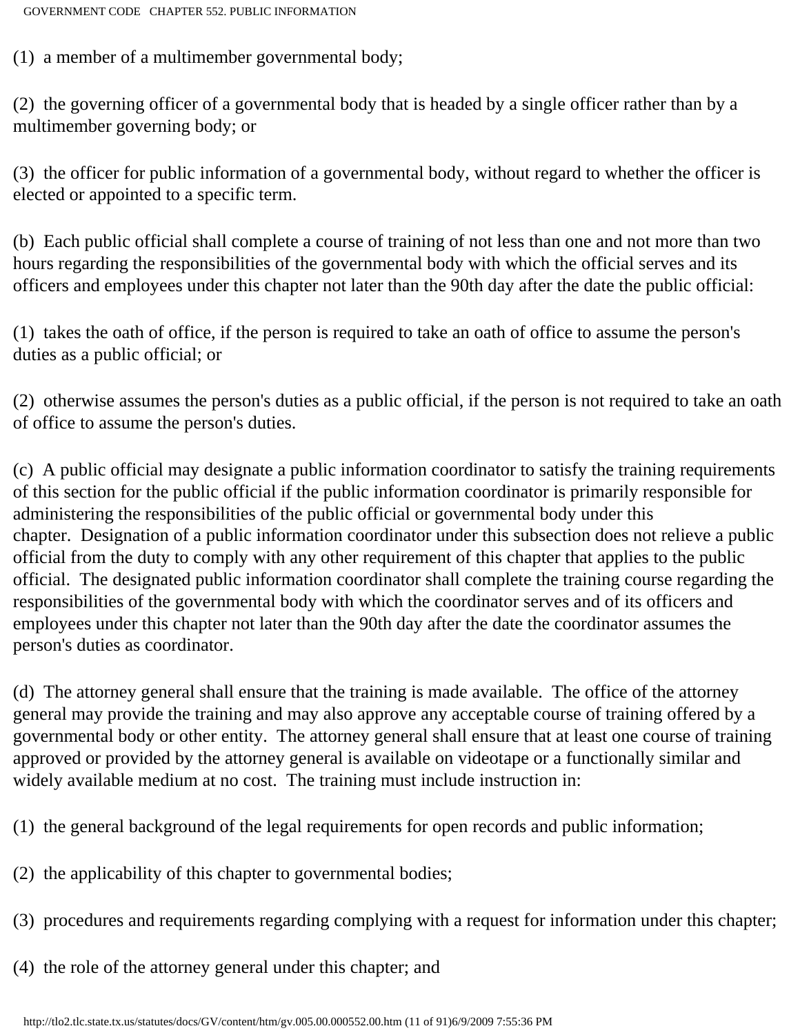(1) a member of a multimember governmental body;

(2) the governing officer of a governmental body that is headed by a single officer rather than by a multimember governing body; or

(3) the officer for public information of a governmental body, without regard to whether the officer is elected or appointed to a specific term.

(b) Each public official shall complete a course of training of not less than one and not more than two hours regarding the responsibilities of the governmental body with which the official serves and its officers and employees under this chapter not later than the 90th day after the date the public official:

(1) takes the oath of office, if the person is required to take an oath of office to assume the person's duties as a public official; or

(2) otherwise assumes the person's duties as a public official, if the person is not required to take an oath of office to assume the person's duties.

(c) A public official may designate a public information coordinator to satisfy the training requirements of this section for the public official if the public information coordinator is primarily responsible for administering the responsibilities of the public official or governmental body under this chapter. Designation of a public information coordinator under this subsection does not relieve a public official from the duty to comply with any other requirement of this chapter that applies to the public official. The designated public information coordinator shall complete the training course regarding the responsibilities of the governmental body with which the coordinator serves and of its officers and employees under this chapter not later than the 90th day after the date the coordinator assumes the person's duties as coordinator.

(d) The attorney general shall ensure that the training is made available. The office of the attorney general may provide the training and may also approve any acceptable course of training offered by a governmental body or other entity. The attorney general shall ensure that at least one course of training approved or provided by the attorney general is available on videotape or a functionally similar and widely available medium at no cost. The training must include instruction in:

(1) the general background of the legal requirements for open records and public information;

(2) the applicability of this chapter to governmental bodies;

(3) procedures and requirements regarding complying with a request for information under this chapter;

(4) the role of the attorney general under this chapter; and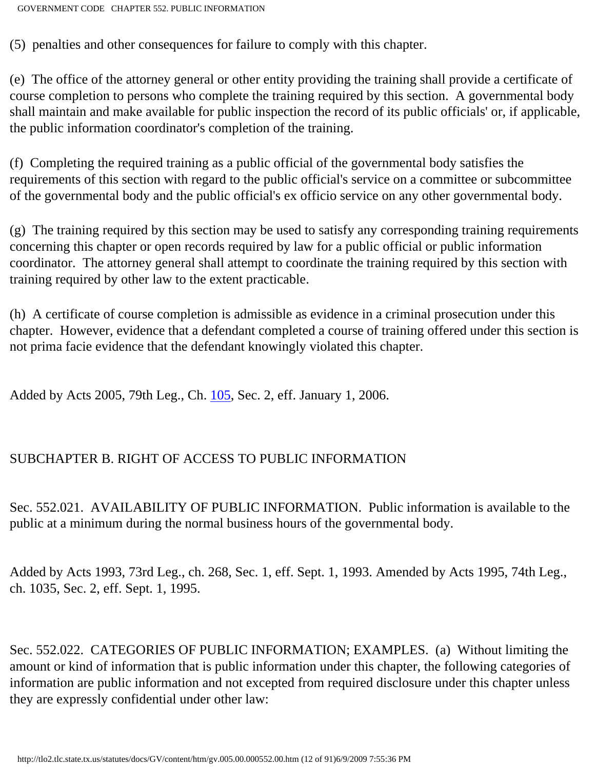(5) penalties and other consequences for failure to comply with this chapter.

(e) The office of the attorney general or other entity providing the training shall provide a certificate of course completion to persons who complete the training required by this section. A governmental body shall maintain and make available for public inspection the record of its public officials' or, if applicable, the public information coordinator's completion of the training.

(f) Completing the required training as a public official of the governmental body satisfies the requirements of this section with regard to the public official's service on a committee or subcommittee of the governmental body and the public official's ex officio service on any other governmental body.

(g) The training required by this section may be used to satisfy any corresponding training requirements concerning this chapter or open records required by law for a public official or public information coordinator. The attorney general shall attempt to coordinate the training required by this section with training required by other law to the extent practicable.

(h) A certificate of course completion is admissible as evidence in a criminal prosecution under this chapter. However, evidence that a defendant completed a course of training offered under this section is not prima facie evidence that the defendant knowingly violated this chapter.

Added by Acts 2005, 79th Leg., Ch. 105, Sec. 2, eff. January 1, 2006.

## SUBCHAPTER B. RIGHT OF ACCESS TO PUBLIC INFORMATION

Sec. 552.021. AVAILABILITY OF PUBLIC INFORMATION. Public information is available to the public at a minimum during the normal business hours of the governmental body.

Added by Acts 1993, 73rd Leg., ch. 268, Sec. 1, eff. Sept. 1, 1993. Amended by Acts 1995, 74th Leg., ch. 1035, Sec. 2, eff. Sept. 1, 1995.

Sec. 552.022. CATEGORIES OF PUBLIC INFORMATION; EXAMPLES. (a) Without limiting the amount or kind of information that is public information under this chapter, the following categories of information are public information and not excepted from required disclosure under this chapter unless they are expressly confidential under other law: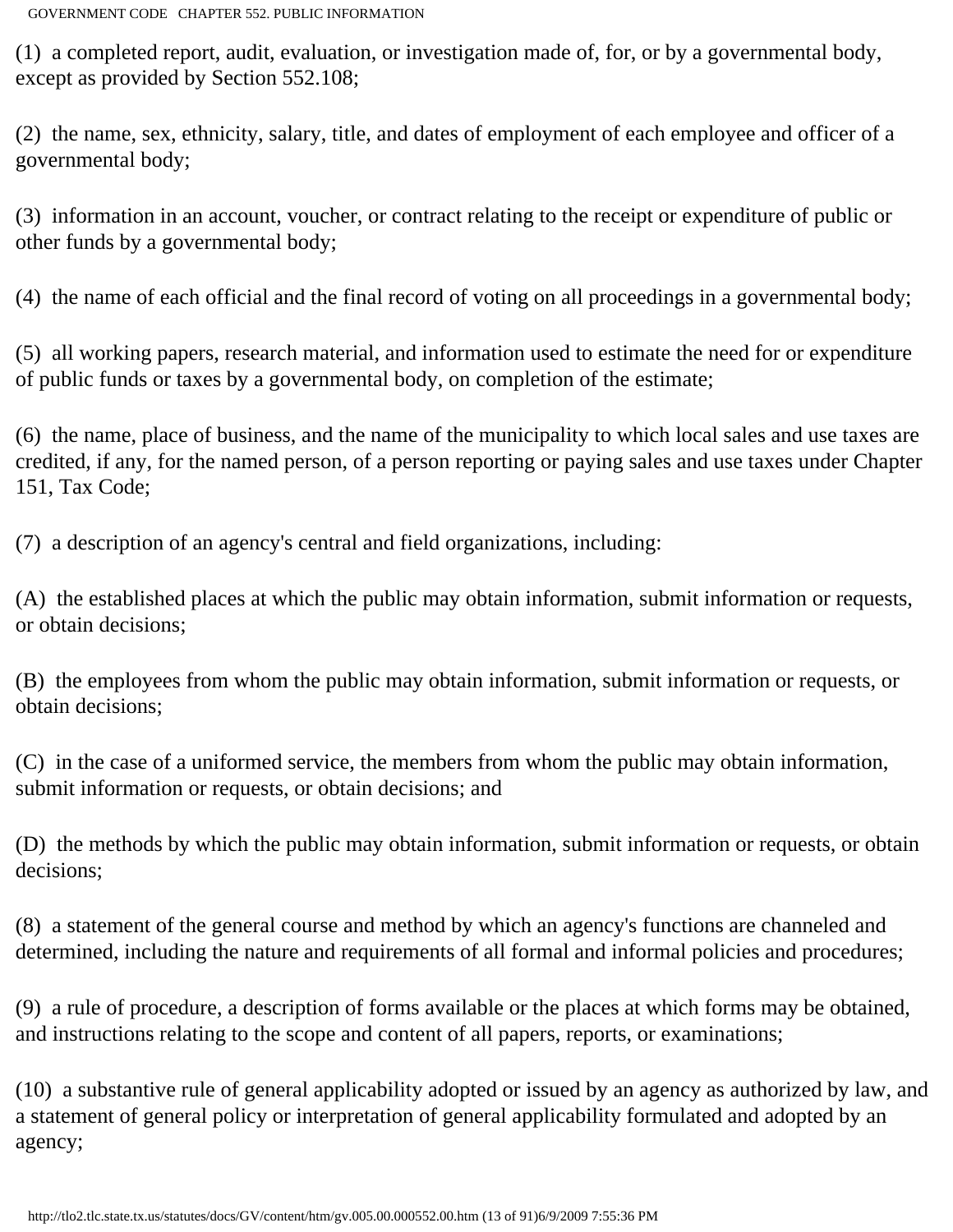(1) a completed report, audit, evaluation, or investigation made of, for, or by a governmental body, except as provided by Section 552.108;

(2) the name, sex, ethnicity, salary, title, and dates of employment of each employee and officer of a governmental body;

(3) information in an account, voucher, or contract relating to the receipt or expenditure of public or other funds by a governmental body;

(4) the name of each official and the final record of voting on all proceedings in a governmental body;

(5) all working papers, research material, and information used to estimate the need for or expenditure of public funds or taxes by a governmental body, on completion of the estimate;

(6) the name, place of business, and the name of the municipality to which local sales and use taxes are credited, if any, for the named person, of a person reporting or paying sales and use taxes under Chapter 151, Tax Code;

(7) a description of an agency's central and field organizations, including:

(A) the established places at which the public may obtain information, submit information or requests, or obtain decisions;

(B) the employees from whom the public may obtain information, submit information or requests, or obtain decisions;

(C) in the case of a uniformed service, the members from whom the public may obtain information, submit information or requests, or obtain decisions; and

(D) the methods by which the public may obtain information, submit information or requests, or obtain decisions;

(8) a statement of the general course and method by which an agency's functions are channeled and determined, including the nature and requirements of all formal and informal policies and procedures;

(9) a rule of procedure, a description of forms available or the places at which forms may be obtained, and instructions relating to the scope and content of all papers, reports, or examinations;

(10) a substantive rule of general applicability adopted or issued by an agency as authorized by law, and a statement of general policy or interpretation of general applicability formulated and adopted by an agency;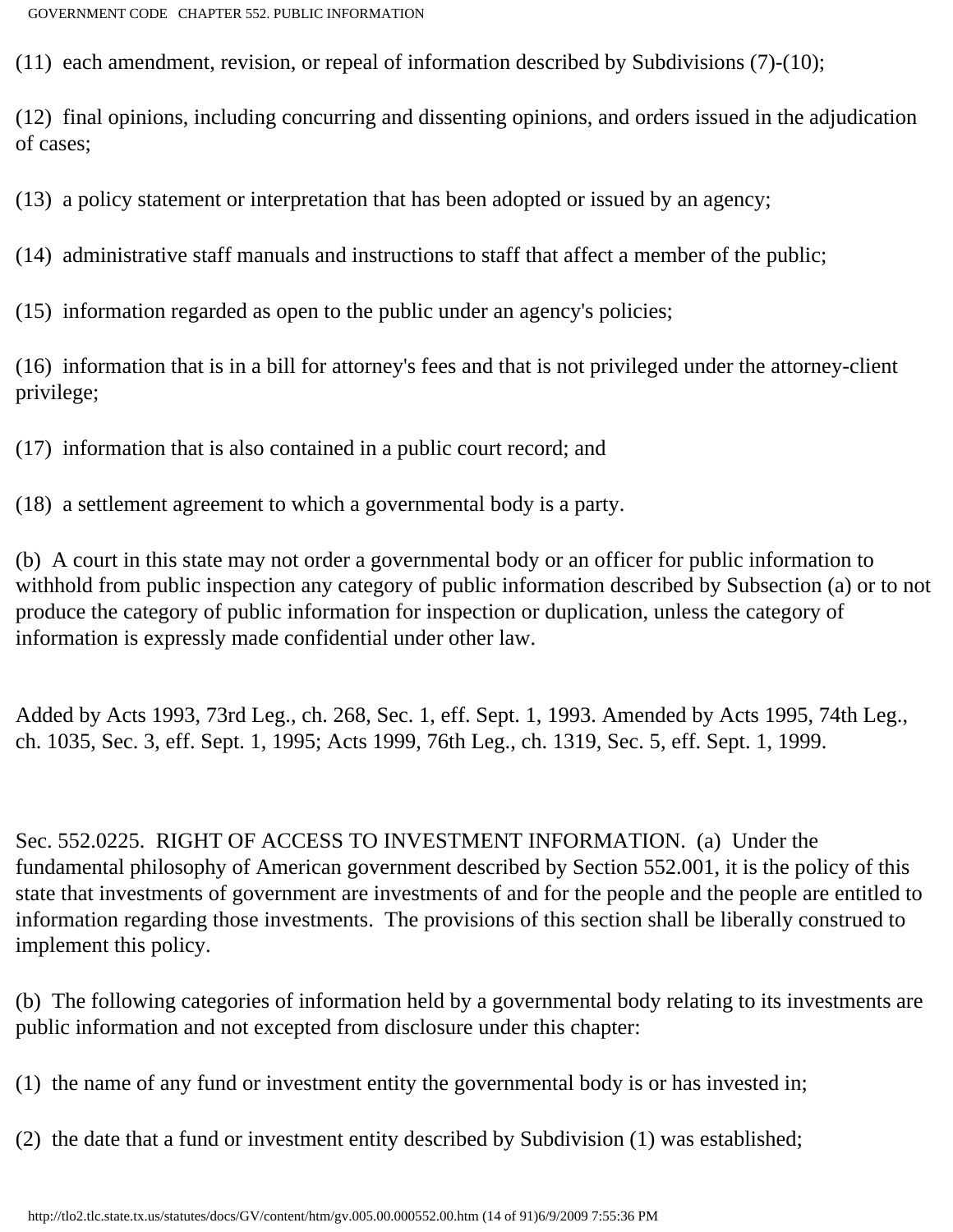(11) each amendment, revision, or repeal of information described by Subdivisions (7)-(10);

(12) final opinions, including concurring and dissenting opinions, and orders issued in the adjudication of cases;

(13) a policy statement or interpretation that has been adopted or issued by an agency;

(14) administrative staff manuals and instructions to staff that affect a member of the public;

(15) information regarded as open to the public under an agency's policies;

(16) information that is in a bill for attorney's fees and that is not privileged under the attorney-client privilege;

(17) information that is also contained in a public court record; and

(18) a settlement agreement to which a governmental body is a party.

(b) A court in this state may not order a governmental body or an officer for public information to withhold from public inspection any category of public information described by Subsection (a) or to not produce the category of public information for inspection or duplication, unless the category of information is expressly made confidential under other law.

Added by Acts 1993, 73rd Leg., ch. 268, Sec. 1, eff. Sept. 1, 1993. Amended by Acts 1995, 74th Leg., ch. 1035, Sec. 3, eff. Sept. 1, 1995; Acts 1999, 76th Leg., ch. 1319, Sec. 5, eff. Sept. 1, 1999.

Sec. 552.0225. RIGHT OF ACCESS TO INVESTMENT INFORMATION. (a) Under the fundamental philosophy of American government described by Section 552.001, it is the policy of this state that investments of government are investments of and for the people and the people are entitled to information regarding those investments. The provisions of this section shall be liberally construed to implement this policy.

(b) The following categories of information held by a governmental body relating to its investments are public information and not excepted from disclosure under this chapter:

(1) the name of any fund or investment entity the governmental body is or has invested in;

(2) the date that a fund or investment entity described by Subdivision (1) was established;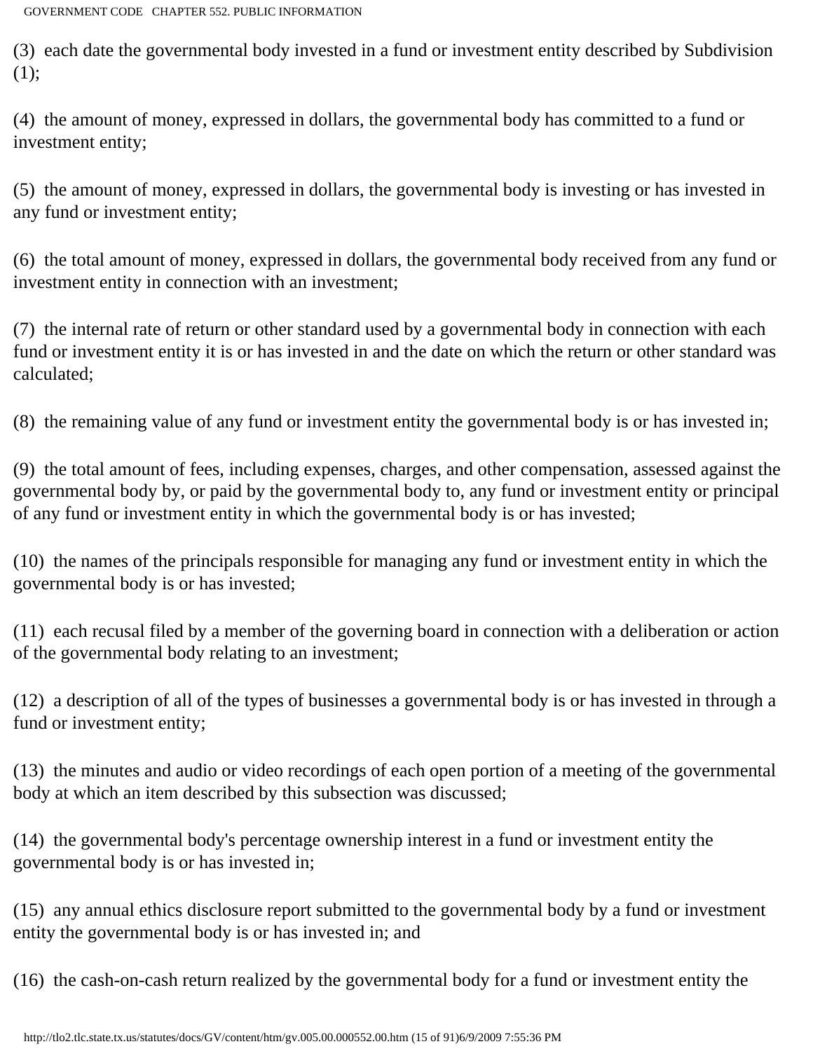(3) each date the governmental body invested in a fund or investment entity described by Subdivision (1);

(4) the amount of money, expressed in dollars, the governmental body has committed to a fund or investment entity;

(5) the amount of money, expressed in dollars, the governmental body is investing or has invested in any fund or investment entity;

(6) the total amount of money, expressed in dollars, the governmental body received from any fund or investment entity in connection with an investment;

(7) the internal rate of return or other standard used by a governmental body in connection with each fund or investment entity it is or has invested in and the date on which the return or other standard was calculated;

(8) the remaining value of any fund or investment entity the governmental body is or has invested in;

(9) the total amount of fees, including expenses, charges, and other compensation, assessed against the governmental body by, or paid by the governmental body to, any fund or investment entity or principal of any fund or investment entity in which the governmental body is or has invested;

(10) the names of the principals responsible for managing any fund or investment entity in which the governmental body is or has invested;

(11) each recusal filed by a member of the governing board in connection with a deliberation or action of the governmental body relating to an investment;

(12) a description of all of the types of businesses a governmental body is or has invested in through a fund or investment entity;

(13) the minutes and audio or video recordings of each open portion of a meeting of the governmental body at which an item described by this subsection was discussed;

(14) the governmental body's percentage ownership interest in a fund or investment entity the governmental body is or has invested in;

(15) any annual ethics disclosure report submitted to the governmental body by a fund or investment entity the governmental body is or has invested in; and

(16) the cash-on-cash return realized by the governmental body for a fund or investment entity the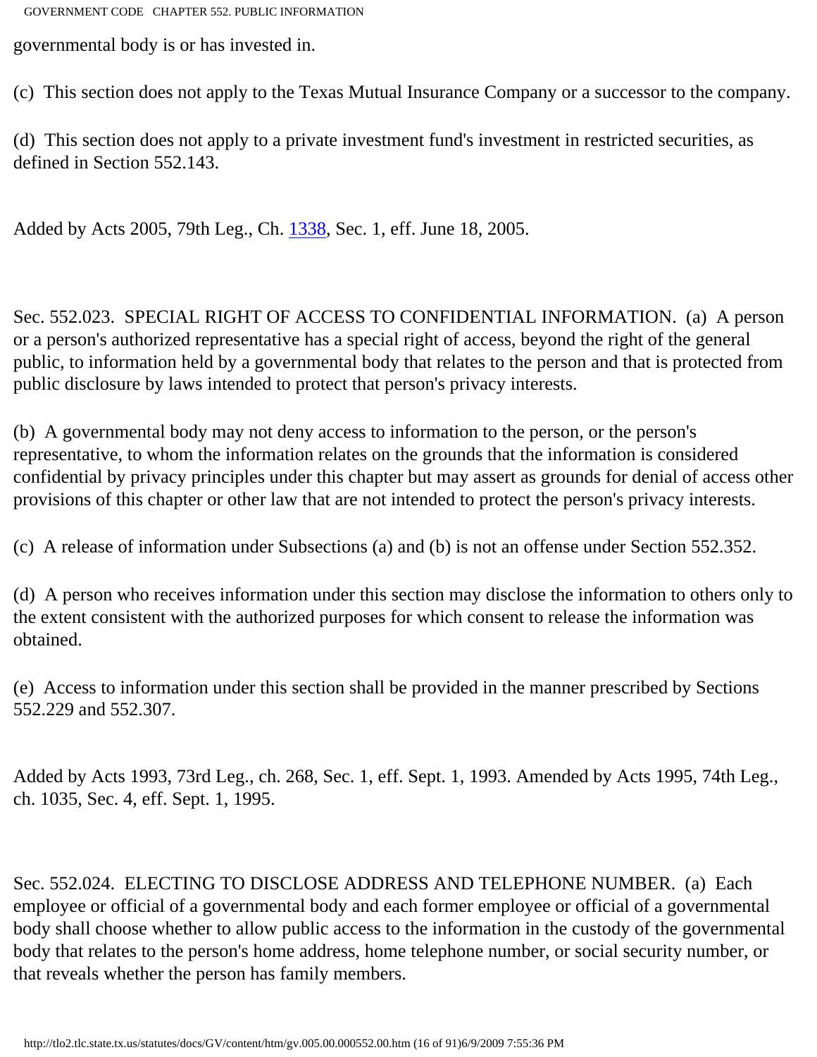governmental body is or has invested in.

(c) This section does not apply to the Texas Mutual Insurance Company or a successor to the company.

(d) This section does not apply to a private investment fund's investment in restricted securities, as defined in Section 552.143.

Added by Acts 2005, 79th Leg., Ch. 1338, Sec. 1, eff. June 18, 2005.

Sec. 552.023. SPECIAL RIGHT OF ACCESS TO CONFIDENTIAL INFORMATION. (a) A person or a person's authorized representative has a special right of access, beyond the right of the general public, to information held by a governmental body that relates to the person and that is protected from public disclosure by laws intended to protect that person's privacy interests.

(b) A governmental body may not deny access to information to the person, or the person's representative, to whom the information relates on the grounds that the information is considered confidential by privacy principles under this chapter but may assert as grounds for denial of access other provisions of this chapter or other law that are not intended to protect the person's privacy interests.

(c) A release of information under Subsections (a) and (b) is not an offense under Section 552.352.

(d) A person who receives information under this section may disclose the information to others only to the extent consistent with the authorized purposes for which consent to release the information was obtained.

(e) Access to information under this section shall be provided in the manner prescribed by Sections 552.229 and 552.307.

Added by Acts 1993, 73rd Leg., ch. 268, Sec. 1, eff. Sept. 1, 1993. Amended by Acts 1995, 74th Leg., ch. 1035, Sec. 4, eff. Sept. 1, 1995.

Sec. 552.024. ELECTING TO DISCLOSE ADDRESS AND TELEPHONE NUMBER. (a) Each employee or official of a governmental body and each former employee or official of a governmental body shall choose whether to allow public access to the information in the custody of the governmental body that relates to the person's home address, home telephone number, or social security number, or that reveals whether the person has family members.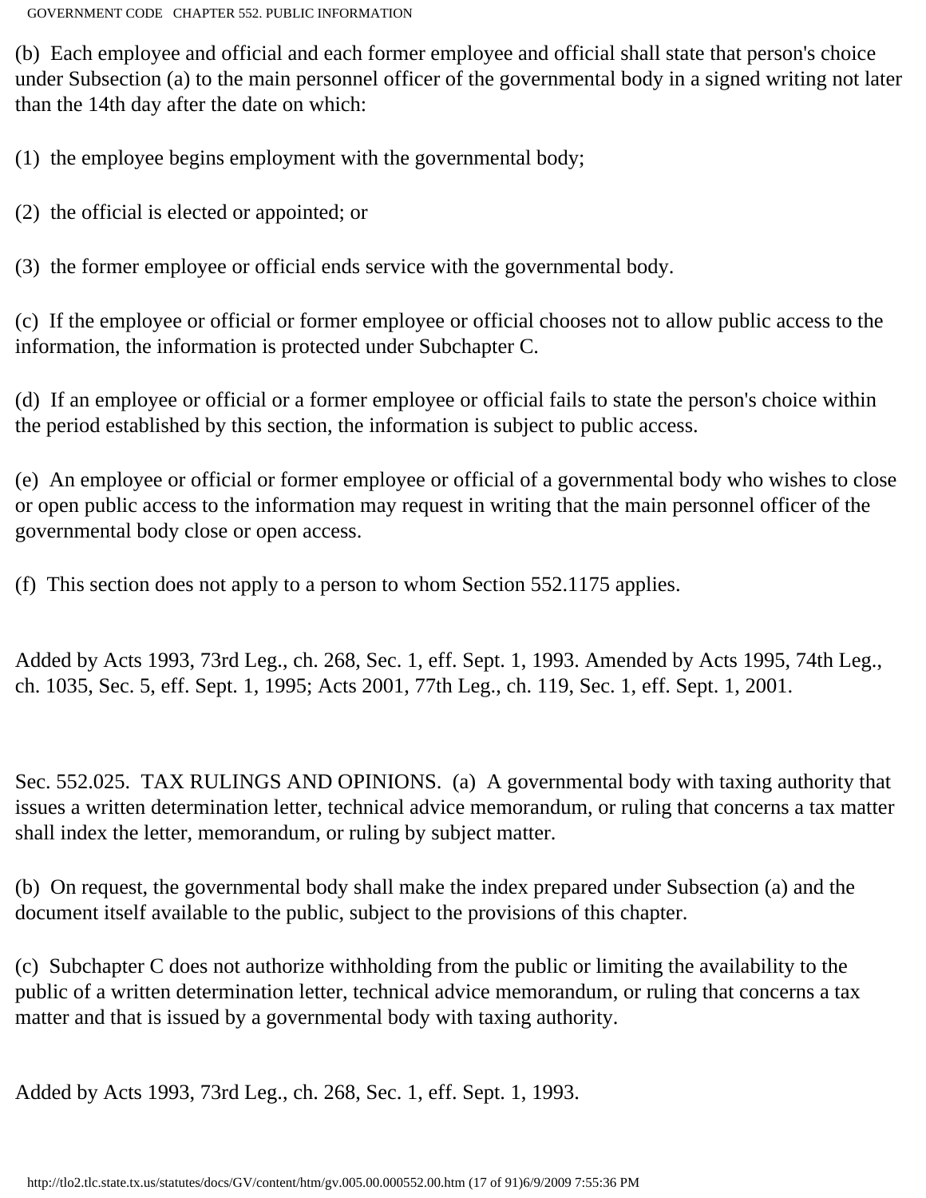(b) Each employee and official and each former employee and official shall state that person's choice under Subsection (a) to the main personnel officer of the governmental body in a signed writing not later than the 14th day after the date on which:

(1) the employee begins employment with the governmental body;

(2) the official is elected or appointed; or

(3) the former employee or official ends service with the governmental body.

(c) If the employee or official or former employee or official chooses not to allow public access to the information, the information is protected under Subchapter C.

(d) If an employee or official or a former employee or official fails to state the person's choice within the period established by this section, the information is subject to public access.

(e) An employee or official or former employee or official of a governmental body who wishes to close or open public access to the information may request in writing that the main personnel officer of the governmental body close or open access.

(f) This section does not apply to a person to whom Section 552.1175 applies.

Added by Acts 1993, 73rd Leg., ch. 268, Sec. 1, eff. Sept. 1, 1993. Amended by Acts 1995, 74th Leg., ch. 1035, Sec. 5, eff. Sept. 1, 1995; Acts 2001, 77th Leg., ch. 119, Sec. 1, eff. Sept. 1, 2001.

Sec. 552.025. TAX RULINGS AND OPINIONS. (a) A governmental body with taxing authority that issues a written determination letter, technical advice memorandum, or ruling that concerns a tax matter shall index the letter, memorandum, or ruling by subject matter.

(b) On request, the governmental body shall make the index prepared under Subsection (a) and the document itself available to the public, subject to the provisions of this chapter.

(c) Subchapter C does not authorize withholding from the public or limiting the availability to the public of a written determination letter, technical advice memorandum, or ruling that concerns a tax matter and that is issued by a governmental body with taxing authority.

Added by Acts 1993, 73rd Leg., ch. 268, Sec. 1, eff. Sept. 1, 1993.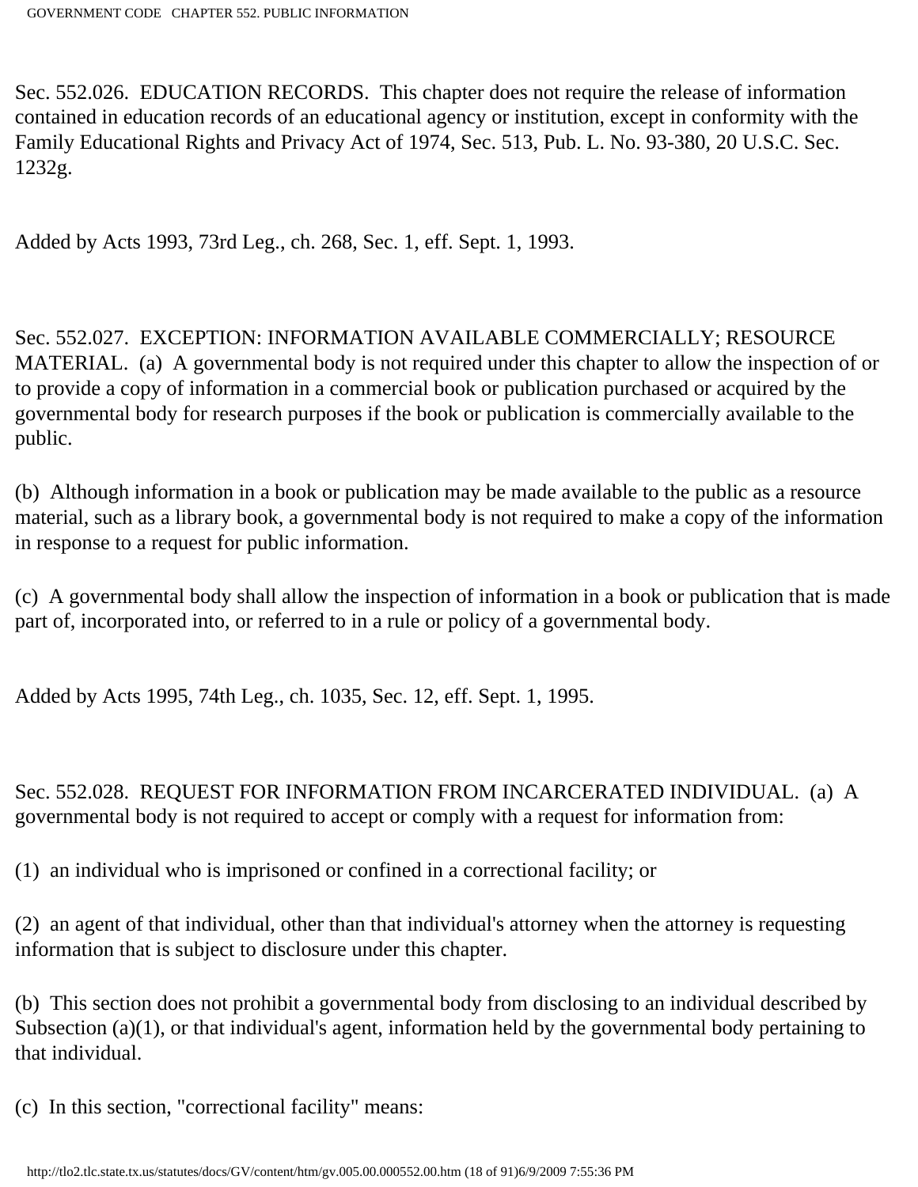Sec. 552.026. EDUCATION RECORDS. This chapter does not require the release of information contained in education records of an educational agency or institution, except in conformity with the Family Educational Rights and Privacy Act of 1974, Sec. 513, Pub. L. No. 93-380, 20 U.S.C. Sec. 1232g.

Added by Acts 1993, 73rd Leg., ch. 268, Sec. 1, eff. Sept. 1, 1993.

Sec. 552.027. EXCEPTION: INFORMATION AVAILABLE COMMERCIALLY; RESOURCE MATERIAL. (a) A governmental body is not required under this chapter to allow the inspection of or to provide a copy of information in a commercial book or publication purchased or acquired by the governmental body for research purposes if the book or publication is commercially available to the public.

(b) Although information in a book or publication may be made available to the public as a resource material, such as a library book, a governmental body is not required to make a copy of the information in response to a request for public information.

(c) A governmental body shall allow the inspection of information in a book or publication that is made part of, incorporated into, or referred to in a rule or policy of a governmental body.

Added by Acts 1995, 74th Leg., ch. 1035, Sec. 12, eff. Sept. 1, 1995.

Sec. 552.028. REQUEST FOR INFORMATION FROM INCARCERATED INDIVIDUAL. (a) A governmental body is not required to accept or comply with a request for information from:

(1) an individual who is imprisoned or confined in a correctional facility; or

(2) an agent of that individual, other than that individual's attorney when the attorney is requesting information that is subject to disclosure under this chapter.

(b) This section does not prohibit a governmental body from disclosing to an individual described by Subsection (a)(1), or that individual's agent, information held by the governmental body pertaining to that individual.

(c) In this section, "correctional facility" means: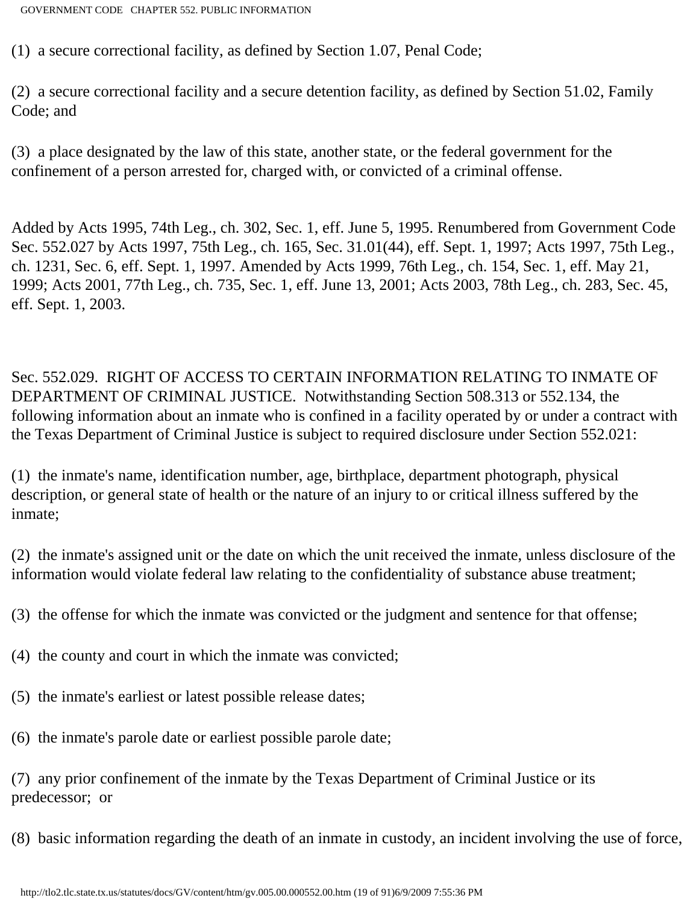(1) a secure correctional facility, as defined by Section 1.07, Penal Code;

(2) a secure correctional facility and a secure detention facility, as defined by Section 51.02, Family Code; and

(3) a place designated by the law of this state, another state, or the federal government for the confinement of a person arrested for, charged with, or convicted of a criminal offense.

Added by Acts 1995, 74th Leg., ch. 302, Sec. 1, eff. June 5, 1995. Renumbered from Government Code Sec. 552.027 by Acts 1997, 75th Leg., ch. 165, Sec. 31.01(44), eff. Sept. 1, 1997; Acts 1997, 75th Leg., ch. 1231, Sec. 6, eff. Sept. 1, 1997. Amended by Acts 1999, 76th Leg., ch. 154, Sec. 1, eff. May 21, 1999; Acts 2001, 77th Leg., ch. 735, Sec. 1, eff. June 13, 2001; Acts 2003, 78th Leg., ch. 283, Sec. 45, eff. Sept. 1, 2003.

Sec. 552.029. RIGHT OF ACCESS TO CERTAIN INFORMATION RELATING TO INMATE OF DEPARTMENT OF CRIMINAL JUSTICE. Notwithstanding Section 508.313 or 552.134, the following information about an inmate who is confined in a facility operated by or under a contract with the Texas Department of Criminal Justice is subject to required disclosure under Section 552.021:

(1) the inmate's name, identification number, age, birthplace, department photograph, physical description, or general state of health or the nature of an injury to or critical illness suffered by the inmate;

(2) the inmate's assigned unit or the date on which the unit received the inmate, unless disclosure of the information would violate federal law relating to the confidentiality of substance abuse treatment;

(3) the offense for which the inmate was convicted or the judgment and sentence for that offense;

(4) the county and court in which the inmate was convicted;

(5) the inmate's earliest or latest possible release dates;

(6) the inmate's parole date or earliest possible parole date;

(7) any prior confinement of the inmate by the Texas Department of Criminal Justice or its predecessor; or

(8) basic information regarding the death of an inmate in custody, an incident involving the use of force,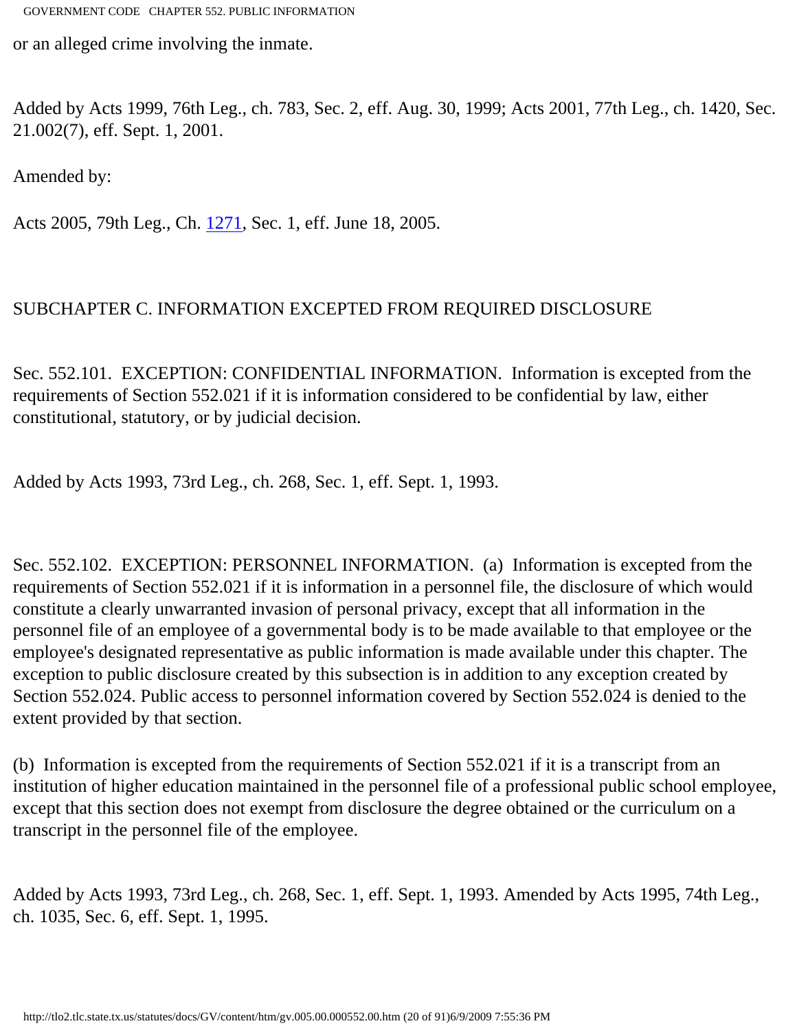or an alleged crime involving the inmate.

Added by Acts 1999, 76th Leg., ch. 783, Sec. 2, eff. Aug. 30, 1999; Acts 2001, 77th Leg., ch. 1420, Sec. 21.002(7), eff. Sept. 1, 2001.

Amended by:

Acts 2005, 79th Leg., Ch. 1271, Sec. 1, eff. June 18, 2005.

## SUBCHAPTER C. INFORMATION EXCEPTED FROM REQUIRED DISCLOSURE

Sec. 552.101. EXCEPTION: CONFIDENTIAL INFORMATION. Information is excepted from the requirements of Section 552.021 if it is information considered to be confidential by law, either constitutional, statutory, or by judicial decision.

Added by Acts 1993, 73rd Leg., ch. 268, Sec. 1, eff. Sept. 1, 1993.

Sec. 552.102. EXCEPTION: PERSONNEL INFORMATION. (a) Information is excepted from the requirements of Section 552.021 if it is information in a personnel file, the disclosure of which would constitute a clearly unwarranted invasion of personal privacy, except that all information in the personnel file of an employee of a governmental body is to be made available to that employee or the employee's designated representative as public information is made available under this chapter. The exception to public disclosure created by this subsection is in addition to any exception created by Section 552.024. Public access to personnel information covered by Section 552.024 is denied to the extent provided by that section.

(b) Information is excepted from the requirements of Section 552.021 if it is a transcript from an institution of higher education maintained in the personnel file of a professional public school employee, except that this section does not exempt from disclosure the degree obtained or the curriculum on a transcript in the personnel file of the employee.

Added by Acts 1993, 73rd Leg., ch. 268, Sec. 1, eff. Sept. 1, 1993. Amended by Acts 1995, 74th Leg., ch. 1035, Sec. 6, eff. Sept. 1, 1995.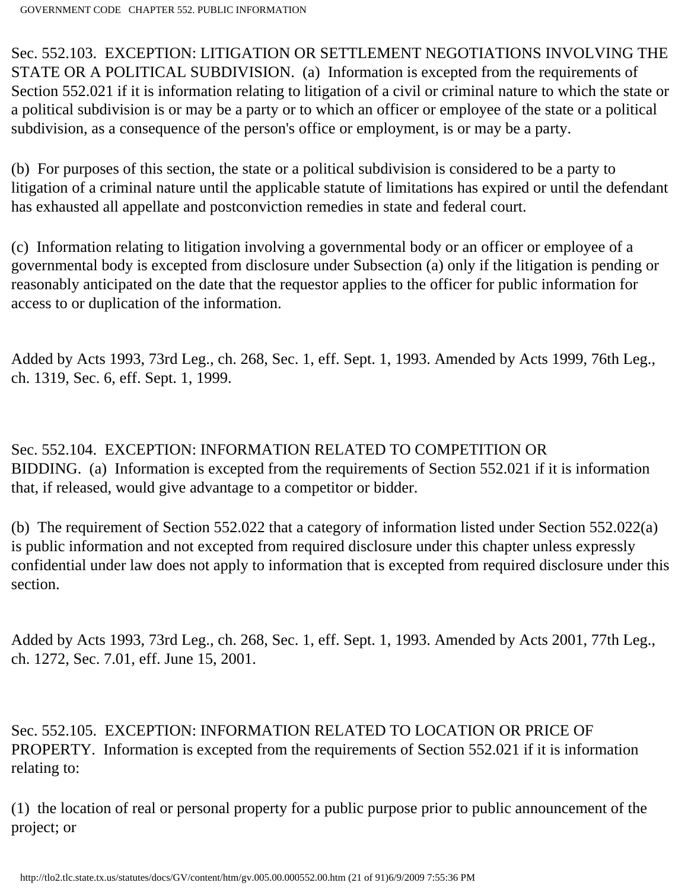Sec. 552.103. EXCEPTION: LITIGATION OR SETTLEMENT NEGOTIATIONS INVOLVING THE STATE OR A POLITICAL SUBDIVISION. (a) Information is excepted from the requirements of Section 552.021 if it is information relating to litigation of a civil or criminal nature to which the state or a political subdivision is or may be a party or to which an officer or employee of the state or a political subdivision, as a consequence of the person's office or employment, is or may be a party.

(b) For purposes of this section, the state or a political subdivision is considered to be a party to litigation of a criminal nature until the applicable statute of limitations has expired or until the defendant has exhausted all appellate and postconviction remedies in state and federal court.

(c) Information relating to litigation involving a governmental body or an officer or employee of a governmental body is excepted from disclosure under Subsection (a) only if the litigation is pending or reasonably anticipated on the date that the requestor applies to the officer for public information for access to or duplication of the information.

Added by Acts 1993, 73rd Leg., ch. 268, Sec. 1, eff. Sept. 1, 1993. Amended by Acts 1999, 76th Leg., ch. 1319, Sec. 6, eff. Sept. 1, 1999.

Sec. 552.104. EXCEPTION: INFORMATION RELATED TO COMPETITION OR BIDDING. (a) Information is excepted from the requirements of Section 552.021 if it is information that, if released, would give advantage to a competitor or bidder.

(b) The requirement of Section 552.022 that a category of information listed under Section 552.022(a) is public information and not excepted from required disclosure under this chapter unless expressly confidential under law does not apply to information that is excepted from required disclosure under this section.

Added by Acts 1993, 73rd Leg., ch. 268, Sec. 1, eff. Sept. 1, 1993. Amended by Acts 2001, 77th Leg., ch. 1272, Sec. 7.01, eff. June 15, 2001.

Sec. 552.105. EXCEPTION: INFORMATION RELATED TO LOCATION OR PRICE OF PROPERTY. Information is excepted from the requirements of Section 552.021 if it is information relating to:

(1) the location of real or personal property for a public purpose prior to public announcement of the project; or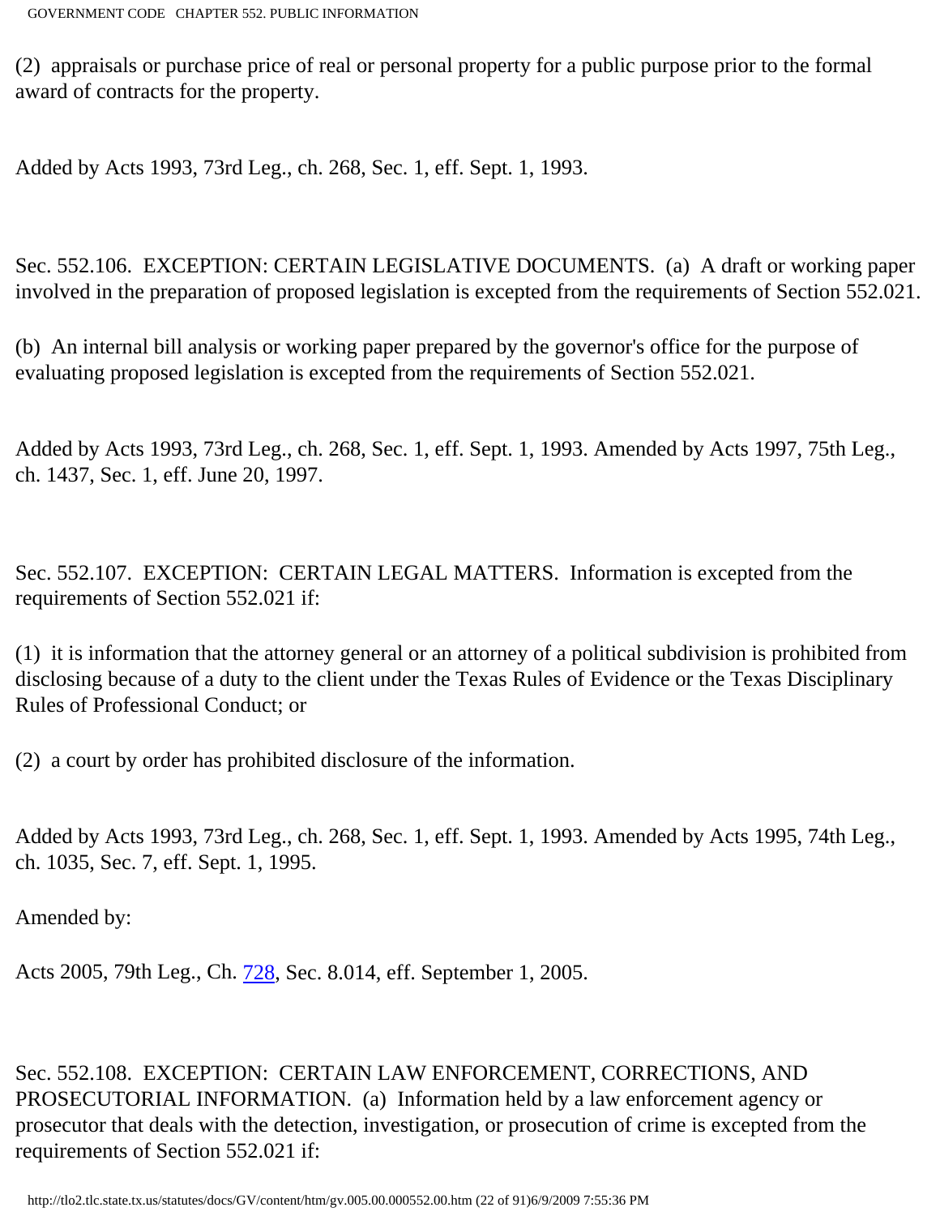(2) appraisals or purchase price of real or personal property for a public purpose prior to the formal award of contracts for the property.

Added by Acts 1993, 73rd Leg., ch. 268, Sec. 1, eff. Sept. 1, 1993.

Sec. 552.106. EXCEPTION: CERTAIN LEGISLATIVE DOCUMENTS. (a) A draft or working paper involved in the preparation of proposed legislation is excepted from the requirements of Section 552.021.

(b) An internal bill analysis or working paper prepared by the governor's office for the purpose of evaluating proposed legislation is excepted from the requirements of Section 552.021.

Added by Acts 1993, 73rd Leg., ch. 268, Sec. 1, eff. Sept. 1, 1993. Amended by Acts 1997, 75th Leg., ch. 1437, Sec. 1, eff. June 20, 1997.

Sec. 552.107. EXCEPTION: CERTAIN LEGAL MATTERS. Information is excepted from the requirements of Section 552.021 if:

(1) it is information that the attorney general or an attorney of a political subdivision is prohibited from disclosing because of a duty to the client under the Texas Rules of Evidence or the Texas Disciplinary Rules of Professional Conduct; or

(2) a court by order has prohibited disclosure of the information.

Added by Acts 1993, 73rd Leg., ch. 268, Sec. 1, eff. Sept. 1, 1993. Amended by Acts 1995, 74th Leg., ch. 1035, Sec. 7, eff. Sept. 1, 1995.

Amended by:

Acts 2005, 79th Leg., Ch. 728, Sec. 8.014, eff. September 1, 2005.

Sec. 552.108. EXCEPTION: CERTAIN LAW ENFORCEMENT, CORRECTIONS, AND PROSECUTORIAL INFORMATION. (a) Information held by a law enforcement agency or prosecutor that deals with the detection, investigation, or prosecution of crime is excepted from the requirements of Section 552.021 if: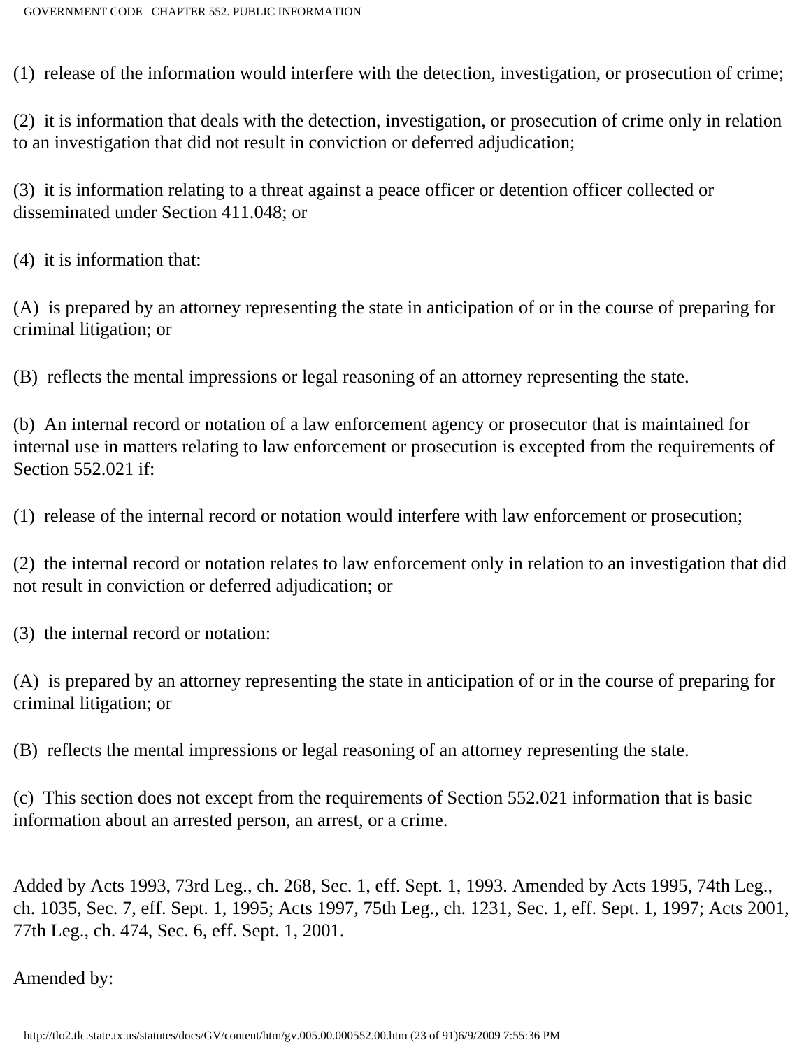(1) release of the information would interfere with the detection, investigation, or prosecution of crime;

(2) it is information that deals with the detection, investigation, or prosecution of crime only in relation to an investigation that did not result in conviction or deferred adjudication;

(3) it is information relating to a threat against a peace officer or detention officer collected or disseminated under Section 411.048; or

(4) it is information that:

(A) is prepared by an attorney representing the state in anticipation of or in the course of preparing for criminal litigation; or

(B) reflects the mental impressions or legal reasoning of an attorney representing the state.

(b) An internal record or notation of a law enforcement agency or prosecutor that is maintained for internal use in matters relating to law enforcement or prosecution is excepted from the requirements of Section 552.021 if:

(1) release of the internal record or notation would interfere with law enforcement or prosecution;

(2) the internal record or notation relates to law enforcement only in relation to an investigation that did not result in conviction or deferred adjudication; or

(3) the internal record or notation:

(A) is prepared by an attorney representing the state in anticipation of or in the course of preparing for criminal litigation; or

(B) reflects the mental impressions or legal reasoning of an attorney representing the state.

(c) This section does not except from the requirements of Section 552.021 information that is basic information about an arrested person, an arrest, or a crime.

Added by Acts 1993, 73rd Leg., ch. 268, Sec. 1, eff. Sept. 1, 1993. Amended by Acts 1995, 74th Leg., ch. 1035, Sec. 7, eff. Sept. 1, 1995; Acts 1997, 75th Leg., ch. 1231, Sec. 1, eff. Sept. 1, 1997; Acts 2001, 77th Leg., ch. 474, Sec. 6, eff. Sept. 1, 2001.

Amended by: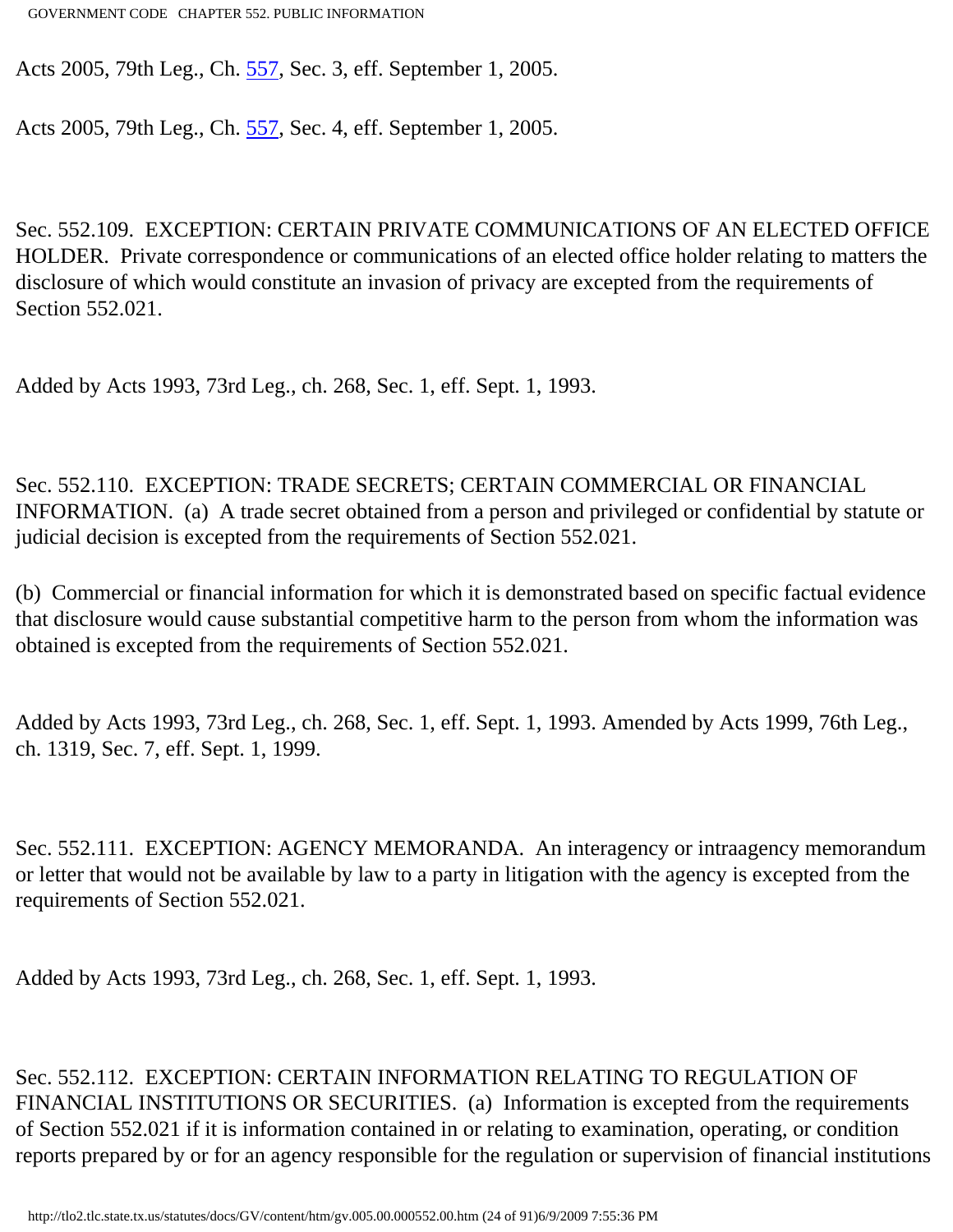Acts 2005, 79th Leg., Ch. 557, Sec. 3, eff. September 1, 2005.

Acts 2005, 79th Leg., Ch. 557, Sec. 4, eff. September 1, 2005.

Sec. 552.109. EXCEPTION: CERTAIN PRIVATE COMMUNICATIONS OF AN ELECTED OFFICE HOLDER. Private correspondence or communications of an elected office holder relating to matters the disclosure of which would constitute an invasion of privacy are excepted from the requirements of Section 552.021.

Added by Acts 1993, 73rd Leg., ch. 268, Sec. 1, eff. Sept. 1, 1993.

Sec. 552.110. EXCEPTION: TRADE SECRETS; CERTAIN COMMERCIAL OR FINANCIAL INFORMATION. (a) A trade secret obtained from a person and privileged or confidential by statute or judicial decision is excepted from the requirements of Section 552.021.

(b) Commercial or financial information for which it is demonstrated based on specific factual evidence that disclosure would cause substantial competitive harm to the person from whom the information was obtained is excepted from the requirements of Section 552.021.

Added by Acts 1993, 73rd Leg., ch. 268, Sec. 1, eff. Sept. 1, 1993. Amended by Acts 1999, 76th Leg., ch. 1319, Sec. 7, eff. Sept. 1, 1999.

Sec. 552.111. EXCEPTION: AGENCY MEMORANDA. An interagency or intraagency memorandum or letter that would not be available by law to a party in litigation with the agency is excepted from the requirements of Section 552.021.

Added by Acts 1993, 73rd Leg., ch. 268, Sec. 1, eff. Sept. 1, 1993.

Sec. 552.112. EXCEPTION: CERTAIN INFORMATION RELATING TO REGULATION OF FINANCIAL INSTITUTIONS OR SECURITIES. (a) Information is excepted from the requirements of Section 552.021 if it is information contained in or relating to examination, operating, or condition reports prepared by or for an agency responsible for the regulation or supervision of financial institutions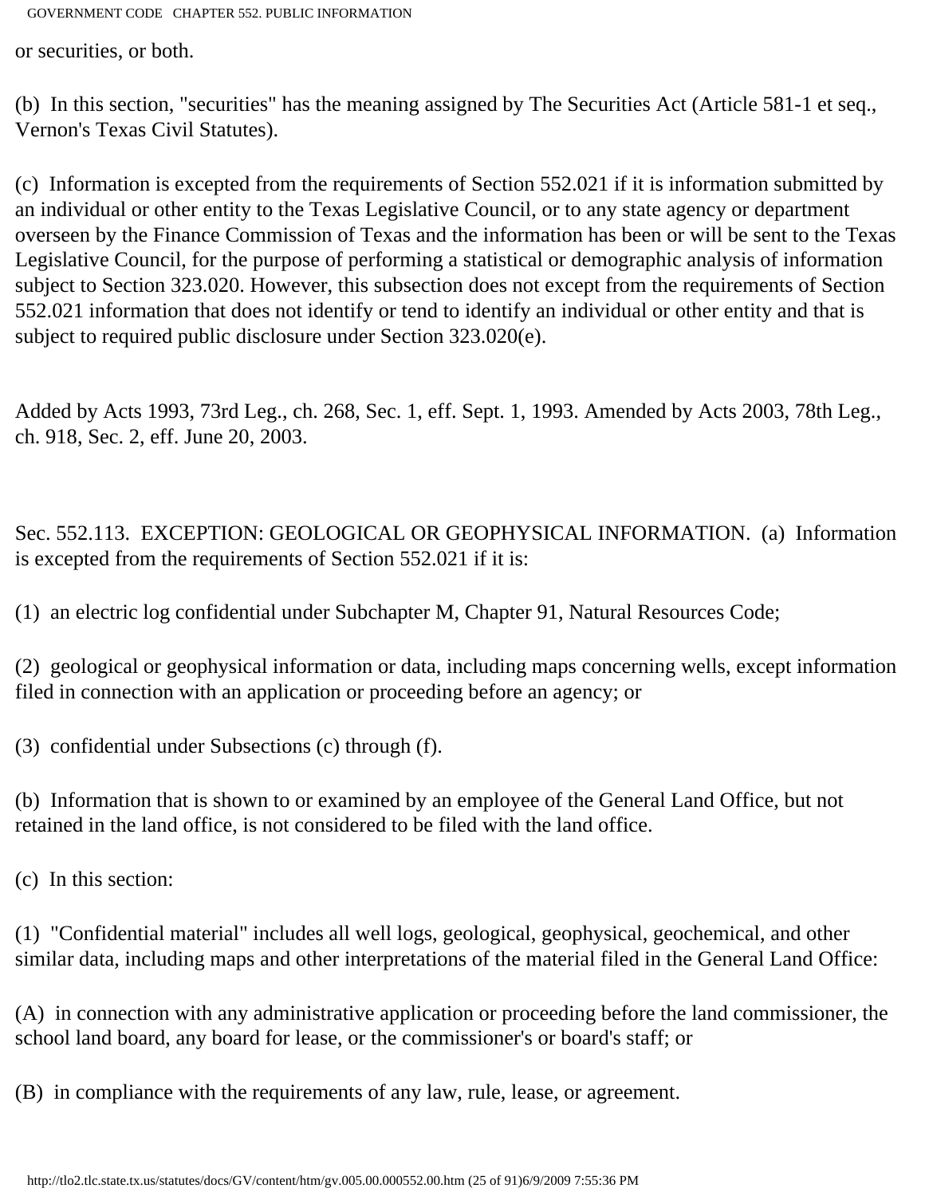or securities, or both.

(b) In this section, "securities" has the meaning assigned by The Securities Act (Article 581-1 et seq., Vernon's Texas Civil Statutes).

(c) Information is excepted from the requirements of Section 552.021 if it is information submitted by an individual or other entity to the Texas Legislative Council, or to any state agency or department overseen by the Finance Commission of Texas and the information has been or will be sent to the Texas Legislative Council, for the purpose of performing a statistical or demographic analysis of information subject to Section 323.020. However, this subsection does not except from the requirements of Section 552.021 information that does not identify or tend to identify an individual or other entity and that is subject to required public disclosure under Section 323.020(e).

Added by Acts 1993, 73rd Leg., ch. 268, Sec. 1, eff. Sept. 1, 1993. Amended by Acts 2003, 78th Leg., ch. 918, Sec. 2, eff. June 20, 2003.

Sec. 552.113. EXCEPTION: GEOLOGICAL OR GEOPHYSICAL INFORMATION. (a) Information is excepted from the requirements of Section 552.021 if it is:

(1) an electric log confidential under Subchapter M, Chapter 91, Natural Resources Code;

(2) geological or geophysical information or data, including maps concerning wells, except information filed in connection with an application or proceeding before an agency; or

(3) confidential under Subsections (c) through (f).

(b) Information that is shown to or examined by an employee of the General Land Office, but not retained in the land office, is not considered to be filed with the land office.

(c) In this section:

(1) "Confidential material" includes all well logs, geological, geophysical, geochemical, and other similar data, including maps and other interpretations of the material filed in the General Land Office:

(A) in connection with any administrative application or proceeding before the land commissioner, the school land board, any board for lease, or the commissioner's or board's staff; or

(B) in compliance with the requirements of any law, rule, lease, or agreement.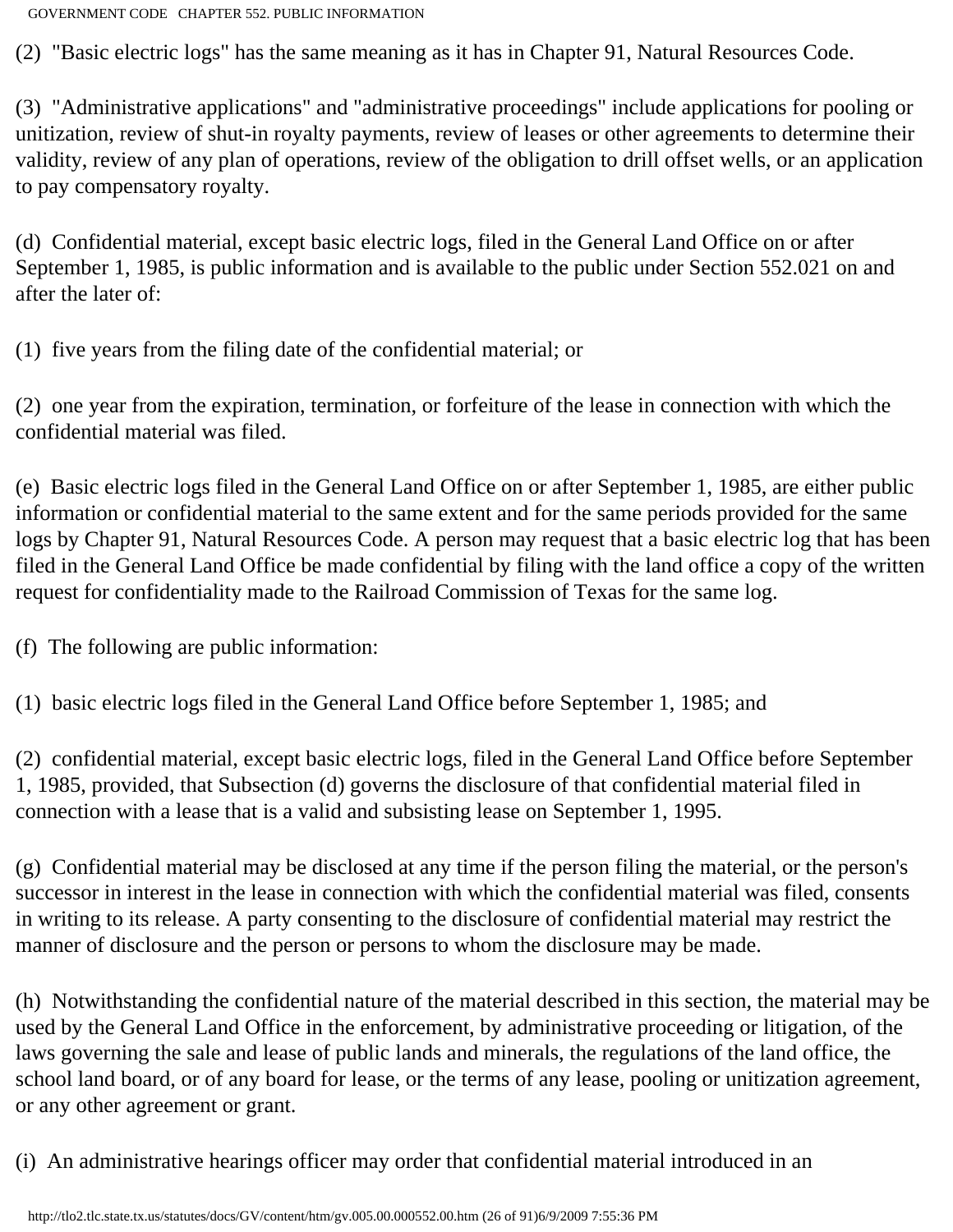(2) "Basic electric logs" has the same meaning as it has in Chapter 91, Natural Resources Code.

(3) "Administrative applications" and "administrative proceedings" include applications for pooling or unitization, review of shut-in royalty payments, review of leases or other agreements to determine their validity, review of any plan of operations, review of the obligation to drill offset wells, or an application to pay compensatory royalty.

(d) Confidential material, except basic electric logs, filed in the General Land Office on or after September 1, 1985, is public information and is available to the public under Section 552.021 on and after the later of:

(1) five years from the filing date of the confidential material; or

(2) one year from the expiration, termination, or forfeiture of the lease in connection with which the confidential material was filed.

(e) Basic electric logs filed in the General Land Office on or after September 1, 1985, are either public information or confidential material to the same extent and for the same periods provided for the same logs by Chapter 91, Natural Resources Code. A person may request that a basic electric log that has been filed in the General Land Office be made confidential by filing with the land office a copy of the written request for confidentiality made to the Railroad Commission of Texas for the same log.

(f) The following are public information:

(1) basic electric logs filed in the General Land Office before September 1, 1985; and

(2) confidential material, except basic electric logs, filed in the General Land Office before September 1, 1985, provided, that Subsection (d) governs the disclosure of that confidential material filed in connection with a lease that is a valid and subsisting lease on September 1, 1995.

(g) Confidential material may be disclosed at any time if the person filing the material, or the person's successor in interest in the lease in connection with which the confidential material was filed, consents in writing to its release. A party consenting to the disclosure of confidential material may restrict the manner of disclosure and the person or persons to whom the disclosure may be made.

(h) Notwithstanding the confidential nature of the material described in this section, the material may be used by the General Land Office in the enforcement, by administrative proceeding or litigation, of the laws governing the sale and lease of public lands and minerals, the regulations of the land office, the school land board, or of any board for lease, or the terms of any lease, pooling or unitization agreement, or any other agreement or grant.

(i) An administrative hearings officer may order that confidential material introduced in an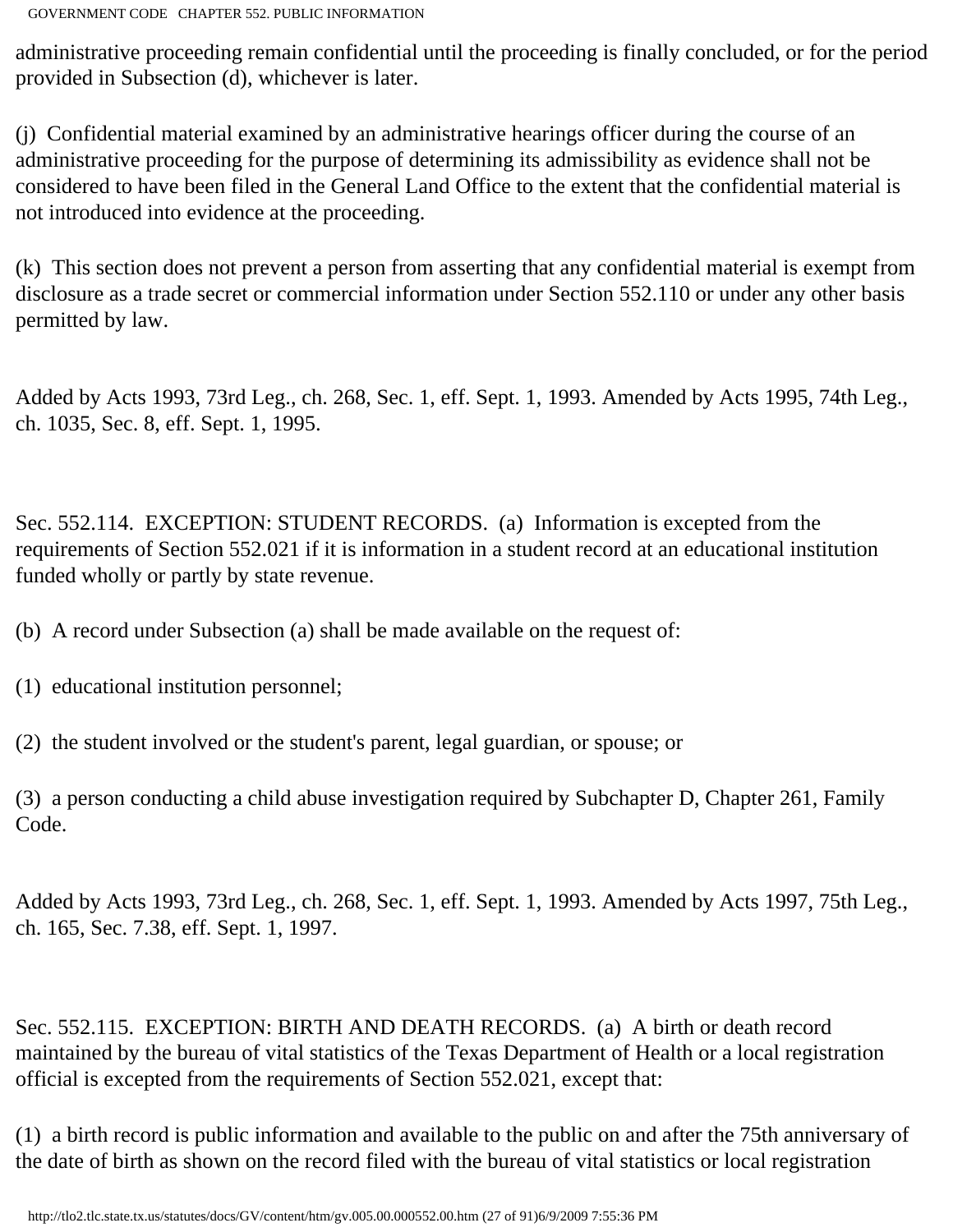administrative proceeding remain confidential until the proceeding is finally concluded, or for the period provided in Subsection (d), whichever is later.

(j) Confidential material examined by an administrative hearings officer during the course of an administrative proceeding for the purpose of determining its admissibility as evidence shall not be considered to have been filed in the General Land Office to the extent that the confidential material is not introduced into evidence at the proceeding.

(k) This section does not prevent a person from asserting that any confidential material is exempt from disclosure as a trade secret or commercial information under Section 552.110 or under any other basis permitted by law.

Added by Acts 1993, 73rd Leg., ch. 268, Sec. 1, eff. Sept. 1, 1993. Amended by Acts 1995, 74th Leg., ch. 1035, Sec. 8, eff. Sept. 1, 1995.

Sec. 552.114. EXCEPTION: STUDENT RECORDS. (a) Information is excepted from the requirements of Section 552.021 if it is information in a student record at an educational institution funded wholly or partly by state revenue.

(b) A record under Subsection (a) shall be made available on the request of:

(1) educational institution personnel;

(2) the student involved or the student's parent, legal guardian, or spouse; or

(3) a person conducting a child abuse investigation required by Subchapter D, Chapter 261, Family Code.

Added by Acts 1993, 73rd Leg., ch. 268, Sec. 1, eff. Sept. 1, 1993. Amended by Acts 1997, 75th Leg., ch. 165, Sec. 7.38, eff. Sept. 1, 1997.

Sec. 552.115. EXCEPTION: BIRTH AND DEATH RECORDS. (a) A birth or death record maintained by the bureau of vital statistics of the Texas Department of Health or a local registration official is excepted from the requirements of Section 552.021, except that:

(1) a birth record is public information and available to the public on and after the 75th anniversary of the date of birth as shown on the record filed with the bureau of vital statistics or local registration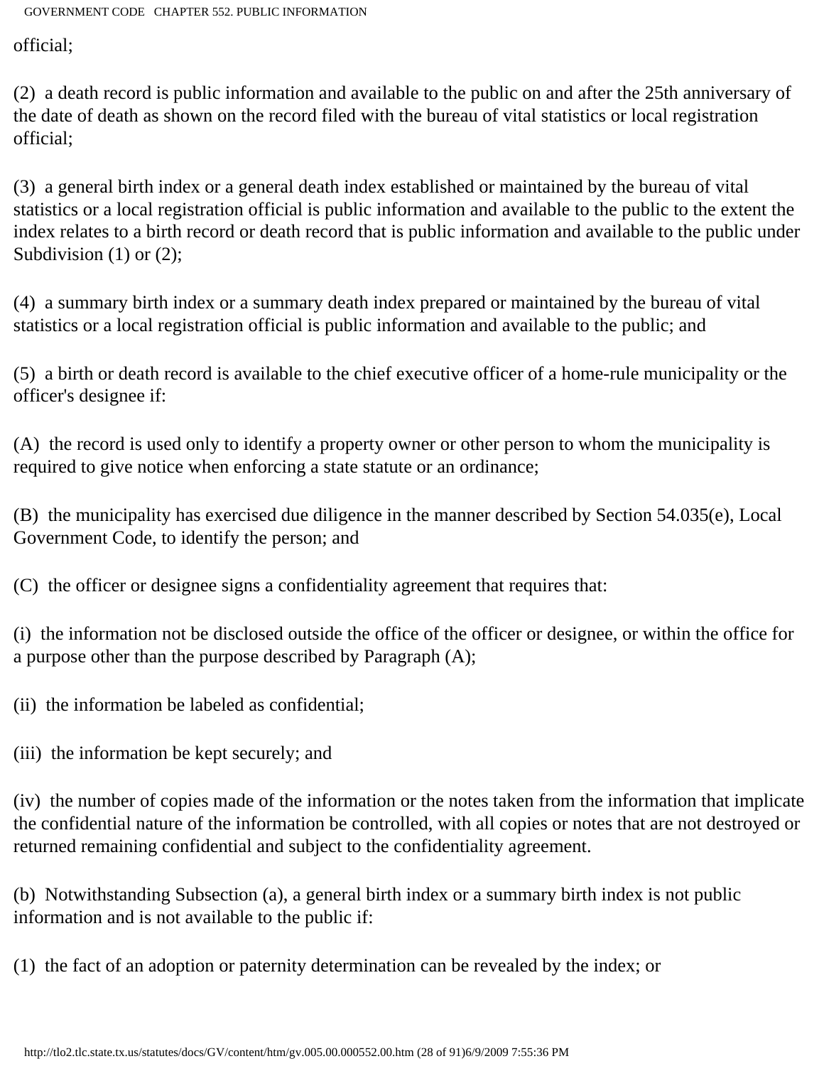official;

(2) a death record is public information and available to the public on and after the 25th anniversary of the date of death as shown on the record filed with the bureau of vital statistics or local registration official;

(3) a general birth index or a general death index established or maintained by the bureau of vital statistics or a local registration official is public information and available to the public to the extent the index relates to a birth record or death record that is public information and available to the public under Subdivision (1) or (2);

(4) a summary birth index or a summary death index prepared or maintained by the bureau of vital statistics or a local registration official is public information and available to the public; and

(5) a birth or death record is available to the chief executive officer of a home-rule municipality or the officer's designee if:

(A) the record is used only to identify a property owner or other person to whom the municipality is required to give notice when enforcing a state statute or an ordinance;

(B) the municipality has exercised due diligence in the manner described by Section 54.035(e), Local Government Code, to identify the person; and

(C) the officer or designee signs a confidentiality agreement that requires that:

(i) the information not be disclosed outside the office of the officer or designee, or within the office for a purpose other than the purpose described by Paragraph (A);

(ii) the information be labeled as confidential;

(iii) the information be kept securely; and

(iv) the number of copies made of the information or the notes taken from the information that implicate the confidential nature of the information be controlled, with all copies or notes that are not destroyed or returned remaining confidential and subject to the confidentiality agreement.

(b) Notwithstanding Subsection (a), a general birth index or a summary birth index is not public information and is not available to the public if:

(1) the fact of an adoption or paternity determination can be revealed by the index; or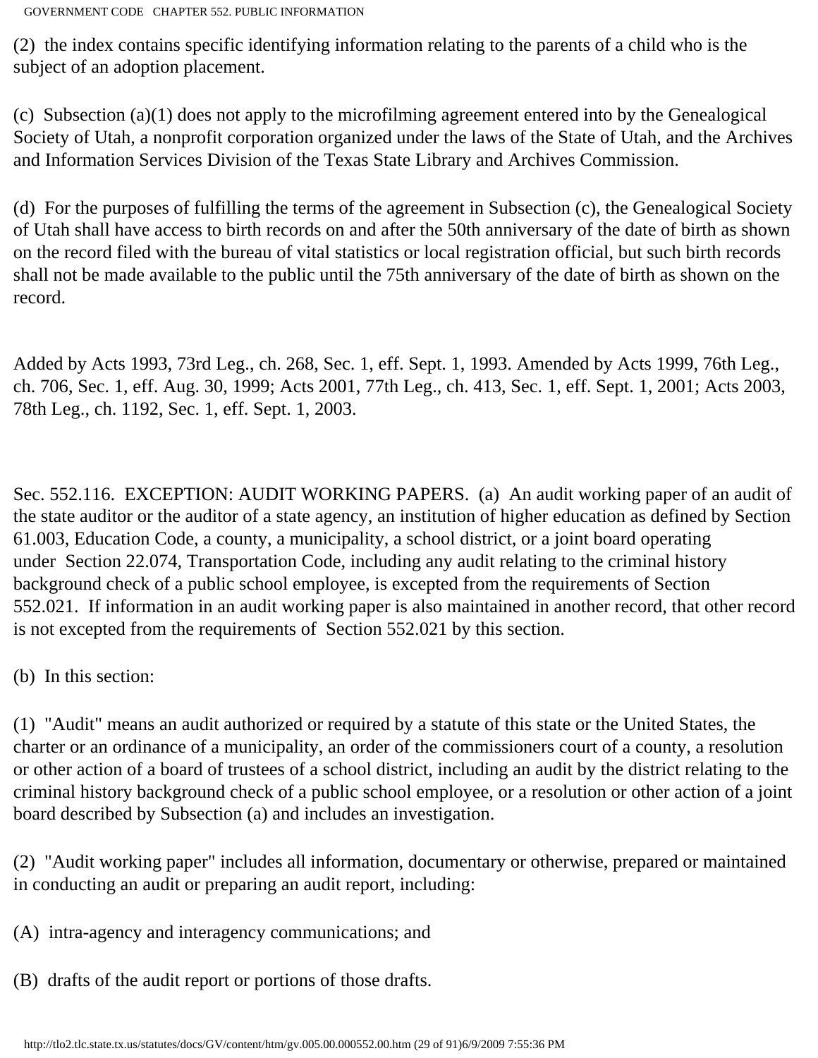(2) the index contains specific identifying information relating to the parents of a child who is the subject of an adoption placement.

(c) Subsection (a)(1) does not apply to the microfilming agreement entered into by the Genealogical Society of Utah, a nonprofit corporation organized under the laws of the State of Utah, and the Archives and Information Services Division of the Texas State Library and Archives Commission.

(d) For the purposes of fulfilling the terms of the agreement in Subsection (c), the Genealogical Society of Utah shall have access to birth records on and after the 50th anniversary of the date of birth as shown on the record filed with the bureau of vital statistics or local registration official, but such birth records shall not be made available to the public until the 75th anniversary of the date of birth as shown on the record.

Added by Acts 1993, 73rd Leg., ch. 268, Sec. 1, eff. Sept. 1, 1993. Amended by Acts 1999, 76th Leg., ch. 706, Sec. 1, eff. Aug. 30, 1999; Acts 2001, 77th Leg., ch. 413, Sec. 1, eff. Sept. 1, 2001; Acts 2003, 78th Leg., ch. 1192, Sec. 1, eff. Sept. 1, 2003.

Sec. 552.116. EXCEPTION: AUDIT WORKING PAPERS. (a) An audit working paper of an audit of the state auditor or the auditor of a state agency, an institution of higher education as defined by Section 61.003, Education Code, a county, a municipality, a school district, or a joint board operating under Section 22.074, Transportation Code, including any audit relating to the criminal history background check of a public school employee, is excepted from the requirements of Section 552.021. If information in an audit working paper is also maintained in another record, that other record is not excepted from the requirements of Section 552.021 by this section.

(b) In this section:

(1) "Audit" means an audit authorized or required by a statute of this state or the United States, the charter or an ordinance of a municipality, an order of the commissioners court of a county, a resolution or other action of a board of trustees of a school district, including an audit by the district relating to the criminal history background check of a public school employee, or a resolution or other action of a joint board described by Subsection (a) and includes an investigation.

(2) "Audit working paper" includes all information, documentary or otherwise, prepared or maintained in conducting an audit or preparing an audit report, including:

(A) intra-agency and interagency communications; and

(B) drafts of the audit report or portions of those drafts.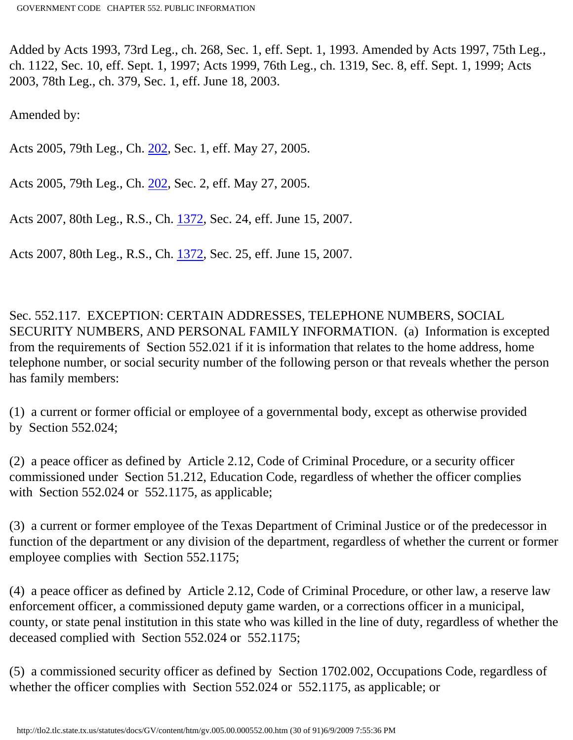Added by Acts 1993, 73rd Leg., ch. 268, Sec. 1, eff. Sept. 1, 1993. Amended by Acts 1997, 75th Leg., ch. 1122, Sec. 10, eff. Sept. 1, 1997; Acts 1999, 76th Leg., ch. 1319, Sec. 8, eff. Sept. 1, 1999; Acts 2003, 78th Leg., ch. 379, Sec. 1, eff. June 18, 2003.

Amended by:

Acts 2005, 79th Leg., Ch. 202, Sec. 1, eff. May 27, 2005.

Acts 2005, 79th Leg., Ch. 202, Sec. 2, eff. May 27, 2005.

Acts 2007, 80th Leg., R.S., Ch. 1372, Sec. 24, eff. June 15, 2007.

Acts 2007, 80th Leg., R.S., Ch. 1372, Sec. 25, eff. June 15, 2007.

Sec. 552.117. EXCEPTION: CERTAIN ADDRESSES, TELEPHONE NUMBERS, SOCIAL SECURITY NUMBERS, AND PERSONAL FAMILY INFORMATION. (a) Information is excepted from the requirements of Section 552.021 if it is information that relates to the home address, home telephone number, or social security number of the following person or that reveals whether the person has family members:

(1) a current or former official or employee of a governmental body, except as otherwise provided by Section 552.024;

(2) a peace officer as defined by Article 2.12, Code of Criminal Procedure, or a security officer commissioned under Section 51.212, Education Code, regardless of whether the officer complies with Section 552.024 or 552.1175, as applicable;

(3) a current or former employee of the Texas Department of Criminal Justice or of the predecessor in function of the department or any division of the department, regardless of whether the current or former employee complies with Section 552.1175;

(4) a peace officer as defined by Article 2.12, Code of Criminal Procedure, or other law, a reserve law enforcement officer, a commissioned deputy game warden, or a corrections officer in a municipal, county, or state penal institution in this state who was killed in the line of duty, regardless of whether the deceased complied with Section 552.024 or 552.1175;

(5) a commissioned security officer as defined by Section 1702.002, Occupations Code, regardless of whether the officer complies with Section 552.024 or 552.1175, as applicable; or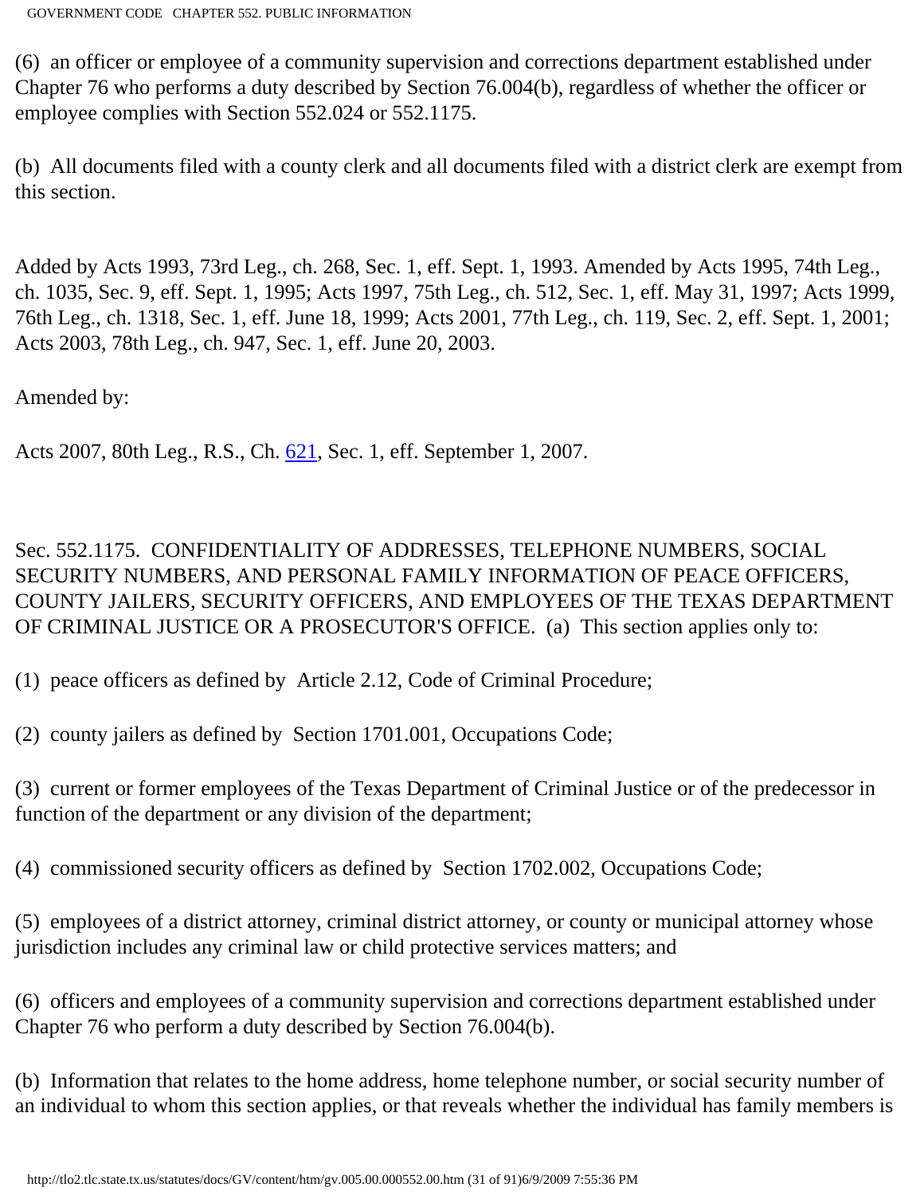(6) an officer or employee of a community supervision and corrections department established under Chapter 76 who performs a duty described by Section 76.004(b), regardless of whether the officer or employee complies with Section 552.024 or 552.1175.

(b) All documents filed with a county clerk and all documents filed with a district clerk are exempt from this section.

Added by Acts 1993, 73rd Leg., ch. 268, Sec. 1, eff. Sept. 1, 1993. Amended by Acts 1995, 74th Leg., ch. 1035, Sec. 9, eff. Sept. 1, 1995; Acts 1997, 75th Leg., ch. 512, Sec. 1, eff. May 31, 1997; Acts 1999, 76th Leg., ch. 1318, Sec. 1, eff. June 18, 1999; Acts 2001, 77th Leg., ch. 119, Sec. 2, eff. Sept. 1, 2001; Acts 2003, 78th Leg., ch. 947, Sec. 1, eff. June 20, 2003.

Amended by:

Acts 2007, 80th Leg., R.S., Ch. 621, Sec. 1, eff. September 1, 2007.

Sec. 552.1175. CONFIDENTIALITY OF ADDRESSES, TELEPHONE NUMBERS, SOCIAL SECURITY NUMBERS, AND PERSONAL FAMILY INFORMATION OF PEACE OFFICERS, COUNTY JAILERS, SECURITY OFFICERS, AND EMPLOYEES OF THE TEXAS DEPARTMENT OF CRIMINAL JUSTICE OR A PROSECUTOR'S OFFICE. (a) This section applies only to:

(1) peace officers as defined by Article 2.12, Code of Criminal Procedure;

(2) county jailers as defined by Section 1701.001, Occupations Code;

(3) current or former employees of the Texas Department of Criminal Justice or of the predecessor in function of the department or any division of the department;

(4) commissioned security officers as defined by Section 1702.002, Occupations Code;

(5) employees of a district attorney, criminal district attorney, or county or municipal attorney whose jurisdiction includes any criminal law or child protective services matters; and

(6) officers and employees of a community supervision and corrections department established under Chapter 76 who perform a duty described by Section 76.004(b).

(b) Information that relates to the home address, home telephone number, or social security number of an individual to whom this section applies, or that reveals whether the individual has family members is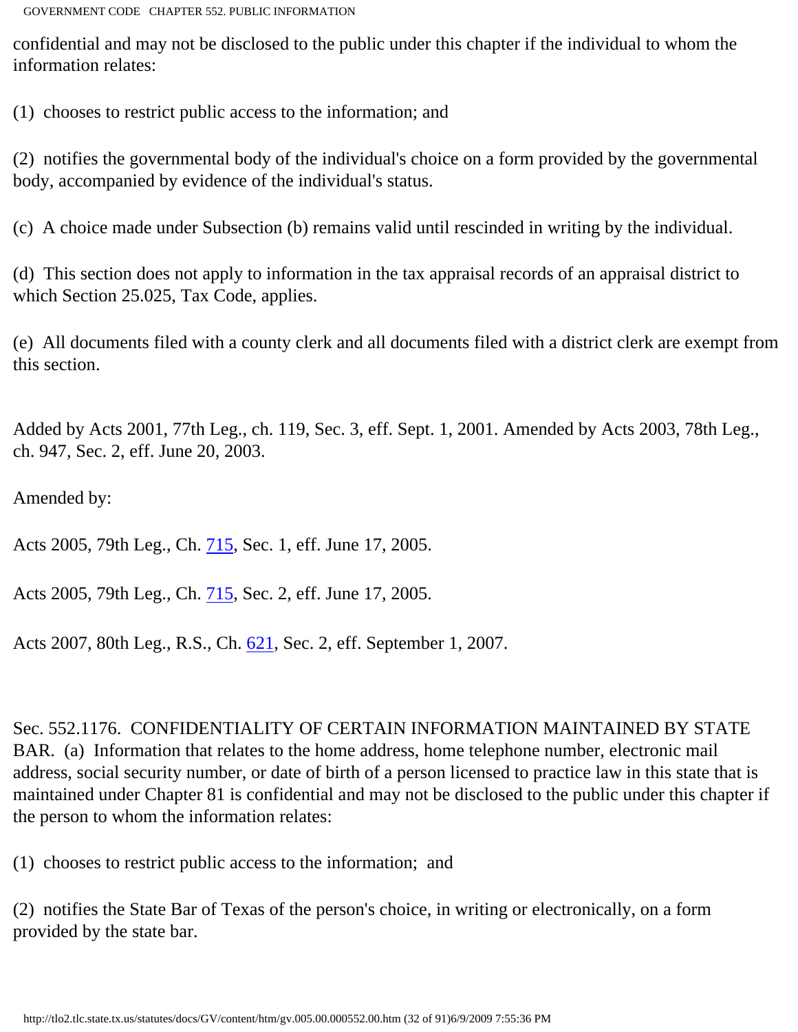confidential and may not be disclosed to the public under this chapter if the individual to whom the information relates:

(1) chooses to restrict public access to the information; and

(2) notifies the governmental body of the individual's choice on a form provided by the governmental body, accompanied by evidence of the individual's status.

(c) A choice made under Subsection (b) remains valid until rescinded in writing by the individual.

(d) This section does not apply to information in the tax appraisal records of an appraisal district to which Section 25.025, Tax Code, applies.

(e) All documents filed with a county clerk and all documents filed with a district clerk are exempt from this section.

Added by Acts 2001, 77th Leg., ch. 119, Sec. 3, eff. Sept. 1, 2001. Amended by Acts 2003, 78th Leg., ch. 947, Sec. 2, eff. June 20, 2003.

Amended by:

Acts 2005, 79th Leg., Ch. 715, Sec. 1, eff. June 17, 2005.

Acts 2005, 79th Leg., Ch. 715, Sec. 2, eff. June 17, 2005.

Acts 2007, 80th Leg., R.S., Ch. 621, Sec. 2, eff. September 1, 2007.

Sec. 552.1176. CONFIDENTIALITY OF CERTAIN INFORMATION MAINTAINED BY STATE BAR. (a) Information that relates to the home address, home telephone number, electronic mail address, social security number, or date of birth of a person licensed to practice law in this state that is maintained under Chapter 81 is confidential and may not be disclosed to the public under this chapter if the person to whom the information relates:

(1) chooses to restrict public access to the information; and

(2) notifies the State Bar of Texas of the person's choice, in writing or electronically, on a form provided by the state bar.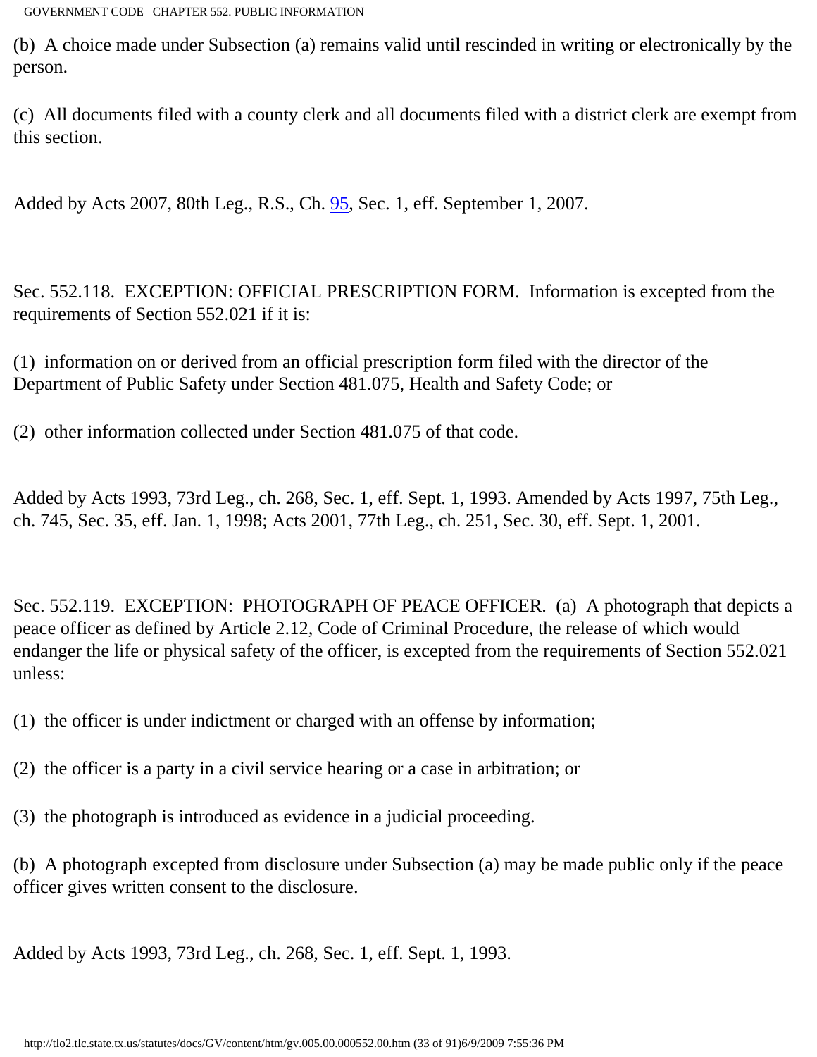(b) A choice made under Subsection (a) remains valid until rescinded in writing or electronically by the person.

(c) All documents filed with a county clerk and all documents filed with a district clerk are exempt from this section.

Added by Acts 2007, 80th Leg., R.S., Ch. 95, Sec. 1, eff. September 1, 2007.

Sec. 552.118. EXCEPTION: OFFICIAL PRESCRIPTION FORM. Information is excepted from the requirements of Section 552.021 if it is:

(1) information on or derived from an official prescription form filed with the director of the Department of Public Safety under Section 481.075, Health and Safety Code; or

(2) other information collected under Section 481.075 of that code.

Added by Acts 1993, 73rd Leg., ch. 268, Sec. 1, eff. Sept. 1, 1993. Amended by Acts 1997, 75th Leg., ch. 745, Sec. 35, eff. Jan. 1, 1998; Acts 2001, 77th Leg., ch. 251, Sec. 30, eff. Sept. 1, 2001.

Sec. 552.119. EXCEPTION: PHOTOGRAPH OF PEACE OFFICER. (a) A photograph that depicts a peace officer as defined by Article 2.12, Code of Criminal Procedure, the release of which would endanger the life or physical safety of the officer, is excepted from the requirements of Section 552.021 unless:

(1) the officer is under indictment or charged with an offense by information;

(2) the officer is a party in a civil service hearing or a case in arbitration; or

(3) the photograph is introduced as evidence in a judicial proceeding.

(b) A photograph excepted from disclosure under Subsection (a) may be made public only if the peace officer gives written consent to the disclosure.

Added by Acts 1993, 73rd Leg., ch. 268, Sec. 1, eff. Sept. 1, 1993.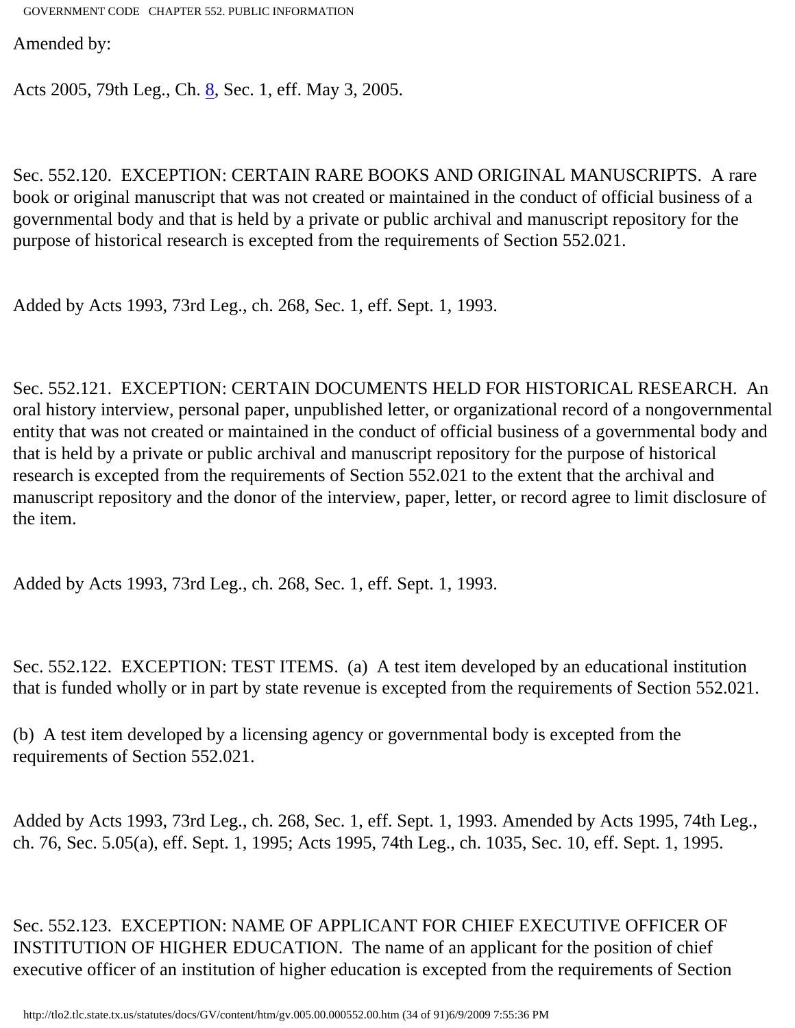Amended by:

Acts 2005, 79th Leg., Ch. 8, Sec. 1, eff. May 3, 2005.

Sec. 552.120. EXCEPTION: CERTAIN RARE BOOKS AND ORIGINAL MANUSCRIPTS. A rare book or original manuscript that was not created or maintained in the conduct of official business of a governmental body and that is held by a private or public archival and manuscript repository for the purpose of historical research is excepted from the requirements of Section 552.021.

Added by Acts 1993, 73rd Leg., ch. 268, Sec. 1, eff. Sept. 1, 1993.

Sec. 552.121. EXCEPTION: CERTAIN DOCUMENTS HELD FOR HISTORICAL RESEARCH. An oral history interview, personal paper, unpublished letter, or organizational record of a nongovernmental entity that was not created or maintained in the conduct of official business of a governmental body and that is held by a private or public archival and manuscript repository for the purpose of historical research is excepted from the requirements of Section 552.021 to the extent that the archival and manuscript repository and the donor of the interview, paper, letter, or record agree to limit disclosure of the item.

Added by Acts 1993, 73rd Leg., ch. 268, Sec. 1, eff. Sept. 1, 1993.

Sec. 552.122. EXCEPTION: TEST ITEMS. (a) A test item developed by an educational institution that is funded wholly or in part by state revenue is excepted from the requirements of Section 552.021.

(b) A test item developed by a licensing agency or governmental body is excepted from the requirements of Section 552.021.

Added by Acts 1993, 73rd Leg., ch. 268, Sec. 1, eff. Sept. 1, 1993. Amended by Acts 1995, 74th Leg., ch. 76, Sec. 5.05(a), eff. Sept. 1, 1995; Acts 1995, 74th Leg., ch. 1035, Sec. 10, eff. Sept. 1, 1995.

Sec. 552.123. EXCEPTION: NAME OF APPLICANT FOR CHIEF EXECUTIVE OFFICER OF INSTITUTION OF HIGHER EDUCATION. The name of an applicant for the position of chief executive officer of an institution of higher education is excepted from the requirements of Section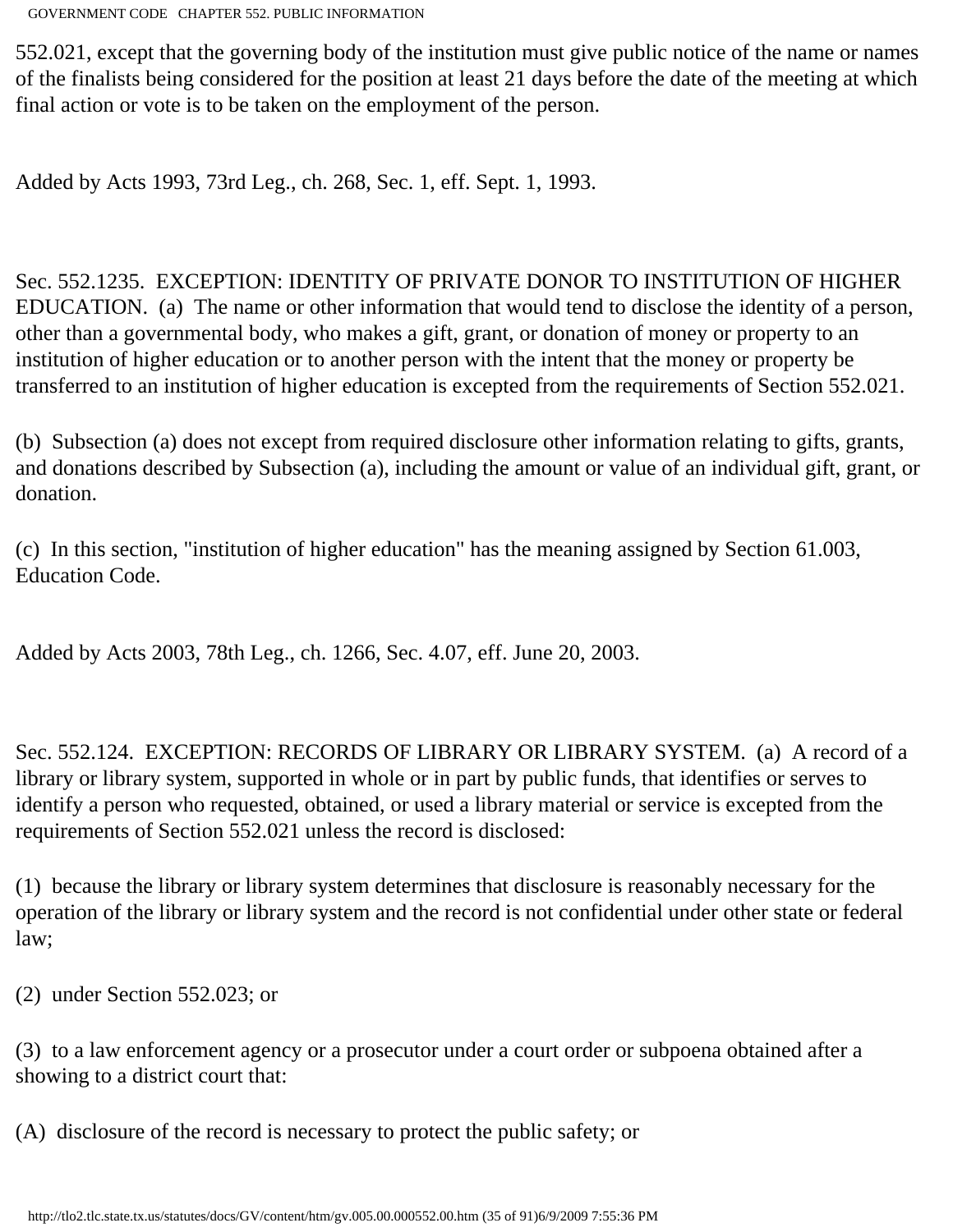552.021, except that the governing body of the institution must give public notice of the name or names of the finalists being considered for the position at least 21 days before the date of the meeting at which final action or vote is to be taken on the employment of the person.

Added by Acts 1993, 73rd Leg., ch. 268, Sec. 1, eff. Sept. 1, 1993.

Sec. 552.1235. EXCEPTION: IDENTITY OF PRIVATE DONOR TO INSTITUTION OF HIGHER EDUCATION. (a) The name or other information that would tend to disclose the identity of a person, other than a governmental body, who makes a gift, grant, or donation of money or property to an institution of higher education or to another person with the intent that the money or property be transferred to an institution of higher education is excepted from the requirements of Section 552.021.

(b) Subsection (a) does not except from required disclosure other information relating to gifts, grants, and donations described by Subsection (a), including the amount or value of an individual gift, grant, or donation.

(c) In this section, "institution of higher education" has the meaning assigned by Section 61.003, Education Code.

Added by Acts 2003, 78th Leg., ch. 1266, Sec. 4.07, eff. June 20, 2003.

Sec. 552.124. EXCEPTION: RECORDS OF LIBRARY OR LIBRARY SYSTEM. (a) A record of a library or library system, supported in whole or in part by public funds, that identifies or serves to identify a person who requested, obtained, or used a library material or service is excepted from the requirements of Section 552.021 unless the record is disclosed:

(1) because the library or library system determines that disclosure is reasonably necessary for the operation of the library or library system and the record is not confidential under other state or federal law;

(2) under Section 552.023; or

(3) to a law enforcement agency or a prosecutor under a court order or subpoena obtained after a showing to a district court that:

(A) disclosure of the record is necessary to protect the public safety; or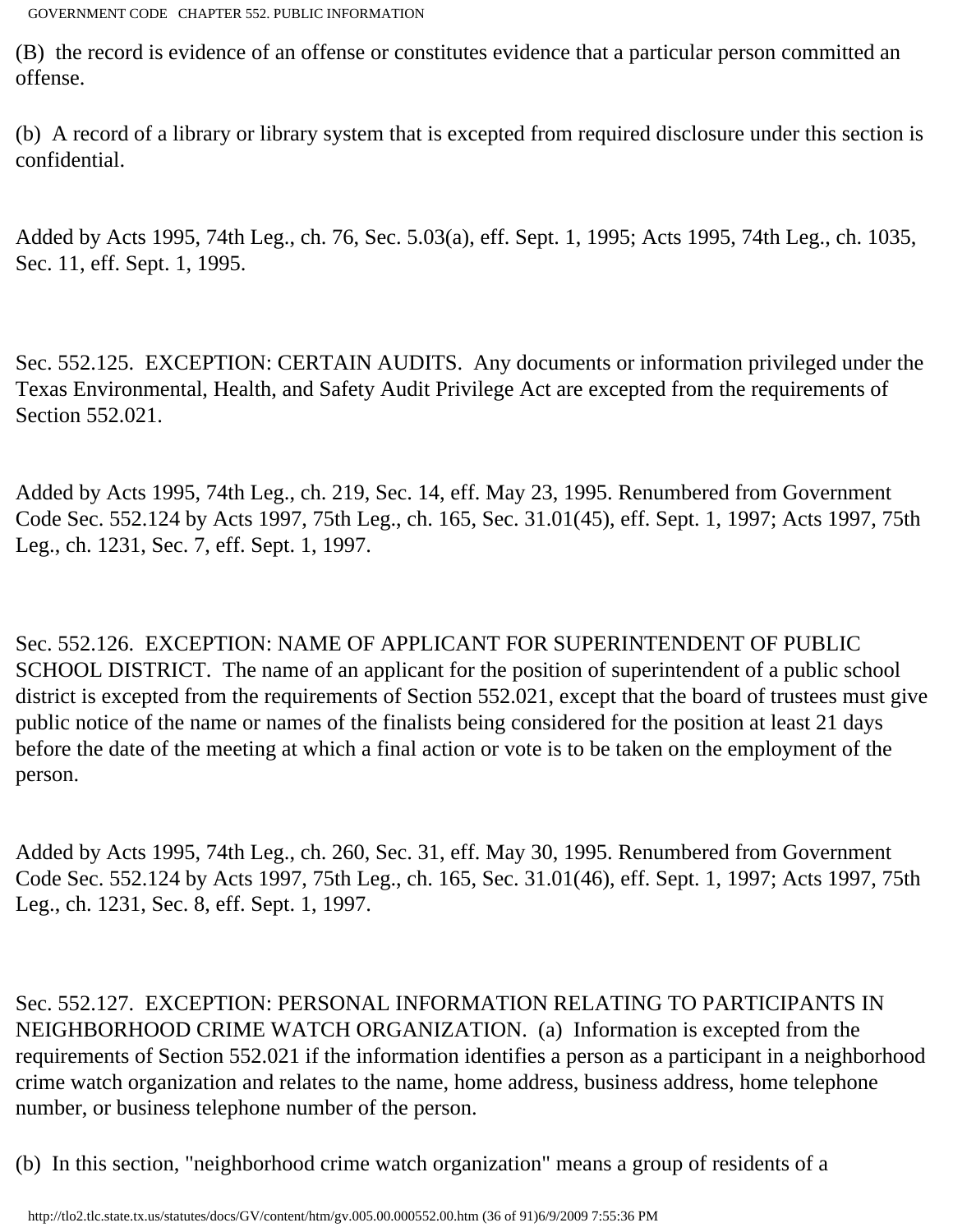(B) the record is evidence of an offense or constitutes evidence that a particular person committed an offense.

(b) A record of a library or library system that is excepted from required disclosure under this section is confidential.

Added by Acts 1995, 74th Leg., ch. 76, Sec. 5.03(a), eff. Sept. 1, 1995; Acts 1995, 74th Leg., ch. 1035, Sec. 11, eff. Sept. 1, 1995.

Sec. 552.125. EXCEPTION: CERTAIN AUDITS. Any documents or information privileged under the Texas Environmental, Health, and Safety Audit Privilege Act are excepted from the requirements of Section 552.021.

Added by Acts 1995, 74th Leg., ch. 219, Sec. 14, eff. May 23, 1995. Renumbered from Government Code Sec. 552.124 by Acts 1997, 75th Leg., ch. 165, Sec. 31.01(45), eff. Sept. 1, 1997; Acts 1997, 75th Leg., ch. 1231, Sec. 7, eff. Sept. 1, 1997.

Sec. 552.126. EXCEPTION: NAME OF APPLICANT FOR SUPERINTENDENT OF PUBLIC SCHOOL DISTRICT. The name of an applicant for the position of superintendent of a public school district is excepted from the requirements of Section 552.021, except that the board of trustees must give public notice of the name or names of the finalists being considered for the position at least 21 days before the date of the meeting at which a final action or vote is to be taken on the employment of the person.

Added by Acts 1995, 74th Leg., ch. 260, Sec. 31, eff. May 30, 1995. Renumbered from Government Code Sec. 552.124 by Acts 1997, 75th Leg., ch. 165, Sec. 31.01(46), eff. Sept. 1, 1997; Acts 1997, 75th Leg., ch. 1231, Sec. 8, eff. Sept. 1, 1997.

Sec. 552.127. EXCEPTION: PERSONAL INFORMATION RELATING TO PARTICIPANTS IN NEIGHBORHOOD CRIME WATCH ORGANIZATION. (a) Information is excepted from the requirements of Section 552.021 if the information identifies a person as a participant in a neighborhood crime watch organization and relates to the name, home address, business address, home telephone number, or business telephone number of the person.

(b) In this section, "neighborhood crime watch organization" means a group of residents of a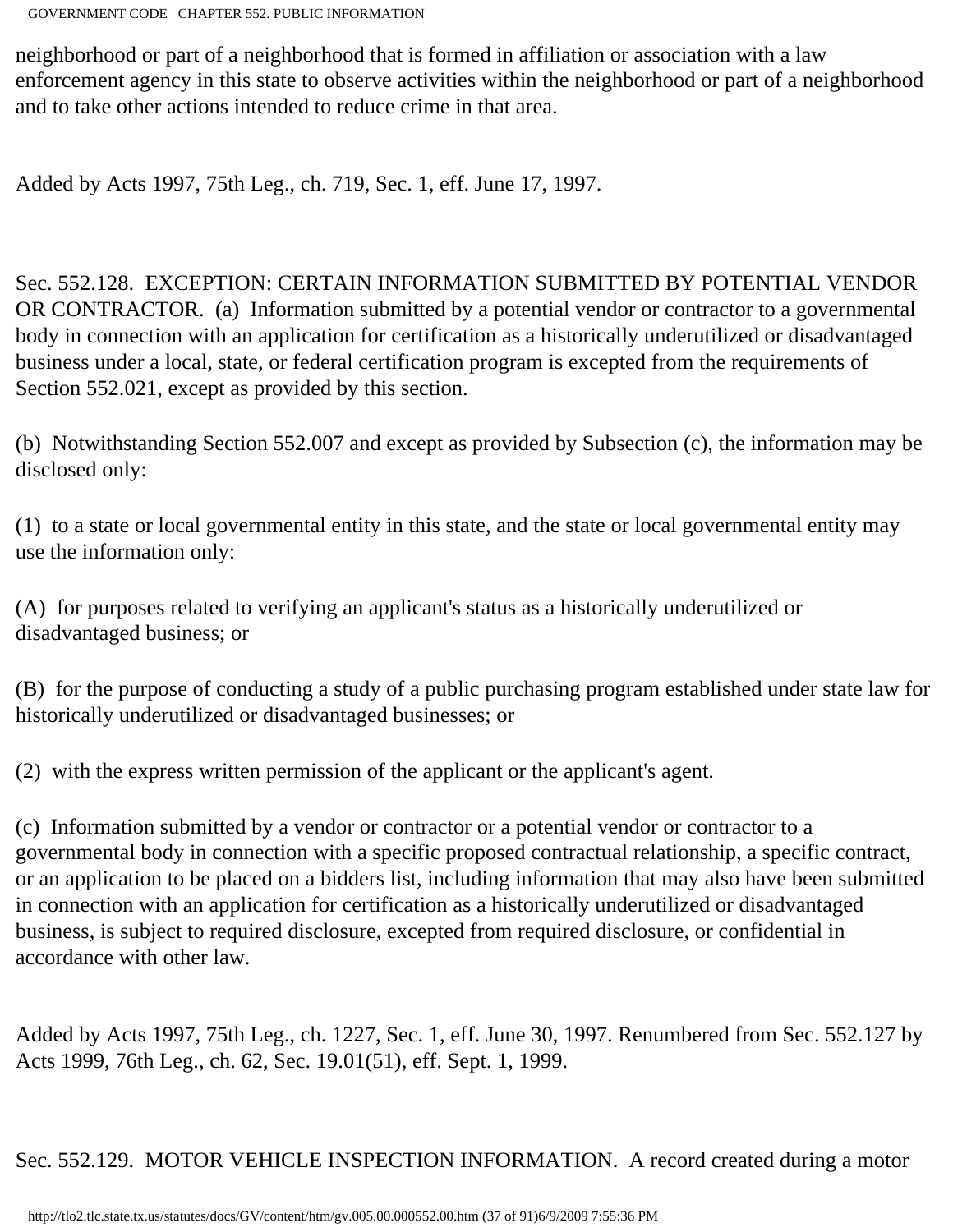neighborhood or part of a neighborhood that is formed in affiliation or association with a law enforcement agency in this state to observe activities within the neighborhood or part of a neighborhood and to take other actions intended to reduce crime in that area.

Added by Acts 1997, 75th Leg., ch. 719, Sec. 1, eff. June 17, 1997.

Sec. 552.128. EXCEPTION: CERTAIN INFORMATION SUBMITTED BY POTENTIAL VENDOR OR CONTRACTOR. (a) Information submitted by a potential vendor or contractor to a governmental body in connection with an application for certification as a historically underutilized or disadvantaged business under a local, state, or federal certification program is excepted from the requirements of Section 552.021, except as provided by this section.

(b) Notwithstanding Section 552.007 and except as provided by Subsection (c), the information may be disclosed only:

(1) to a state or local governmental entity in this state, and the state or local governmental entity may use the information only:

(A) for purposes related to verifying an applicant's status as a historically underutilized or disadvantaged business; or

(B) for the purpose of conducting a study of a public purchasing program established under state law for historically underutilized or disadvantaged businesses; or

(2) with the express written permission of the applicant or the applicant's agent.

(c) Information submitted by a vendor or contractor or a potential vendor or contractor to a governmental body in connection with a specific proposed contractual relationship, a specific contract, or an application to be placed on a bidders list, including information that may also have been submitted in connection with an application for certification as a historically underutilized or disadvantaged business, is subject to required disclosure, excepted from required disclosure, or confidential in accordance with other law.

Added by Acts 1997, 75th Leg., ch. 1227, Sec. 1, eff. June 30, 1997. Renumbered from Sec. 552.127 by Acts 1999, 76th Leg., ch. 62, Sec. 19.01(51), eff. Sept. 1, 1999.

Sec. 552.129. MOTOR VEHICLE INSPECTION INFORMATION. A record created during a motor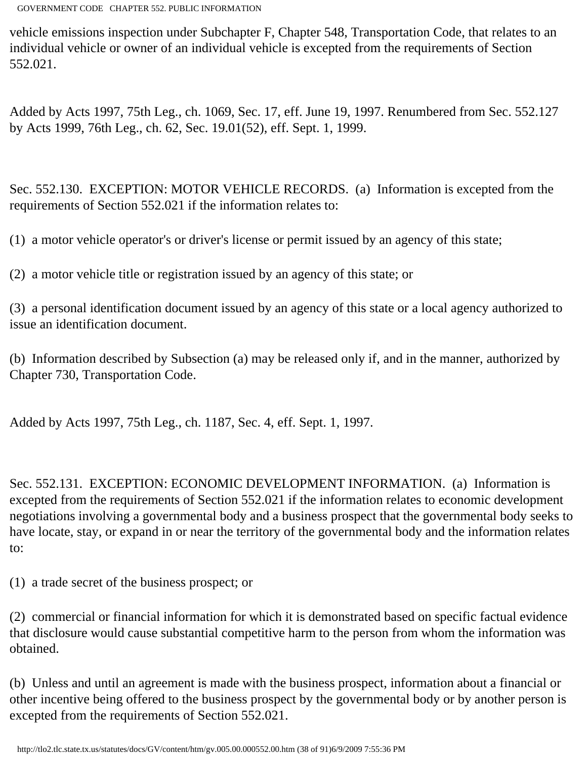vehicle emissions inspection under Subchapter F, Chapter 548, Transportation Code, that relates to an individual vehicle or owner of an individual vehicle is excepted from the requirements of Section 552.021.

Added by Acts 1997, 75th Leg., ch. 1069, Sec. 17, eff. June 19, 1997. Renumbered from Sec. 552.127 by Acts 1999, 76th Leg., ch. 62, Sec. 19.01(52), eff. Sept. 1, 1999.

Sec. 552.130. EXCEPTION: MOTOR VEHICLE RECORDS. (a) Information is excepted from the requirements of Section 552.021 if the information relates to:

(1) a motor vehicle operator's or driver's license or permit issued by an agency of this state;

(2) a motor vehicle title or registration issued by an agency of this state; or

(3) a personal identification document issued by an agency of this state or a local agency authorized to issue an identification document.

(b) Information described by Subsection (a) may be released only if, and in the manner, authorized by Chapter 730, Transportation Code.

Added by Acts 1997, 75th Leg., ch. 1187, Sec. 4, eff. Sept. 1, 1997.

Sec. 552.131. EXCEPTION: ECONOMIC DEVELOPMENT INFORMATION. (a) Information is excepted from the requirements of Section 552.021 if the information relates to economic development negotiations involving a governmental body and a business prospect that the governmental body seeks to have locate, stay, or expand in or near the territory of the governmental body and the information relates to:

(1) a trade secret of the business prospect; or

(2) commercial or financial information for which it is demonstrated based on specific factual evidence that disclosure would cause substantial competitive harm to the person from whom the information was obtained.

(b) Unless and until an agreement is made with the business prospect, information about a financial or other incentive being offered to the business prospect by the governmental body or by another person is excepted from the requirements of Section 552.021.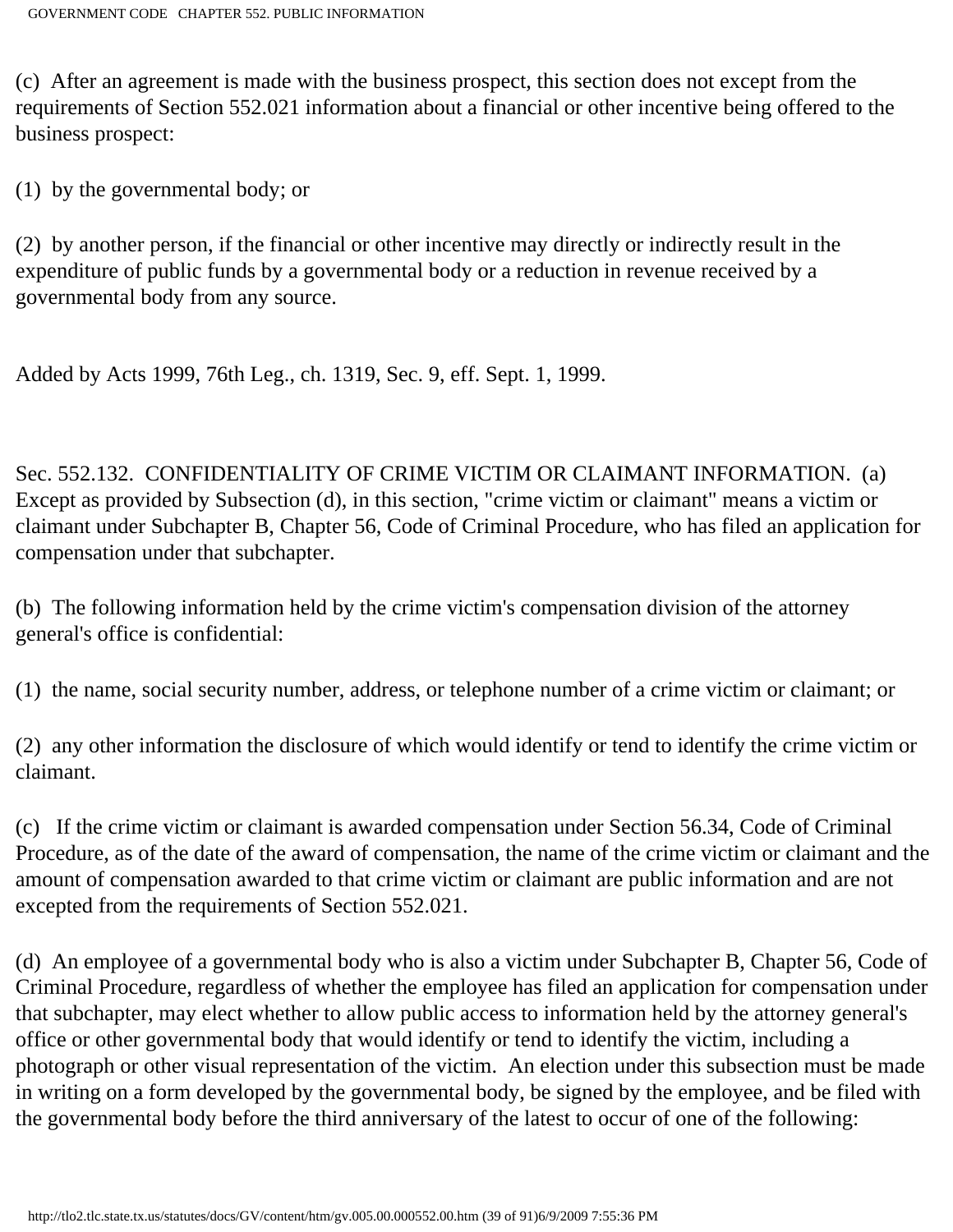(c) After an agreement is made with the business prospect, this section does not except from the requirements of Section 552.021 information about a financial or other incentive being offered to the business prospect:

(1) by the governmental body; or

(2) by another person, if the financial or other incentive may directly or indirectly result in the expenditure of public funds by a governmental body or a reduction in revenue received by a governmental body from any source.

Added by Acts 1999, 76th Leg., ch. 1319, Sec. 9, eff. Sept. 1, 1999.

Sec. 552.132. CONFIDENTIALITY OF CRIME VICTIM OR CLAIMANT INFORMATION. (a) Except as provided by Subsection (d), in this section, "crime victim or claimant" means a victim or claimant under Subchapter B, Chapter 56, Code of Criminal Procedure, who has filed an application for compensation under that subchapter.

(b) The following information held by the crime victim's compensation division of the attorney general's office is confidential:

(1) the name, social security number, address, or telephone number of a crime victim or claimant; or

(2) any other information the disclosure of which would identify or tend to identify the crime victim or claimant.

(c) If the crime victim or claimant is awarded compensation under Section 56.34, Code of Criminal Procedure, as of the date of the award of compensation, the name of the crime victim or claimant and the amount of compensation awarded to that crime victim or claimant are public information and are not excepted from the requirements of Section 552.021.

(d) An employee of a governmental body who is also a victim under Subchapter B, Chapter 56, Code of Criminal Procedure, regardless of whether the employee has filed an application for compensation under that subchapter, may elect whether to allow public access to information held by the attorney general's office or other governmental body that would identify or tend to identify the victim, including a photograph or other visual representation of the victim. An election under this subsection must be made in writing on a form developed by the governmental body, be signed by the employee, and be filed with the governmental body before the third anniversary of the latest to occur of one of the following: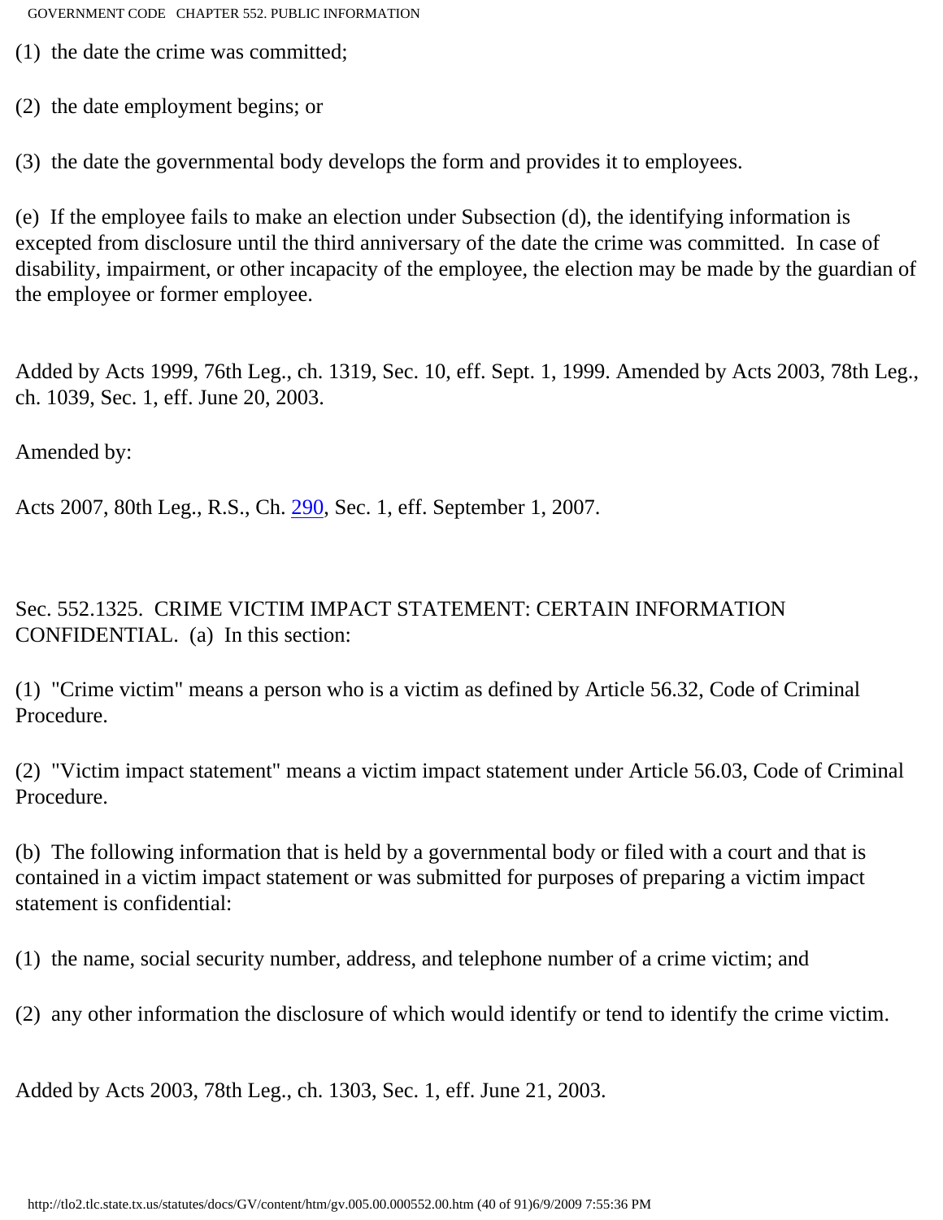(1) the date the crime was committed;

(2) the date employment begins; or

(3) the date the governmental body develops the form and provides it to employees.

(e) If the employee fails to make an election under Subsection (d), the identifying information is excepted from disclosure until the third anniversary of the date the crime was committed. In case of disability, impairment, or other incapacity of the employee, the election may be made by the guardian of the employee or former employee.

Added by Acts 1999, 76th Leg., ch. 1319, Sec. 10, eff. Sept. 1, 1999. Amended by Acts 2003, 78th Leg., ch. 1039, Sec. 1, eff. June 20, 2003.

Amended by:

Acts 2007, 80th Leg., R.S., Ch. 290, Sec. 1, eff. September 1, 2007.

Sec. 552.1325. CRIME VICTIM IMPACT STATEMENT: CERTAIN INFORMATION CONFIDENTIAL. (a) In this section:

(1) "Crime victim" means a person who is a victim as defined by Article 56.32, Code of Criminal Procedure.

(2) "Victim impact statement" means a victim impact statement under Article 56.03, Code of Criminal Procedure.

(b) The following information that is held by a governmental body or filed with a court and that is contained in a victim impact statement or was submitted for purposes of preparing a victim impact statement is confidential:

(1) the name, social security number, address, and telephone number of a crime victim; and

(2) any other information the disclosure of which would identify or tend to identify the crime victim.

Added by Acts 2003, 78th Leg., ch. 1303, Sec. 1, eff. June 21, 2003.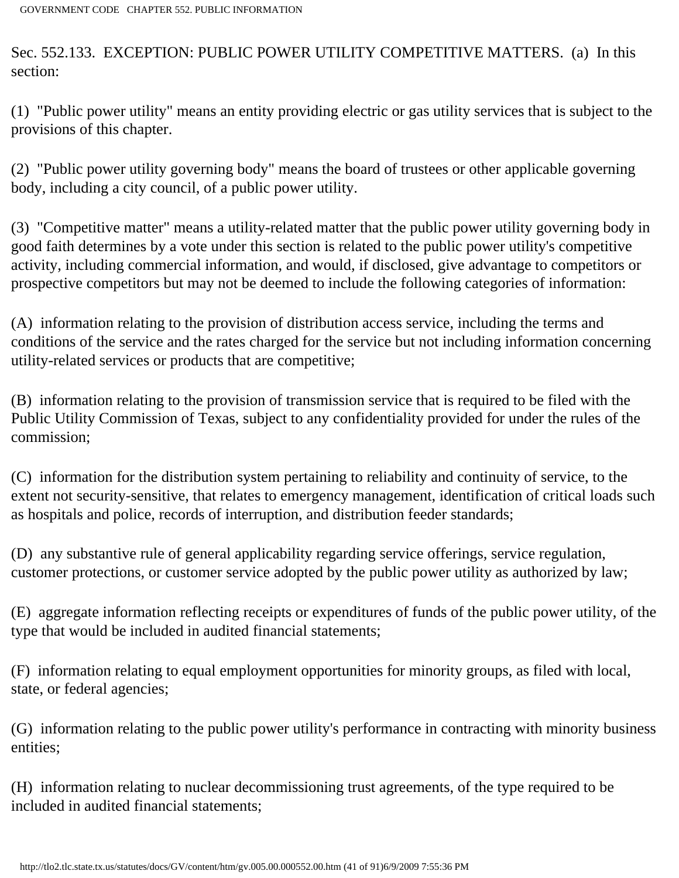Sec. 552.133. EXCEPTION: PUBLIC POWER UTILITY COMPETITIVE MATTERS. (a) In this section:

(1) "Public power utility" means an entity providing electric or gas utility services that is subject to the provisions of this chapter.

(2) "Public power utility governing body" means the board of trustees or other applicable governing body, including a city council, of a public power utility.

(3) "Competitive matter" means a utility-related matter that the public power utility governing body in good faith determines by a vote under this section is related to the public power utility's competitive activity, including commercial information, and would, if disclosed, give advantage to competitors or prospective competitors but may not be deemed to include the following categories of information:

(A) information relating to the provision of distribution access service, including the terms and conditions of the service and the rates charged for the service but not including information concerning utility-related services or products that are competitive;

(B) information relating to the provision of transmission service that is required to be filed with the Public Utility Commission of Texas, subject to any confidentiality provided for under the rules of the commission;

(C) information for the distribution system pertaining to reliability and continuity of service, to the extent not security-sensitive, that relates to emergency management, identification of critical loads such as hospitals and police, records of interruption, and distribution feeder standards;

(D) any substantive rule of general applicability regarding service offerings, service regulation, customer protections, or customer service adopted by the public power utility as authorized by law;

(E) aggregate information reflecting receipts or expenditures of funds of the public power utility, of the type that would be included in audited financial statements;

(F) information relating to equal employment opportunities for minority groups, as filed with local, state, or federal agencies;

(G) information relating to the public power utility's performance in contracting with minority business entities;

(H) information relating to nuclear decommissioning trust agreements, of the type required to be included in audited financial statements;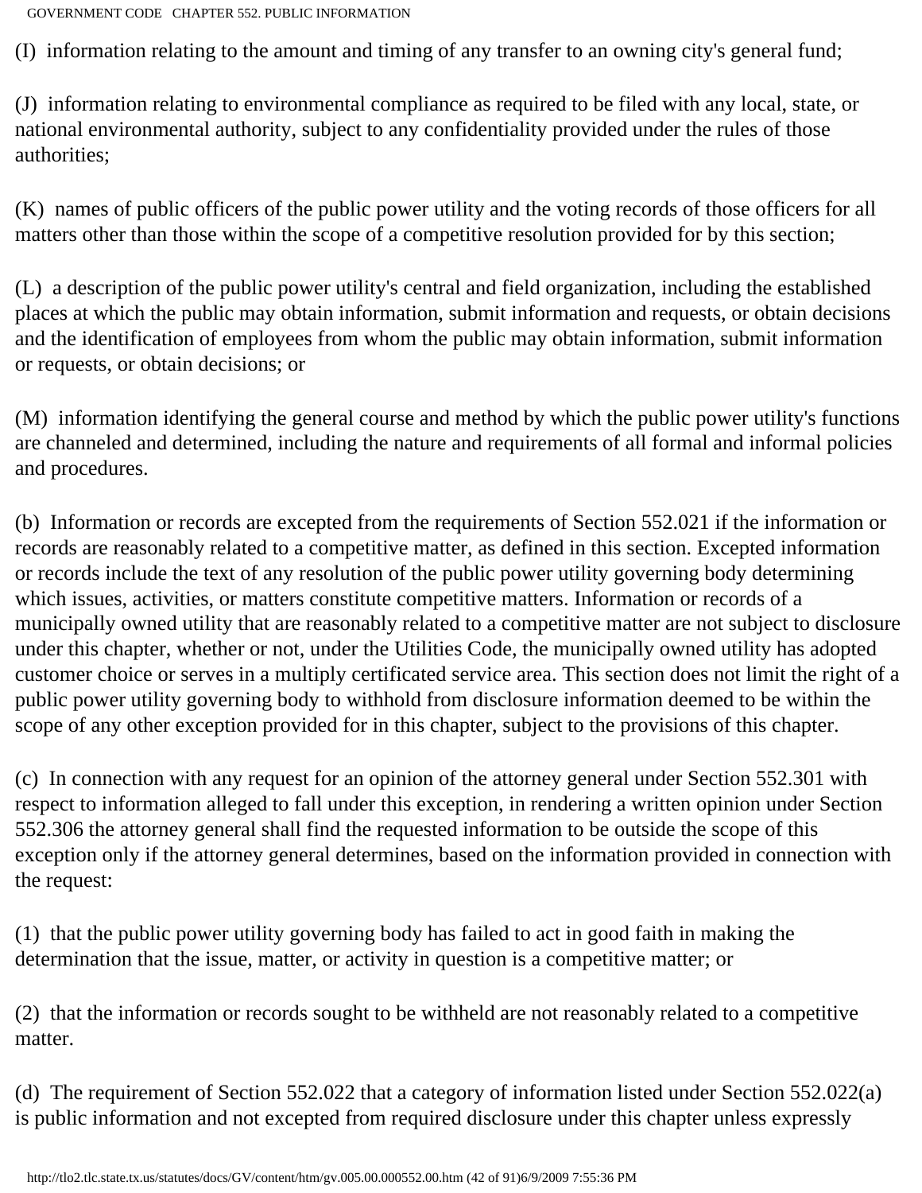(I) information relating to the amount and timing of any transfer to an owning city's general fund;

(J) information relating to environmental compliance as required to be filed with any local, state, or national environmental authority, subject to any confidentiality provided under the rules of those authorities;

(K) names of public officers of the public power utility and the voting records of those officers for all matters other than those within the scope of a competitive resolution provided for by this section;

(L) a description of the public power utility's central and field organization, including the established places at which the public may obtain information, submit information and requests, or obtain decisions and the identification of employees from whom the public may obtain information, submit information or requests, or obtain decisions; or

(M) information identifying the general course and method by which the public power utility's functions are channeled and determined, including the nature and requirements of all formal and informal policies and procedures.

(b) Information or records are excepted from the requirements of Section 552.021 if the information or records are reasonably related to a competitive matter, as defined in this section. Excepted information or records include the text of any resolution of the public power utility governing body determining which issues, activities, or matters constitute competitive matters. Information or records of a municipally owned utility that are reasonably related to a competitive matter are not subject to disclosure under this chapter, whether or not, under the Utilities Code, the municipally owned utility has adopted customer choice or serves in a multiply certificated service area. This section does not limit the right of a public power utility governing body to withhold from disclosure information deemed to be within the scope of any other exception provided for in this chapter, subject to the provisions of this chapter.

(c) In connection with any request for an opinion of the attorney general under Section 552.301 with respect to information alleged to fall under this exception, in rendering a written opinion under Section 552.306 the attorney general shall find the requested information to be outside the scope of this exception only if the attorney general determines, based on the information provided in connection with the request:

(1) that the public power utility governing body has failed to act in good faith in making the determination that the issue, matter, or activity in question is a competitive matter; or

(2) that the information or records sought to be withheld are not reasonably related to a competitive matter.

(d) The requirement of Section 552.022 that a category of information listed under Section 552.022(a) is public information and not excepted from required disclosure under this chapter unless expressly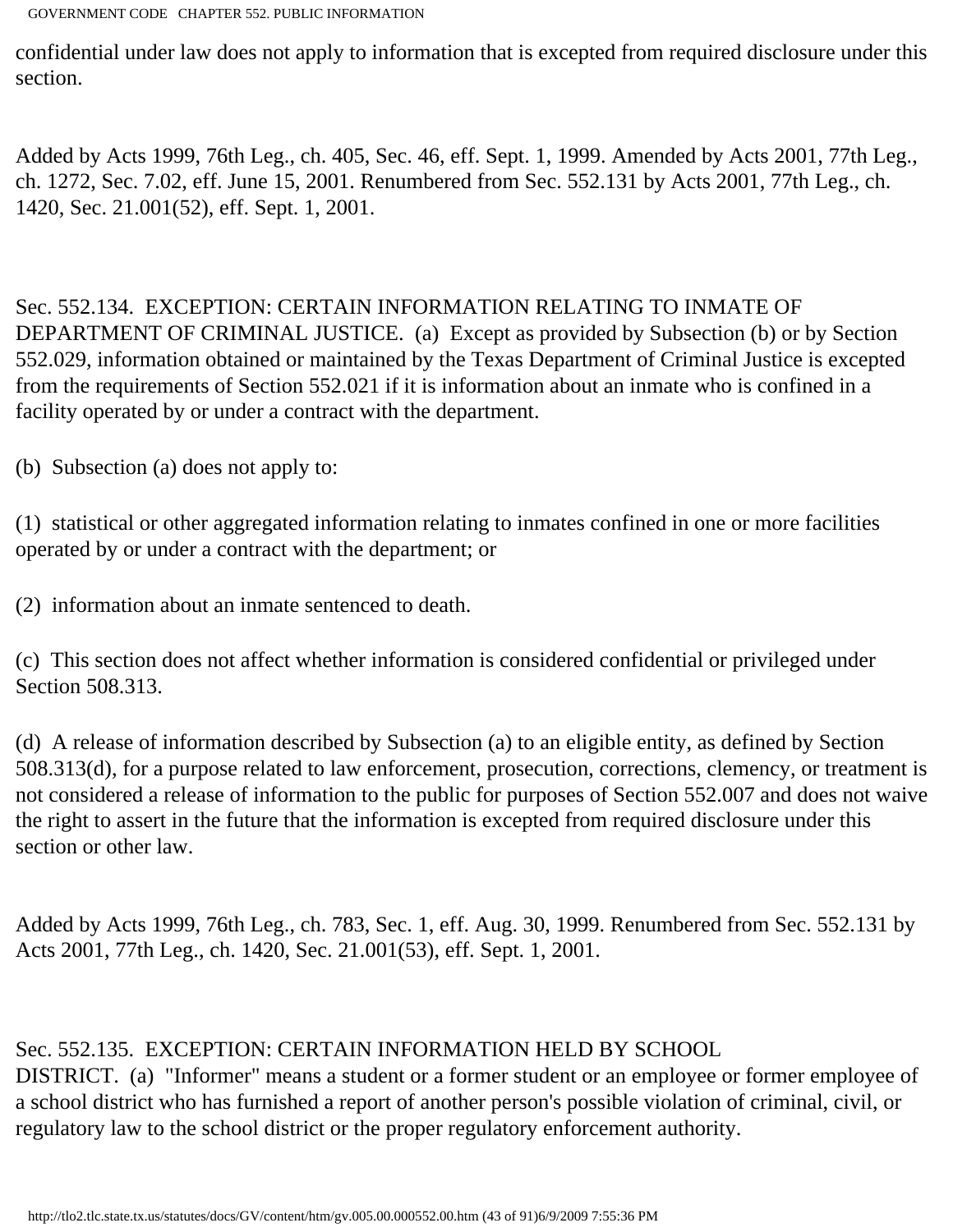confidential under law does not apply to information that is excepted from required disclosure under this section.

Added by Acts 1999, 76th Leg., ch. 405, Sec. 46, eff. Sept. 1, 1999. Amended by Acts 2001, 77th Leg., ch. 1272, Sec. 7.02, eff. June 15, 2001. Renumbered from Sec. 552.131 by Acts 2001, 77th Leg., ch. 1420, Sec. 21.001(52), eff. Sept. 1, 2001.

Sec. 552.134. EXCEPTION: CERTAIN INFORMATION RELATING TO INMATE OF DEPARTMENT OF CRIMINAL JUSTICE. (a) Except as provided by Subsection (b) or by Section 552.029, information obtained or maintained by the Texas Department of Criminal Justice is excepted from the requirements of Section 552.021 if it is information about an inmate who is confined in a facility operated by or under a contract with the department.

(b) Subsection (a) does not apply to:

(1) statistical or other aggregated information relating to inmates confined in one or more facilities operated by or under a contract with the department; or

(2) information about an inmate sentenced to death.

(c) This section does not affect whether information is considered confidential or privileged under Section 508.313.

(d) A release of information described by Subsection (a) to an eligible entity, as defined by Section 508.313(d), for a purpose related to law enforcement, prosecution, corrections, clemency, or treatment is not considered a release of information to the public for purposes of Section 552.007 and does not waive the right to assert in the future that the information is excepted from required disclosure under this section or other law.

Added by Acts 1999, 76th Leg., ch. 783, Sec. 1, eff. Aug. 30, 1999. Renumbered from Sec. 552.131 by Acts 2001, 77th Leg., ch. 1420, Sec. 21.001(53), eff. Sept. 1, 2001.

Sec. 552.135. EXCEPTION: CERTAIN INFORMATION HELD BY SCHOOL DISTRICT. (a) "Informer" means a student or a former student or an employee or former employee of a school district who has furnished a report of another person's possible violation of criminal, civil, or regulatory law to the school district or the proper regulatory enforcement authority.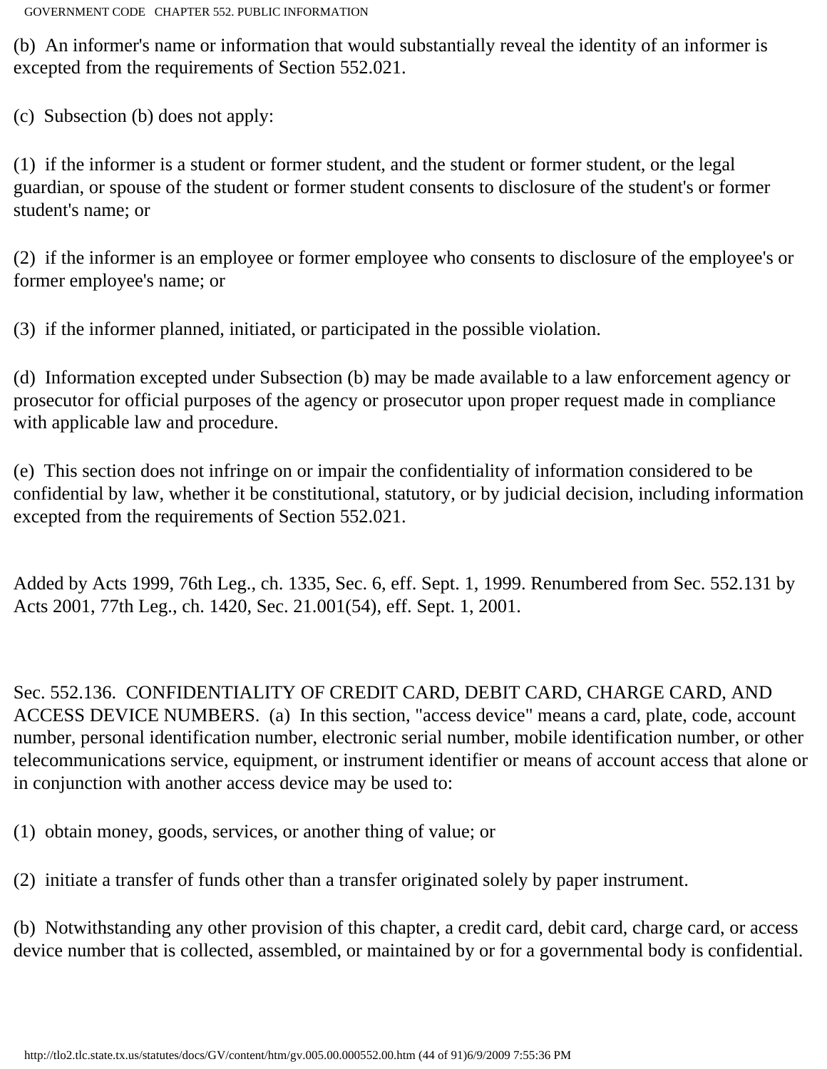(b) An informer's name or information that would substantially reveal the identity of an informer is excepted from the requirements of Section 552.021.

(c) Subsection (b) does not apply:

(1) if the informer is a student or former student, and the student or former student, or the legal guardian, or spouse of the student or former student consents to disclosure of the student's or former student's name; or

(2) if the informer is an employee or former employee who consents to disclosure of the employee's or former employee's name; or

(3) if the informer planned, initiated, or participated in the possible violation.

(d) Information excepted under Subsection (b) may be made available to a law enforcement agency or prosecutor for official purposes of the agency or prosecutor upon proper request made in compliance with applicable law and procedure.

(e) This section does not infringe on or impair the confidentiality of information considered to be confidential by law, whether it be constitutional, statutory, or by judicial decision, including information excepted from the requirements of Section 552.021.

Added by Acts 1999, 76th Leg., ch. 1335, Sec. 6, eff. Sept. 1, 1999. Renumbered from Sec. 552.131 by Acts 2001, 77th Leg., ch. 1420, Sec. 21.001(54), eff. Sept. 1, 2001.

Sec. 552.136. CONFIDENTIALITY OF CREDIT CARD, DEBIT CARD, CHARGE CARD, AND ACCESS DEVICE NUMBERS. (a) In this section, "access device" means a card, plate, code, account number, personal identification number, electronic serial number, mobile identification number, or other telecommunications service, equipment, or instrument identifier or means of account access that alone or in conjunction with another access device may be used to:

(1) obtain money, goods, services, or another thing of value; or

(2) initiate a transfer of funds other than a transfer originated solely by paper instrument.

(b) Notwithstanding any other provision of this chapter, a credit card, debit card, charge card, or access device number that is collected, assembled, or maintained by or for a governmental body is confidential.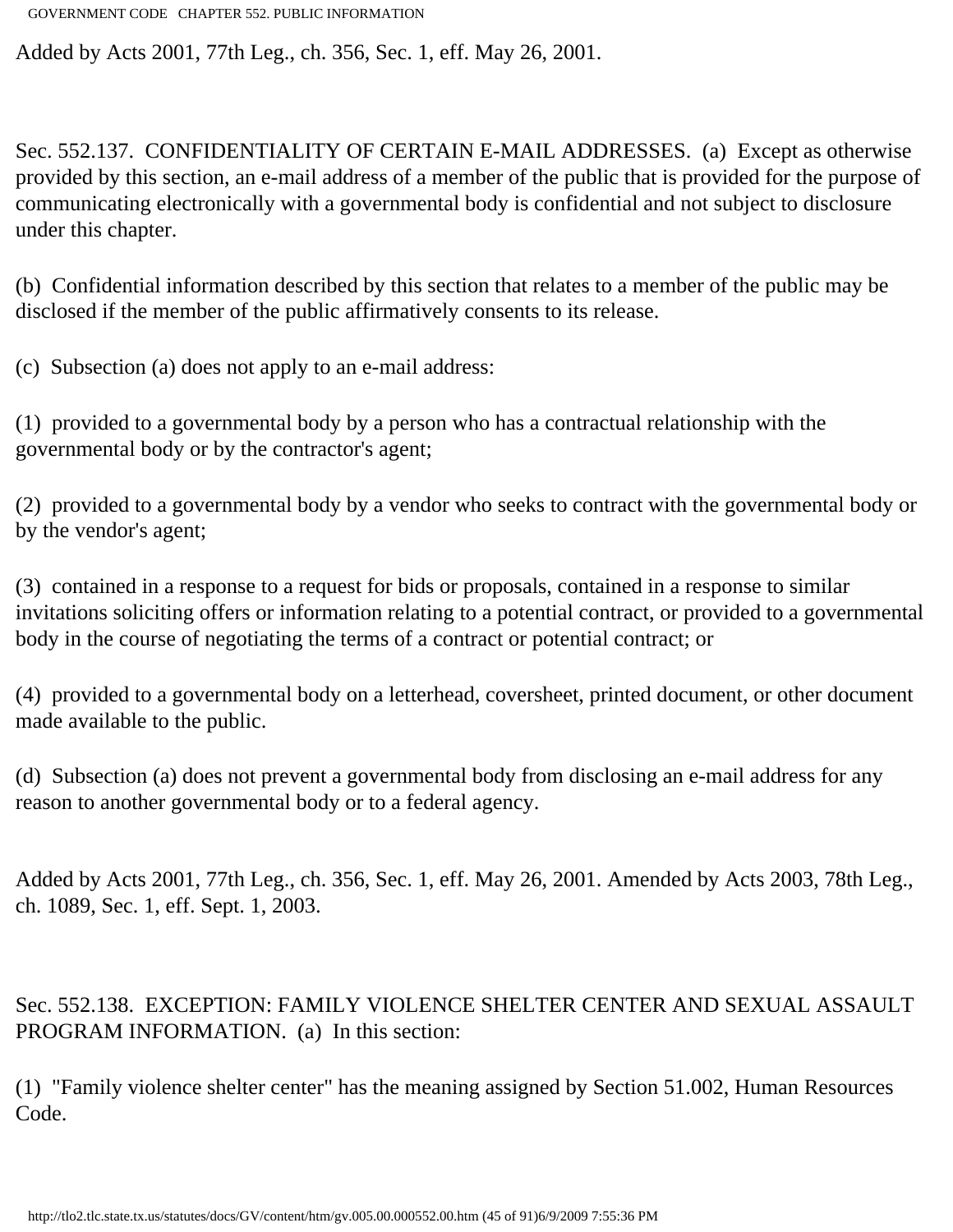Added by Acts 2001, 77th Leg., ch. 356, Sec. 1, eff. May 26, 2001.

Sec. 552.137. CONFIDENTIALITY OF CERTAIN E-MAIL ADDRESSES. (a) Except as otherwise provided by this section, an e-mail address of a member of the public that is provided for the purpose of communicating electronically with a governmental body is confidential and not subject to disclosure under this chapter.

(b) Confidential information described by this section that relates to a member of the public may be disclosed if the member of the public affirmatively consents to its release.

(c) Subsection (a) does not apply to an e-mail address:

(1) provided to a governmental body by a person who has a contractual relationship with the governmental body or by the contractor's agent;

(2) provided to a governmental body by a vendor who seeks to contract with the governmental body or by the vendor's agent;

(3) contained in a response to a request for bids or proposals, contained in a response to similar invitations soliciting offers or information relating to a potential contract, or provided to a governmental body in the course of negotiating the terms of a contract or potential contract; or

(4) provided to a governmental body on a letterhead, coversheet, printed document, or other document made available to the public.

(d) Subsection (a) does not prevent a governmental body from disclosing an e-mail address for any reason to another governmental body or to a federal agency.

Added by Acts 2001, 77th Leg., ch. 356, Sec. 1, eff. May 26, 2001. Amended by Acts 2003, 78th Leg., ch. 1089, Sec. 1, eff. Sept. 1, 2003.

Sec. 552.138. EXCEPTION: FAMILY VIOLENCE SHELTER CENTER AND SEXUAL ASSAULT PROGRAM INFORMATION. (a) In this section:

(1) "Family violence shelter center" has the meaning assigned by Section 51.002, Human Resources Code.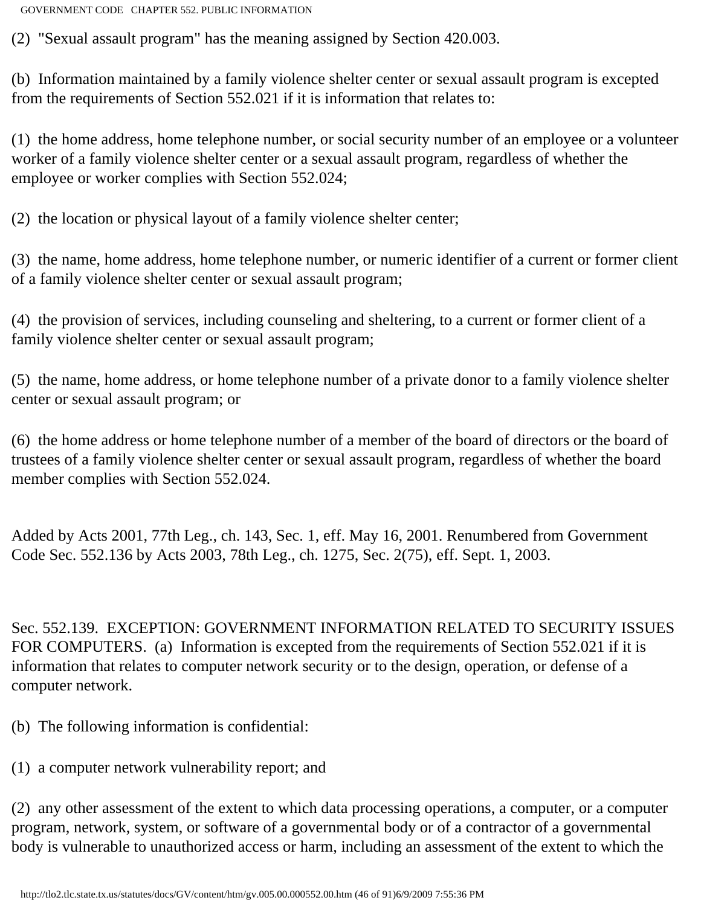(2) "Sexual assault program" has the meaning assigned by Section 420.003.

(b) Information maintained by a family violence shelter center or sexual assault program is excepted from the requirements of Section 552.021 if it is information that relates to:

(1) the home address, home telephone number, or social security number of an employee or a volunteer worker of a family violence shelter center or a sexual assault program, regardless of whether the employee or worker complies with Section 552.024;

(2) the location or physical layout of a family violence shelter center;

(3) the name, home address, home telephone number, or numeric identifier of a current or former client of a family violence shelter center or sexual assault program;

(4) the provision of services, including counseling and sheltering, to a current or former client of a family violence shelter center or sexual assault program;

(5) the name, home address, or home telephone number of a private donor to a family violence shelter center or sexual assault program; or

(6) the home address or home telephone number of a member of the board of directors or the board of trustees of a family violence shelter center or sexual assault program, regardless of whether the board member complies with Section 552.024.

Added by Acts 2001, 77th Leg., ch. 143, Sec. 1, eff. May 16, 2001. Renumbered from Government Code Sec. 552.136 by Acts 2003, 78th Leg., ch. 1275, Sec. 2(75), eff. Sept. 1, 2003.

Sec. 552.139. EXCEPTION: GOVERNMENT INFORMATION RELATED TO SECURITY ISSUES FOR COMPUTERS. (a) Information is excepted from the requirements of Section 552.021 if it is information that relates to computer network security or to the design, operation, or defense of a computer network.

(b) The following information is confidential:

(1) a computer network vulnerability report; and

(2) any other assessment of the extent to which data processing operations, a computer, or a computer program, network, system, or software of a governmental body or of a contractor of a governmental body is vulnerable to unauthorized access or harm, including an assessment of the extent to which the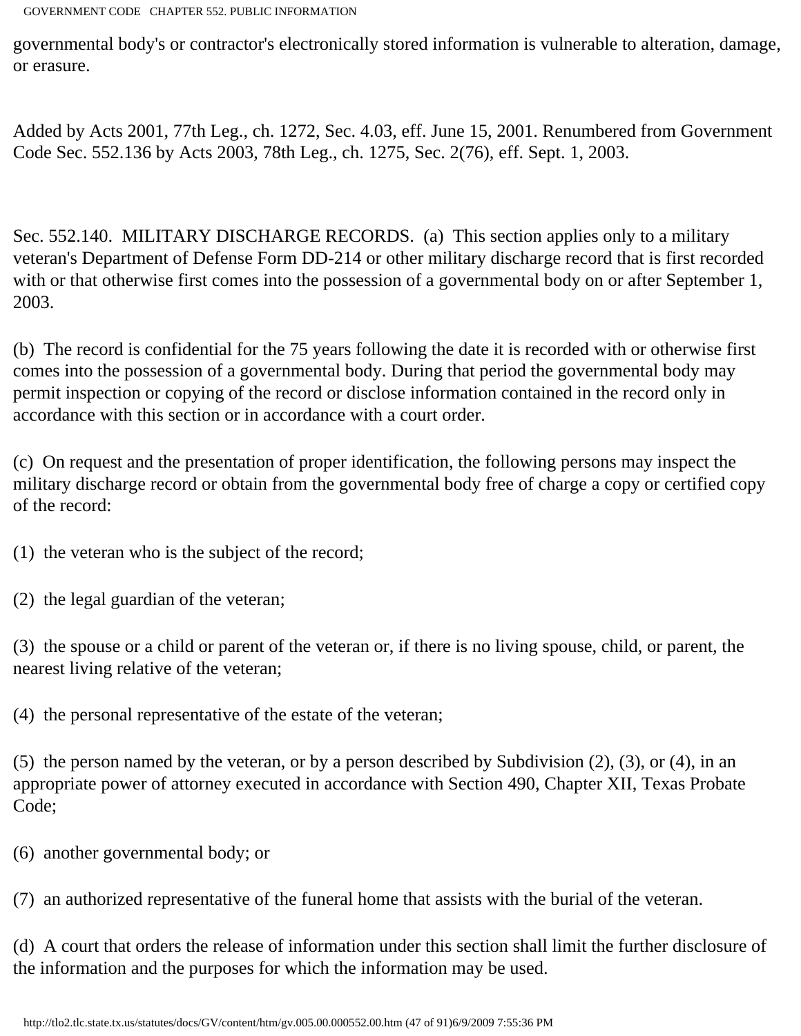governmental body's or contractor's electronically stored information is vulnerable to alteration, damage, or erasure.

Added by Acts 2001, 77th Leg., ch. 1272, Sec. 4.03, eff. June 15, 2001. Renumbered from Government Code Sec. 552.136 by Acts 2003, 78th Leg., ch. 1275, Sec. 2(76), eff. Sept. 1, 2003.

Sec. 552.140. MILITARY DISCHARGE RECORDS. (a) This section applies only to a military veteran's Department of Defense Form DD-214 or other military discharge record that is first recorded with or that otherwise first comes into the possession of a governmental body on or after September 1, 2003.

(b) The record is confidential for the 75 years following the date it is recorded with or otherwise first comes into the possession of a governmental body. During that period the governmental body may permit inspection or copying of the record or disclose information contained in the record only in accordance with this section or in accordance with a court order.

(c) On request and the presentation of proper identification, the following persons may inspect the military discharge record or obtain from the governmental body free of charge a copy or certified copy of the record:

(1) the veteran who is the subject of the record;

(2) the legal guardian of the veteran;

(3) the spouse or a child or parent of the veteran or, if there is no living spouse, child, or parent, the nearest living relative of the veteran;

(4) the personal representative of the estate of the veteran;

(5) the person named by the veteran, or by a person described by Subdivision (2), (3), or (4), in an appropriate power of attorney executed in accordance with Section 490, Chapter XII, Texas Probate Code;

(6) another governmental body; or

(7) an authorized representative of the funeral home that assists with the burial of the veteran.

(d) A court that orders the release of information under this section shall limit the further disclosure of the information and the purposes for which the information may be used.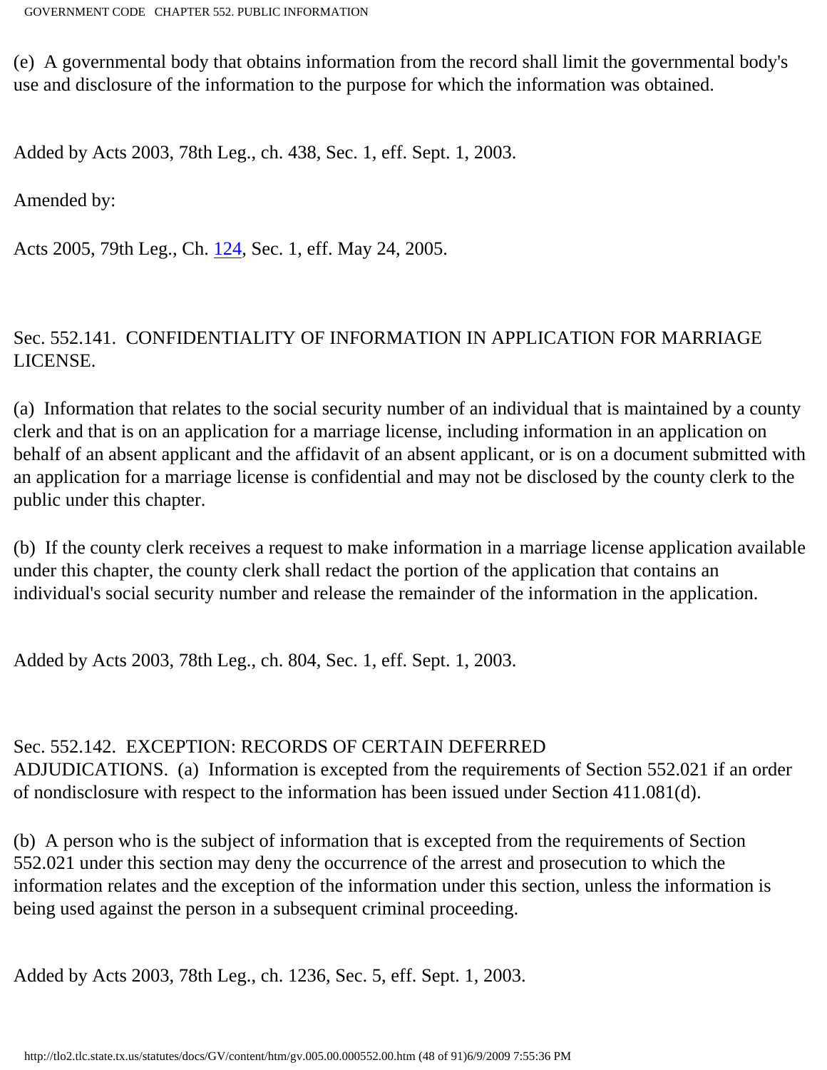(e) A governmental body that obtains information from the record shall limit the governmental body's use and disclosure of the information to the purpose for which the information was obtained.

Added by Acts 2003, 78th Leg., ch. 438, Sec. 1, eff. Sept. 1, 2003.

Amended by:

Acts 2005, 79th Leg., Ch. 124, Sec. 1, eff. May 24, 2005.

Sec. 552.141. CONFIDENTIALITY OF INFORMATION IN APPLICATION FOR MARRIAGE LICENSE.

(a) Information that relates to the social security number of an individual that is maintained by a county clerk and that is on an application for a marriage license, including information in an application on behalf of an absent applicant and the affidavit of an absent applicant, or is on a document submitted with an application for a marriage license is confidential and may not be disclosed by the county clerk to the public under this chapter.

(b) If the county clerk receives a request to make information in a marriage license application available under this chapter, the county clerk shall redact the portion of the application that contains an individual's social security number and release the remainder of the information in the application.

Added by Acts 2003, 78th Leg., ch. 804, Sec. 1, eff. Sept. 1, 2003.

Sec. 552.142. EXCEPTION: RECORDS OF CERTAIN DEFERRED ADJUDICATIONS. (a) Information is excepted from the requirements of Section 552.021 if an order of nondisclosure with respect to the information has been issued under Section 411.081(d).

(b) A person who is the subject of information that is excepted from the requirements of Section 552.021 under this section may deny the occurrence of the arrest and prosecution to which the information relates and the exception of the information under this section, unless the information is being used against the person in a subsequent criminal proceeding.

Added by Acts 2003, 78th Leg., ch. 1236, Sec. 5, eff. Sept. 1, 2003.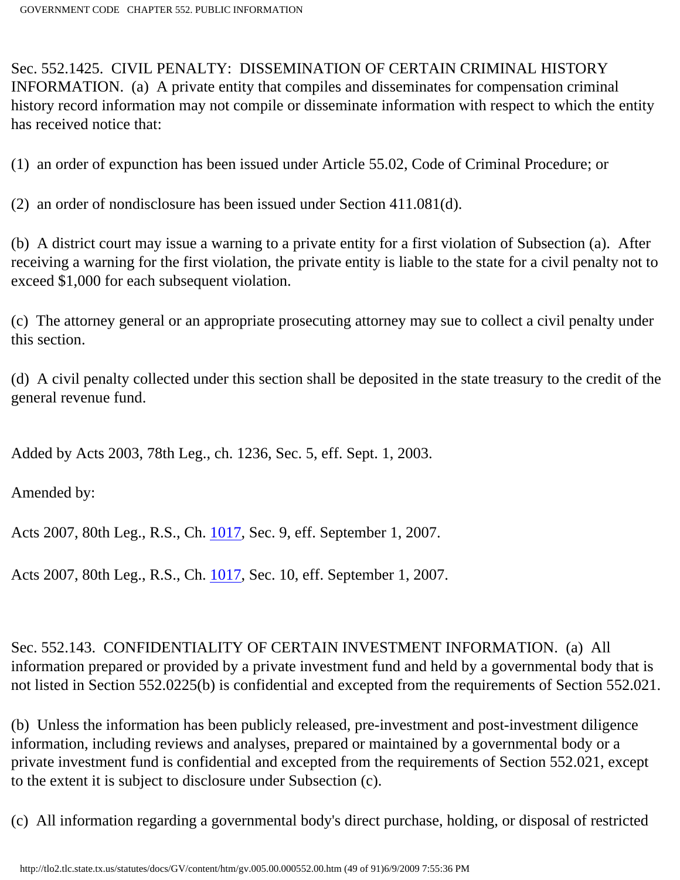Sec. 552.1425. CIVIL PENALTY: DISSEMINATION OF CERTAIN CRIMINAL HISTORY INFORMATION. (a) A private entity that compiles and disseminates for compensation criminal history record information may not compile or disseminate information with respect to which the entity has received notice that:

(1) an order of expunction has been issued under Article 55.02, Code of Criminal Procedure; or

(2) an order of nondisclosure has been issued under Section 411.081(d).

(b) A district court may issue a warning to a private entity for a first violation of Subsection (a). After receiving a warning for the first violation, the private entity is liable to the state for a civil penalty not to exceed $1,000 for each subsequent violation.

(c) The attorney general or an appropriate prosecuting attorney may sue to collect a civil penalty under this section.

(d) A civil penalty collected under this section shall be deposited in the state treasury to the credit of the general revenue fund.

Added by Acts 2003, 78th Leg., ch. 1236, Sec. 5, eff. Sept. 1, 2003.

Amended by:

Acts 2007, 80th Leg., R.S., Ch. 1017, Sec. 9, eff. September 1, 2007.

Acts 2007, 80th Leg., R.S., Ch. 1017, Sec. 10, eff. September 1, 2007.

Sec. 552.143. CONFIDENTIALITY OF CERTAIN INVESTMENT INFORMATION. (a) All information prepared or provided by a private investment fund and held by a governmental body that is not listed in Section 552.0225(b) is confidential and excepted from the requirements of Section 552.021.

(b) Unless the information has been publicly released, pre-investment and post-investment diligence information, including reviews and analyses, prepared or maintained by a governmental body or a private investment fund is confidential and excepted from the requirements of Section 552.021, except to the extent it is subject to disclosure under Subsection (c).

(c) All information regarding a governmental body's direct purchase, holding, or disposal of restricted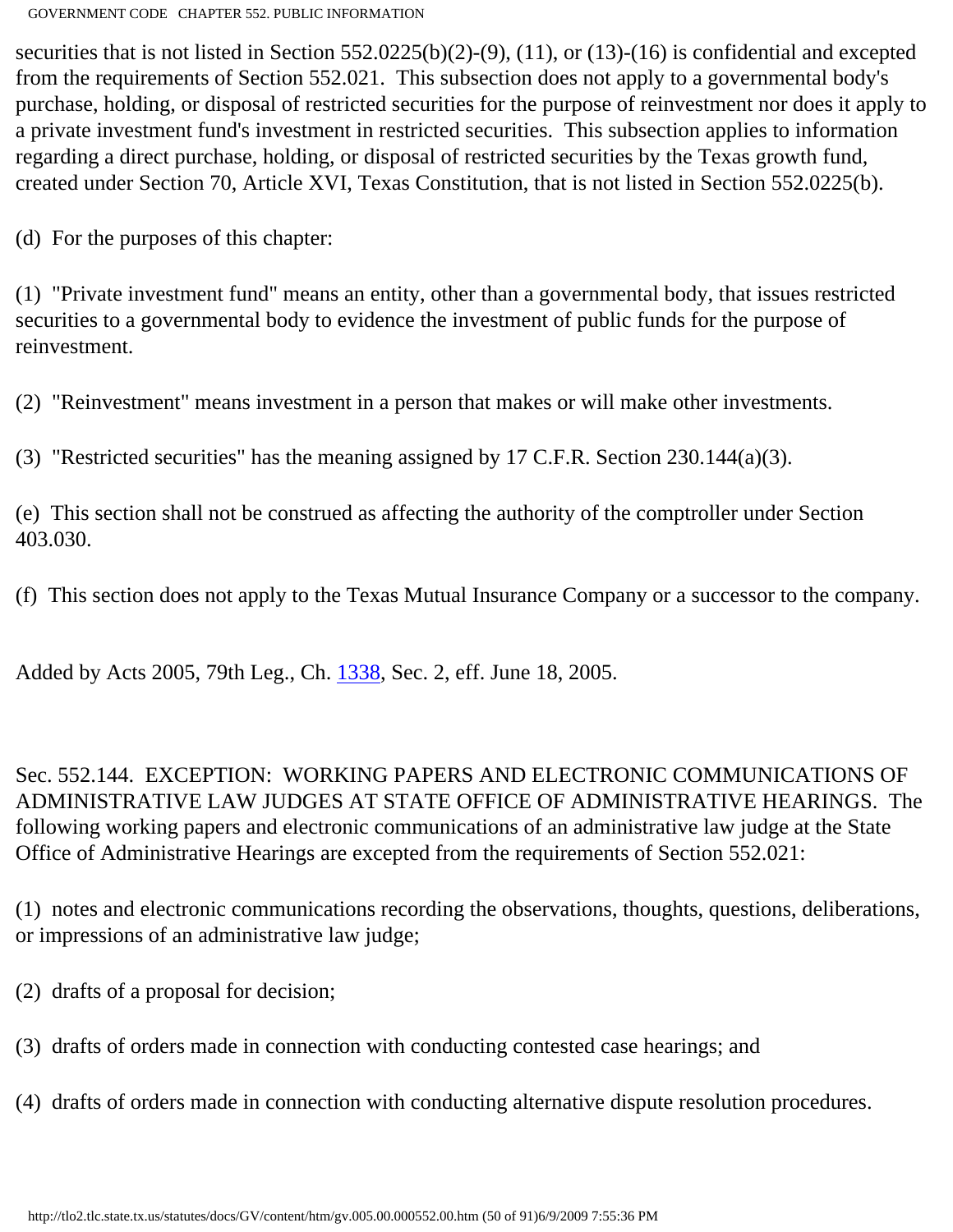securities that is not listed in Section 552.0225(b)(2)-(9), (11), or (13)-(16) is confidential and excepted from the requirements of Section 552.021. This subsection does not apply to a governmental body's purchase, holding, or disposal of restricted securities for the purpose of reinvestment nor does it apply to a private investment fund's investment in restricted securities. This subsection applies to information regarding a direct purchase, holding, or disposal of restricted securities by the Texas growth fund, created under Section 70, Article XVI, Texas Constitution, that is not listed in Section 552.0225(b).

(d) For the purposes of this chapter:

(1) "Private investment fund" means an entity, other than a governmental body, that issues restricted securities to a governmental body to evidence the investment of public funds for the purpose of reinvestment.

(2) "Reinvestment" means investment in a person that makes or will make other investments.

(3) "Restricted securities" has the meaning assigned by 17 C.F.R. Section 230.144(a)(3).

(e) This section shall not be construed as affecting the authority of the comptroller under Section 403.030.

(f) This section does not apply to the Texas Mutual Insurance Company or a successor to the company.

Added by Acts 2005, 79th Leg., Ch. 1338, Sec. 2, eff. June 18, 2005.

Sec. 552.144. EXCEPTION: WORKING PAPERS AND ELECTRONIC COMMUNICATIONS OF ADMINISTRATIVE LAW JUDGES AT STATE OFFICE OF ADMINISTRATIVE HEARINGS. The following working papers and electronic communications of an administrative law judge at the State Office of Administrative Hearings are excepted from the requirements of Section 552.021:

(1) notes and electronic communications recording the observations, thoughts, questions, deliberations, or impressions of an administrative law judge;

(2) drafts of a proposal for decision;

(3) drafts of orders made in connection with conducting contested case hearings; and

(4) drafts of orders made in connection with conducting alternative dispute resolution procedures.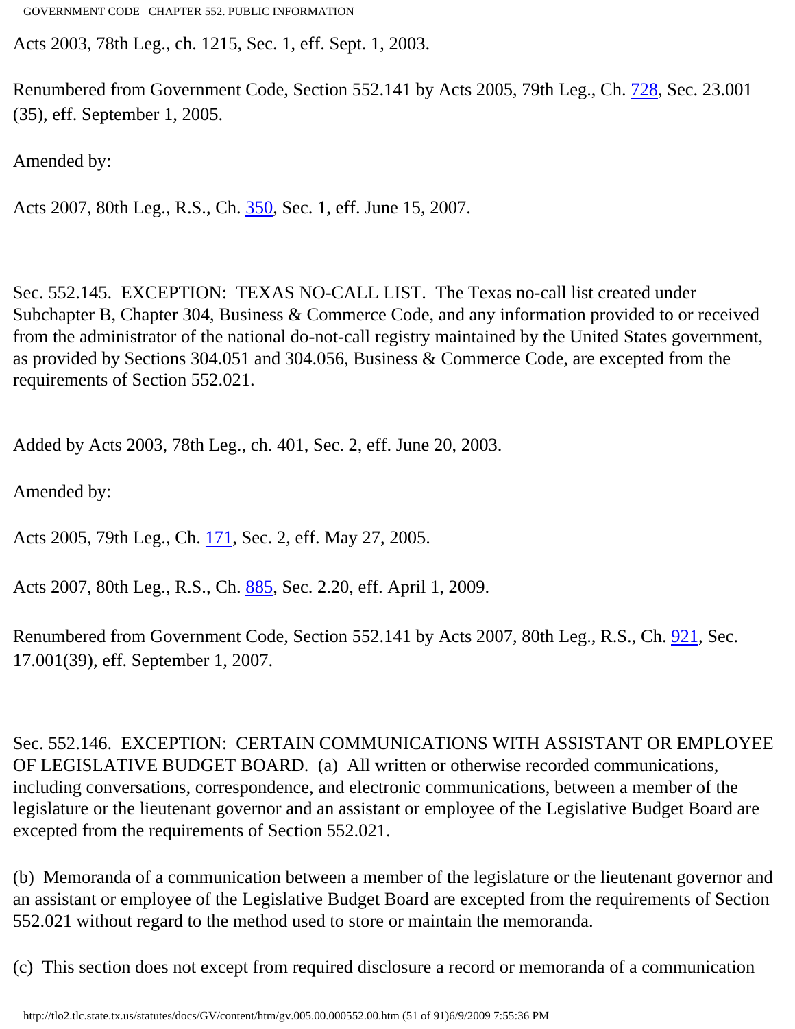Acts 2003, 78th Leg., ch. 1215, Sec. 1, eff. Sept. 1, 2003.

Renumbered from Government Code, Section 552.141 by Acts 2005, 79th Leg., Ch. 728, Sec. 23.001 (35), eff. September 1, 2005.

Amended by:

Acts 2007, 80th Leg., R.S., Ch. 350, Sec. 1, eff. June 15, 2007.

Sec. 552.145. EXCEPTION: TEXAS NO-CALL LIST. The Texas no-call list created under Subchapter B, Chapter 304, Business & Commerce Code, and any information provided to or received from the administrator of the national do-not-call registry maintained by the United States government, as provided by Sections 304.051 and 304.056, Business & Commerce Code, are excepted from the requirements of Section 552.021.

Added by Acts 2003, 78th Leg., ch. 401, Sec. 2, eff. June 20, 2003.

Amended by:

Acts 2005, 79th Leg., Ch. 171, Sec. 2, eff. May 27, 2005.

Acts 2007, 80th Leg., R.S., Ch. 885, Sec. 2.20, eff. April 1, 2009.

Renumbered from Government Code, Section 552.141 by Acts 2007, 80th Leg., R.S., Ch. 921, Sec. 17.001(39), eff. September 1, 2007.

Sec. 552.146. EXCEPTION: CERTAIN COMMUNICATIONS WITH ASSISTANT OR EMPLOYEE OF LEGISLATIVE BUDGET BOARD. (a) All written or otherwise recorded communications, including conversations, correspondence, and electronic communications, between a member of the legislature or the lieutenant governor and an assistant or employee of the Legislative Budget Board are excepted from the requirements of Section 552.021.

(b) Memoranda of a communication between a member of the legislature or the lieutenant governor and an assistant or employee of the Legislative Budget Board are excepted from the requirements of Section 552.021 without regard to the method used to store or maintain the memoranda.

(c) This section does not except from required disclosure a record or memoranda of a communication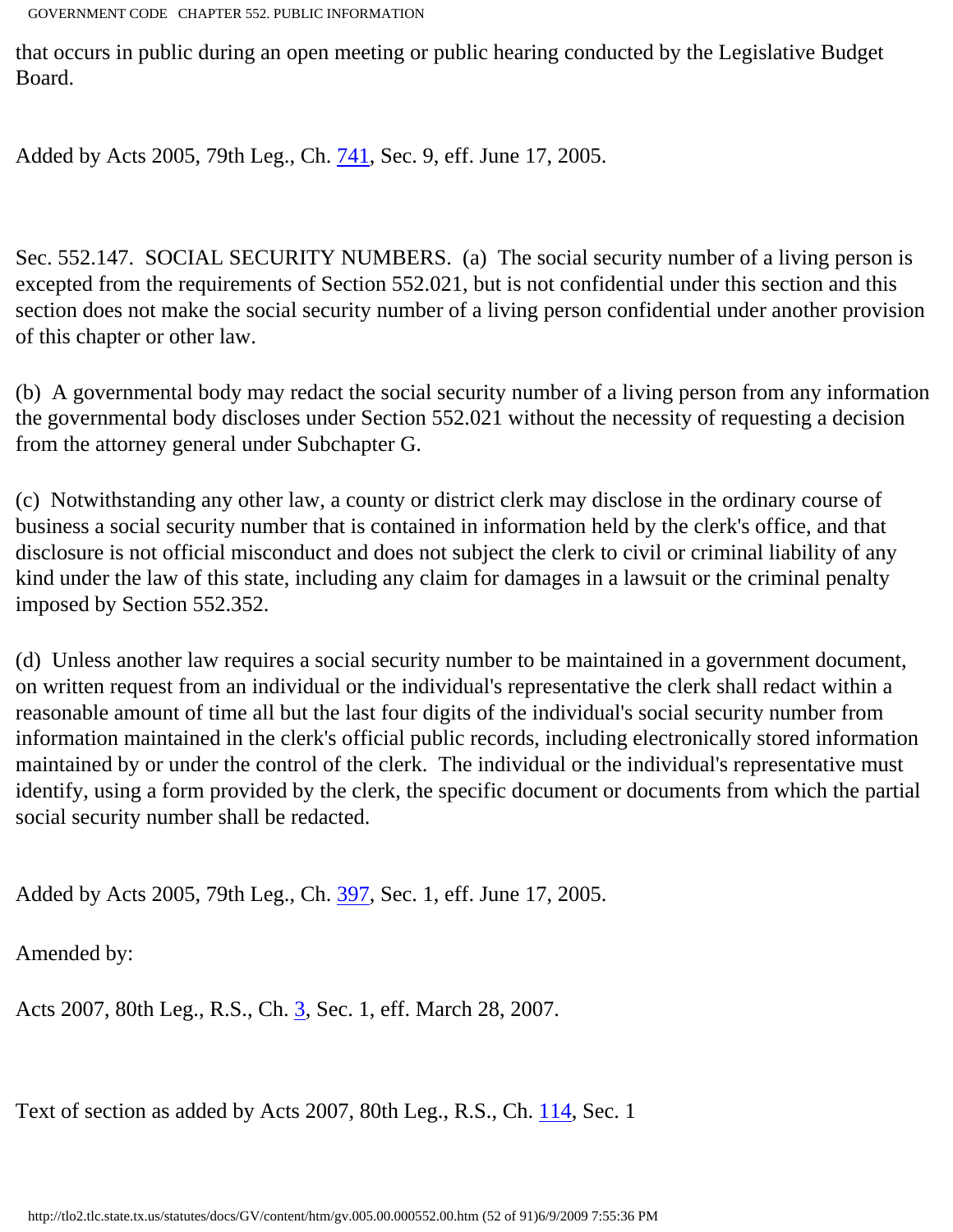that occurs in public during an open meeting or public hearing conducted by the Legislative Budget Board.

Added by Acts 2005, 79th Leg., Ch. 741, Sec. 9, eff. June 17, 2005.

Sec. 552.147. SOCIAL SECURITY NUMBERS. (a) The social security number of a living person is excepted from the requirements of Section 552.021, but is not confidential under this section and this section does not make the social security number of a living person confidential under another provision of this chapter or other law.

(b) A governmental body may redact the social security number of a living person from any information the governmental body discloses under Section 552.021 without the necessity of requesting a decision from the attorney general under Subchapter G.

(c) Notwithstanding any other law, a county or district clerk may disclose in the ordinary course of business a social security number that is contained in information held by the clerk's office, and that disclosure is not official misconduct and does not subject the clerk to civil or criminal liability of any kind under the law of this state, including any claim for damages in a lawsuit or the criminal penalty imposed by Section 552.352.

(d) Unless another law requires a social security number to be maintained in a government document, on written request from an individual or the individual's representative the clerk shall redact within a reasonable amount of time all but the last four digits of the individual's social security number from information maintained in the clerk's official public records, including electronically stored information maintained by or under the control of the clerk. The individual or the individual's representative must identify, using a form provided by the clerk, the specific document or documents from which the partial social security number shall be redacted.

Added by Acts 2005, 79th Leg., Ch. 397, Sec. 1, eff. June 17, 2005.

Amended by:

Acts 2007, 80th Leg., R.S., Ch. 3, Sec. 1, eff. March 28, 2007.

Text of section as added by Acts 2007, 80th Leg., R.S., Ch. 114, Sec. 1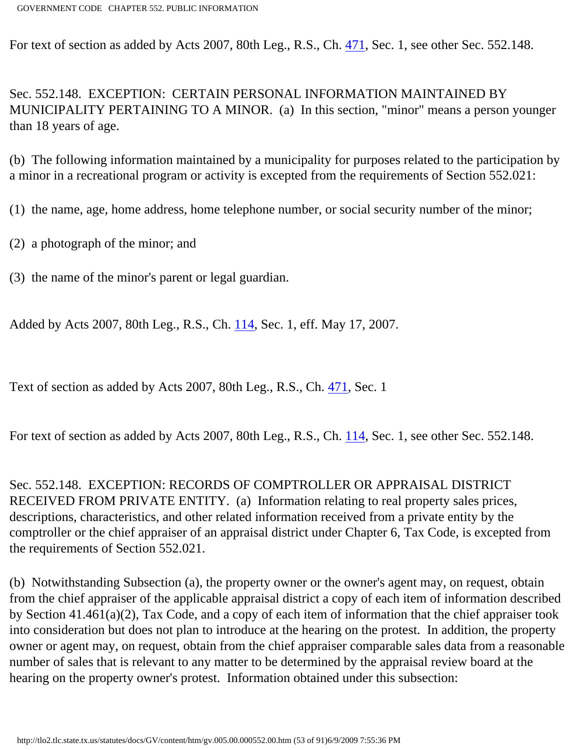For text of section as added by Acts 2007, 80th Leg., R.S., Ch. 471, Sec. 1, see other Sec. 552.148.

Sec. 552.148. EXCEPTION: CERTAIN PERSONAL INFORMATION MAINTAINED BY MUNICIPALITY PERTAINING TO A MINOR. (a) In this section, "minor" means a person younger than 18 years of age.

(b) The following information maintained by a municipality for purposes related to the participation by a minor in a recreational program or activity is excepted from the requirements of Section 552.021:

(1) the name, age, home address, home telephone number, or social security number of the minor;

(2) a photograph of the minor; and

(3) the name of the minor's parent or legal guardian.

Added by Acts 2007, 80th Leg., R.S., Ch. 114, Sec. 1, eff. May 17, 2007.

Text of section as added by Acts 2007, 80th Leg., R.S., Ch. 471, Sec. 1

For text of section as added by Acts 2007, 80th Leg., R.S., Ch. 114, Sec. 1, see other Sec. 552.148.

Sec. 552.148. EXCEPTION: RECORDS OF COMPTROLLER OR APPRAISAL DISTRICT RECEIVED FROM PRIVATE ENTITY. (a) Information relating to real property sales prices, descriptions, characteristics, and other related information received from a private entity by the comptroller or the chief appraiser of an appraisal district under Chapter 6, Tax Code, is excepted from the requirements of Section 552.021.

(b) Notwithstanding Subsection (a), the property owner or the owner's agent may, on request, obtain from the chief appraiser of the applicable appraisal district a copy of each item of information described by Section 41.461(a)(2), Tax Code, and a copy of each item of information that the chief appraiser took into consideration but does not plan to introduce at the hearing on the protest. In addition, the property owner or agent may, on request, obtain from the chief appraiser comparable sales data from a reasonable number of sales that is relevant to any matter to be determined by the appraisal review board at the hearing on the property owner's protest. Information obtained under this subsection: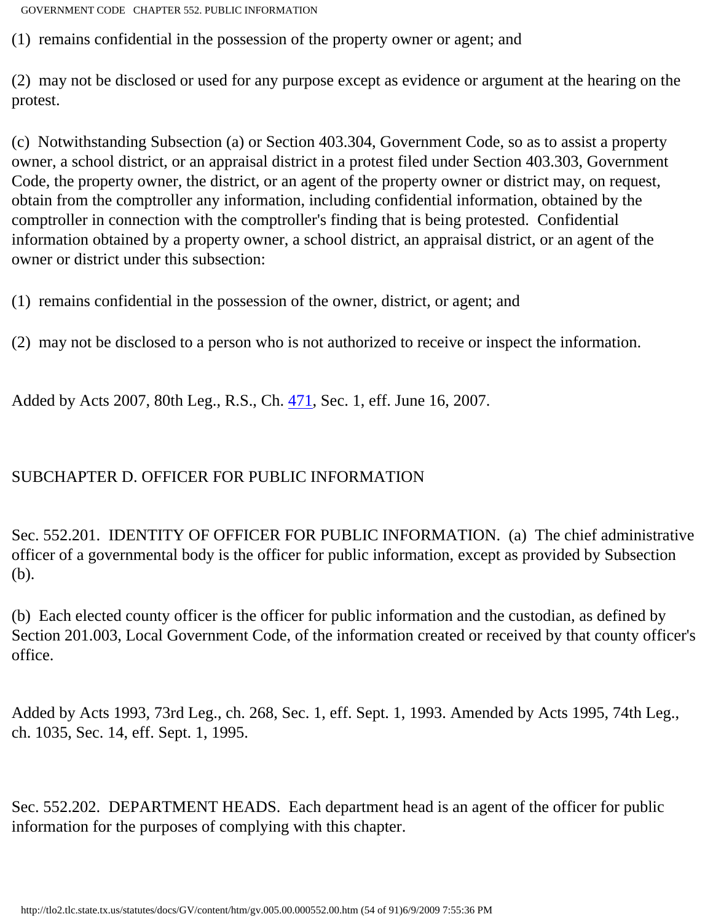(1) remains confidential in the possession of the property owner or agent; and

(2) may not be disclosed or used for any purpose except as evidence or argument at the hearing on the protest.

(c) Notwithstanding Subsection (a) or Section 403.304, Government Code, so as to assist a property owner, a school district, or an appraisal district in a protest filed under Section 403.303, Government Code, the property owner, the district, or an agent of the property owner or district may, on request, obtain from the comptroller any information, including confidential information, obtained by the comptroller in connection with the comptroller's finding that is being protested. Confidential information obtained by a property owner, a school district, an appraisal district, or an agent of the owner or district under this subsection:

(1) remains confidential in the possession of the owner, district, or agent; and

(2) may not be disclosed to a person who is not authorized to receive or inspect the information.

Added by Acts 2007, 80th Leg., R.S., Ch. 471, Sec. 1, eff. June 16, 2007.

## SUBCHAPTER D. OFFICER FOR PUBLIC INFORMATION

Sec. 552.201. IDENTITY OF OFFICER FOR PUBLIC INFORMATION. (a) The chief administrative officer of a governmental body is the officer for public information, except as provided by Subsection (b).

(b) Each elected county officer is the officer for public information and the custodian, as defined by Section 201.003, Local Government Code, of the information created or received by that county officer's office.

Added by Acts 1993, 73rd Leg., ch. 268, Sec. 1, eff. Sept. 1, 1993. Amended by Acts 1995, 74th Leg., ch. 1035, Sec. 14, eff. Sept. 1, 1995.

Sec. 552.202. DEPARTMENT HEADS. Each department head is an agent of the officer for public information for the purposes of complying with this chapter.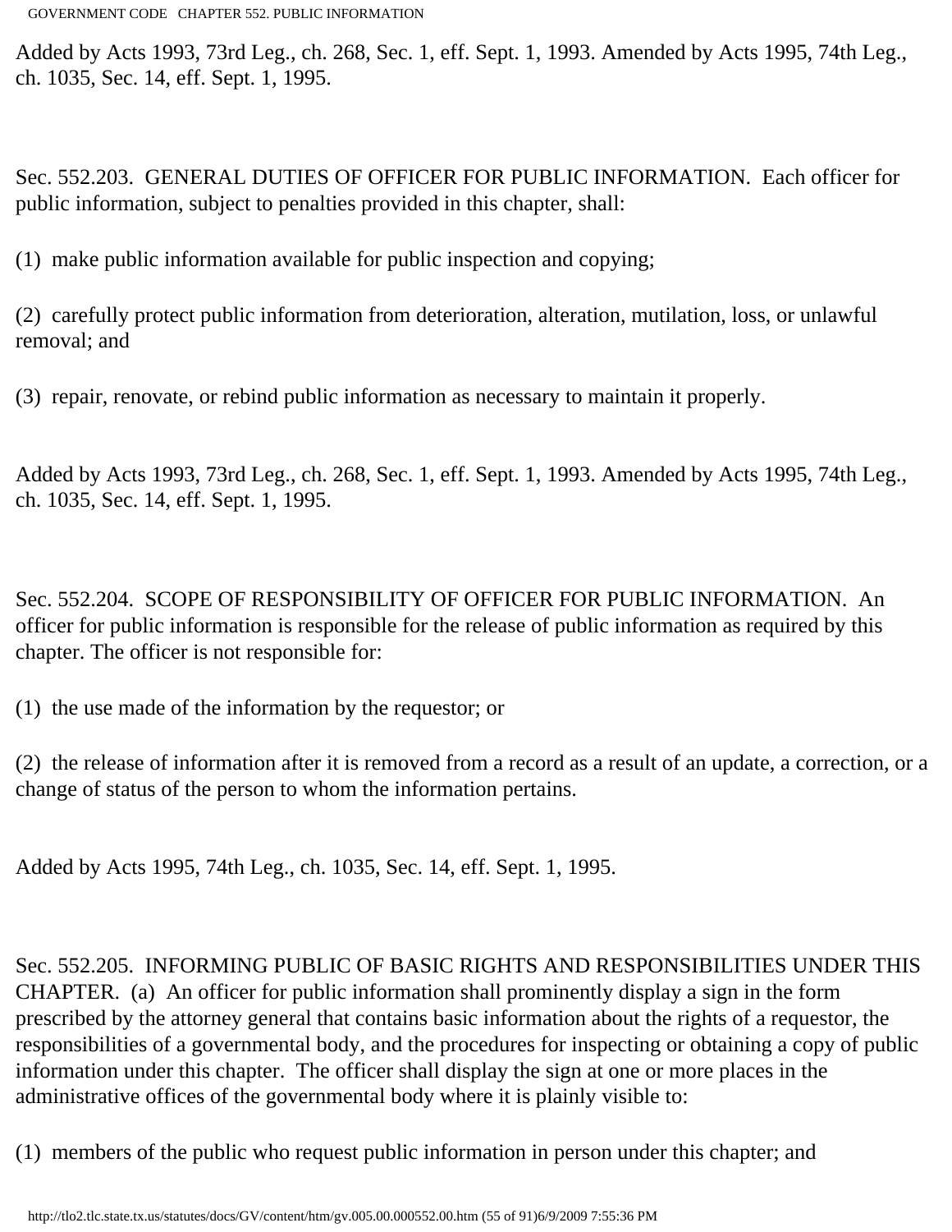Added by Acts 1993, 73rd Leg., ch. 268, Sec. 1, eff. Sept. 1, 1993. Amended by Acts 1995, 74th Leg., ch. 1035, Sec. 14, eff. Sept. 1, 1995.

Sec. 552.203. GENERAL DUTIES OF OFFICER FOR PUBLIC INFORMATION. Each officer for public information, subject to penalties provided in this chapter, shall:

(1) make public information available for public inspection and copying;

(2) carefully protect public information from deterioration, alteration, mutilation, loss, or unlawful removal; and

(3) repair, renovate, or rebind public information as necessary to maintain it properly.

Added by Acts 1993, 73rd Leg., ch. 268, Sec. 1, eff. Sept. 1, 1993. Amended by Acts 1995, 74th Leg., ch. 1035, Sec. 14, eff. Sept. 1, 1995.

Sec. 552.204. SCOPE OF RESPONSIBILITY OF OFFICER FOR PUBLIC INFORMATION. An officer for public information is responsible for the release of public information as required by this chapter. The officer is not responsible for:

(1) the use made of the information by the requestor; or

(2) the release of information after it is removed from a record as a result of an update, a correction, or a change of status of the person to whom the information pertains.

Added by Acts 1995, 74th Leg., ch. 1035, Sec. 14, eff. Sept. 1, 1995.

Sec. 552.205. INFORMING PUBLIC OF BASIC RIGHTS AND RESPONSIBILITIES UNDER THIS CHAPTER. (a) An officer for public information shall prominently display a sign in the form prescribed by the attorney general that contains basic information about the rights of a requestor, the responsibilities of a governmental body, and the procedures for inspecting or obtaining a copy of public information under this chapter. The officer shall display the sign at one or more places in the administrative offices of the governmental body where it is plainly visible to:

(1) members of the public who request public information in person under this chapter; and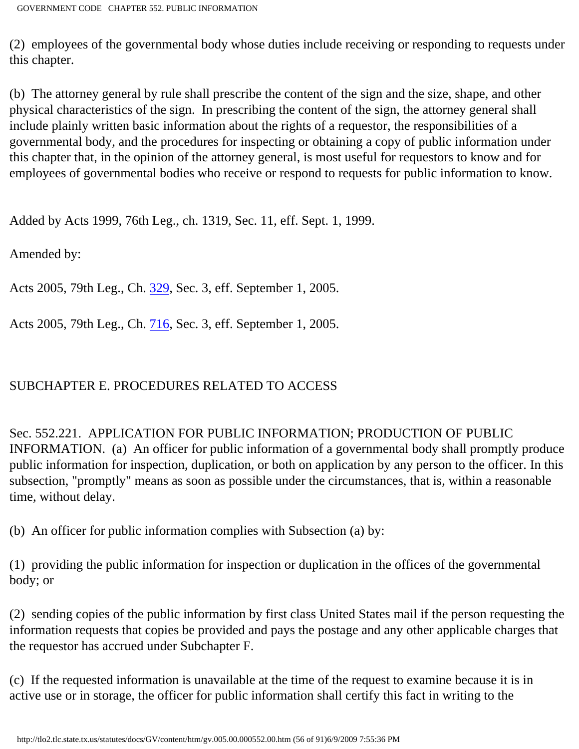(2) employees of the governmental body whose duties include receiving or responding to requests under this chapter.

(b) The attorney general by rule shall prescribe the content of the sign and the size, shape, and other physical characteristics of the sign. In prescribing the content of the sign, the attorney general shall include plainly written basic information about the rights of a requestor, the responsibilities of a governmental body, and the procedures for inspecting or obtaining a copy of public information under this chapter that, in the opinion of the attorney general, is most useful for requestors to know and for employees of governmental bodies who receive or respond to requests for public information to know.

Added by Acts 1999, 76th Leg., ch. 1319, Sec. 11, eff. Sept. 1, 1999.

Amended by:

Acts 2005, 79th Leg., Ch. 329, Sec. 3, eff. September 1, 2005.

Acts 2005, 79th Leg., Ch. 716, Sec. 3, eff. September 1, 2005.

## SUBCHAPTER E. PROCEDURES RELATED TO ACCESS

Sec. 552.221. APPLICATION FOR PUBLIC INFORMATION; PRODUCTION OF PUBLIC INFORMATION. (a) An officer for public information of a governmental body shall promptly produce public information for inspection, duplication, or both on application by any person to the officer. In this subsection, "promptly" means as soon as possible under the circumstances, that is, within a reasonable time, without delay.

(b) An officer for public information complies with Subsection (a) by:

(1) providing the public information for inspection or duplication in the offices of the governmental body; or

(2) sending copies of the public information by first class United States mail if the person requesting the information requests that copies be provided and pays the postage and any other applicable charges that the requestor has accrued under Subchapter F.

(c) If the requested information is unavailable at the time of the request to examine because it is in active use or in storage, the officer for public information shall certify this fact in writing to the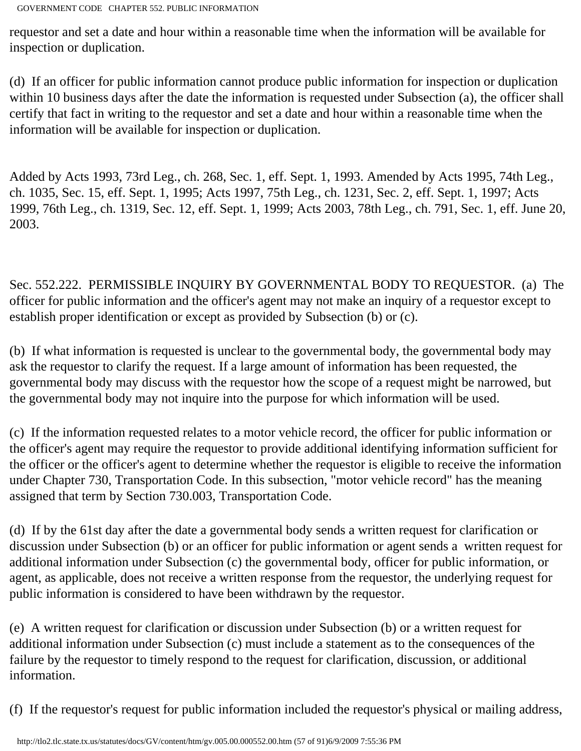requestor and set a date and hour within a reasonable time when the information will be available for inspection or duplication.

(d) If an officer for public information cannot produce public information for inspection or duplication within 10 business days after the date the information is requested under Subsection (a), the officer shall certify that fact in writing to the requestor and set a date and hour within a reasonable time when the information will be available for inspection or duplication.

Added by Acts 1993, 73rd Leg., ch. 268, Sec. 1, eff. Sept. 1, 1993. Amended by Acts 1995, 74th Leg., ch. 1035, Sec. 15, eff. Sept. 1, 1995; Acts 1997, 75th Leg., ch. 1231, Sec. 2, eff. Sept. 1, 1997; Acts 1999, 76th Leg., ch. 1319, Sec. 12, eff. Sept. 1, 1999; Acts 2003, 78th Leg., ch. 791, Sec. 1, eff. June 20, 2003.

Sec. 552.222. PERMISSIBLE INQUIRY BY GOVERNMENTAL BODY TO REQUESTOR. (a) The officer for public information and the officer's agent may not make an inquiry of a requestor except to establish proper identification or except as provided by Subsection (b) or (c).

(b) If what information is requested is unclear to the governmental body, the governmental body may ask the requestor to clarify the request. If a large amount of information has been requested, the governmental body may discuss with the requestor how the scope of a request might be narrowed, but the governmental body may not inquire into the purpose for which information will be used.

(c) If the information requested relates to a motor vehicle record, the officer for public information or the officer's agent may require the requestor to provide additional identifying information sufficient for the officer or the officer's agent to determine whether the requestor is eligible to receive the information under Chapter 730, Transportation Code. In this subsection, "motor vehicle record" has the meaning assigned that term by Section 730.003, Transportation Code.

(d) If by the 61st day after the date a governmental body sends a written request for clarification or discussion under Subsection (b) or an officer for public information or agent sends a written request for additional information under Subsection (c) the governmental body, officer for public information, or agent, as applicable, does not receive a written response from the requestor, the underlying request for public information is considered to have been withdrawn by the requestor.

(e) A written request for clarification or discussion under Subsection (b) or a written request for additional information under Subsection (c) must include a statement as to the consequences of the failure by the requestor to timely respond to the request for clarification, discussion, or additional information.

(f) If the requestor's request for public information included the requestor's physical or mailing address,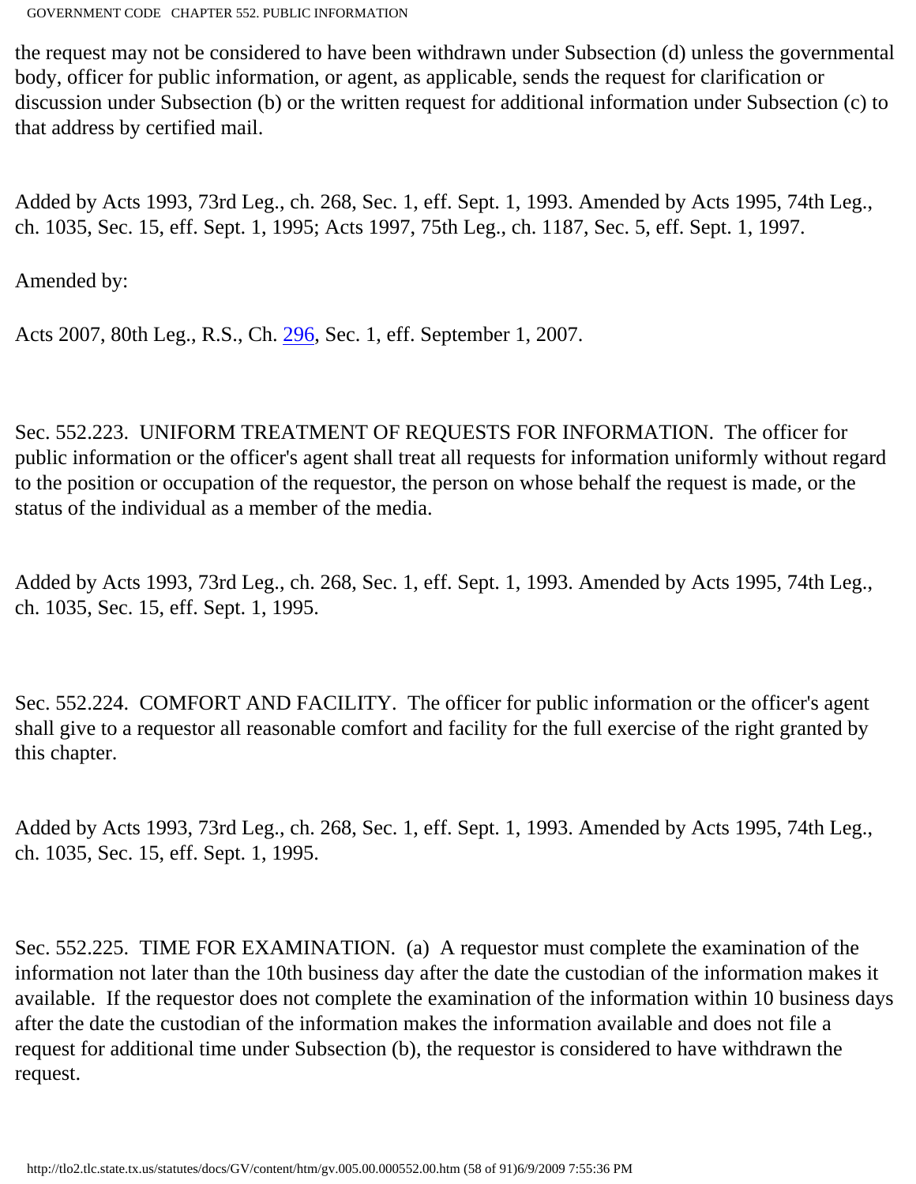the request may not be considered to have been withdrawn under Subsection (d) unless the governmental body, officer for public information, or agent, as applicable, sends the request for clarification or discussion under Subsection (b) or the written request for additional information under Subsection (c) to that address by certified mail.

Added by Acts 1993, 73rd Leg., ch. 268, Sec. 1, eff. Sept. 1, 1993. Amended by Acts 1995, 74th Leg., ch. 1035, Sec. 15, eff. Sept. 1, 1995; Acts 1997, 75th Leg., ch. 1187, Sec. 5, eff. Sept. 1, 1997.

Amended by:

Acts 2007, 80th Leg., R.S., Ch. 296, Sec. 1, eff. September 1, 2007.

Sec. 552.223. UNIFORM TREATMENT OF REQUESTS FOR INFORMATION. The officer for public information or the officer's agent shall treat all requests for information uniformly without regard to the position or occupation of the requestor, the person on whose behalf the request is made, or the status of the individual as a member of the media.

Added by Acts 1993, 73rd Leg., ch. 268, Sec. 1, eff. Sept. 1, 1993. Amended by Acts 1995, 74th Leg., ch. 1035, Sec. 15, eff. Sept. 1, 1995.

Sec. 552.224. COMFORT AND FACILITY. The officer for public information or the officer's agent shall give to a requestor all reasonable comfort and facility for the full exercise of the right granted by this chapter.

Added by Acts 1993, 73rd Leg., ch. 268, Sec. 1, eff. Sept. 1, 1993. Amended by Acts 1995, 74th Leg., ch. 1035, Sec. 15, eff. Sept. 1, 1995.

Sec. 552.225. TIME FOR EXAMINATION. (a) A requestor must complete the examination of the information not later than the 10th business day after the date the custodian of the information makes it available. If the requestor does not complete the examination of the information within 10 business days after the date the custodian of the information makes the information available and does not file a request for additional time under Subsection (b), the requestor is considered to have withdrawn the request.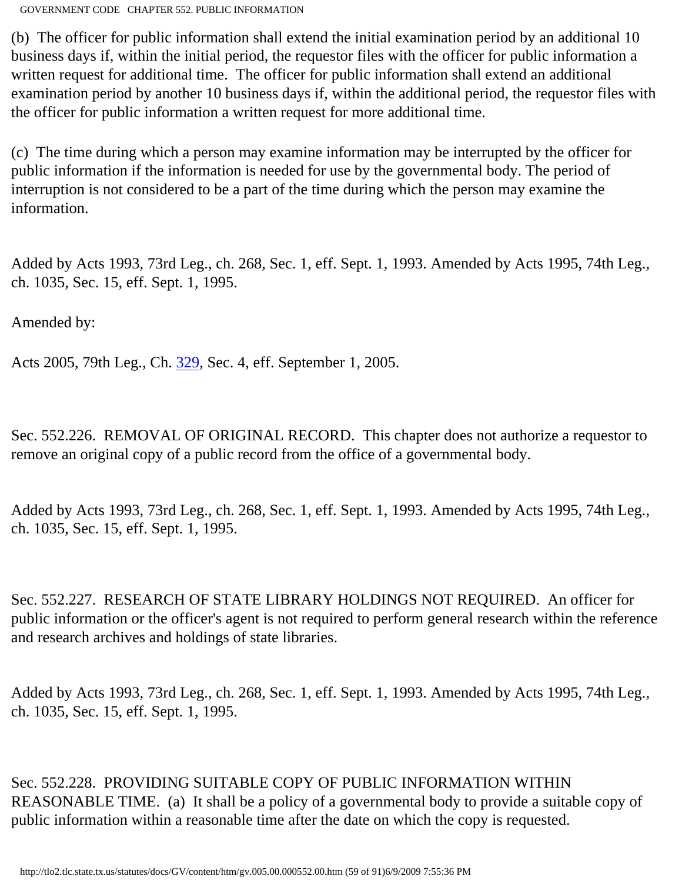(b) The officer for public information shall extend the initial examination period by an additional 10 business days if, within the initial period, the requestor files with the officer for public information a written request for additional time. The officer for public information shall extend an additional examination period by another 10 business days if, within the additional period, the requestor files with the officer for public information a written request for more additional time.

(c) The time during which a person may examine information may be interrupted by the officer for public information if the information is needed for use by the governmental body. The period of interruption is not considered to be a part of the time during which the person may examine the information.

Added by Acts 1993, 73rd Leg., ch. 268, Sec. 1, eff. Sept. 1, 1993. Amended by Acts 1995, 74th Leg., ch. 1035, Sec. 15, eff. Sept. 1, 1995.

Amended by:

Acts 2005, 79th Leg., Ch. 329, Sec. 4, eff. September 1, 2005.

Sec. 552.226. REMOVAL OF ORIGINAL RECORD. This chapter does not authorize a requestor to remove an original copy of a public record from the office of a governmental body.

Added by Acts 1993, 73rd Leg., ch. 268, Sec. 1, eff. Sept. 1, 1993. Amended by Acts 1995, 74th Leg., ch. 1035, Sec. 15, eff. Sept. 1, 1995.

Sec. 552.227. RESEARCH OF STATE LIBRARY HOLDINGS NOT REQUIRED. An officer for public information or the officer's agent is not required to perform general research within the reference and research archives and holdings of state libraries.

Added by Acts 1993, 73rd Leg., ch. 268, Sec. 1, eff. Sept. 1, 1993. Amended by Acts 1995, 74th Leg., ch. 1035, Sec. 15, eff. Sept. 1, 1995.

Sec. 552.228. PROVIDING SUITABLE COPY OF PUBLIC INFORMATION WITHIN REASONABLE TIME. (a) It shall be a policy of a governmental body to provide a suitable copy of public information within a reasonable time after the date on which the copy is requested.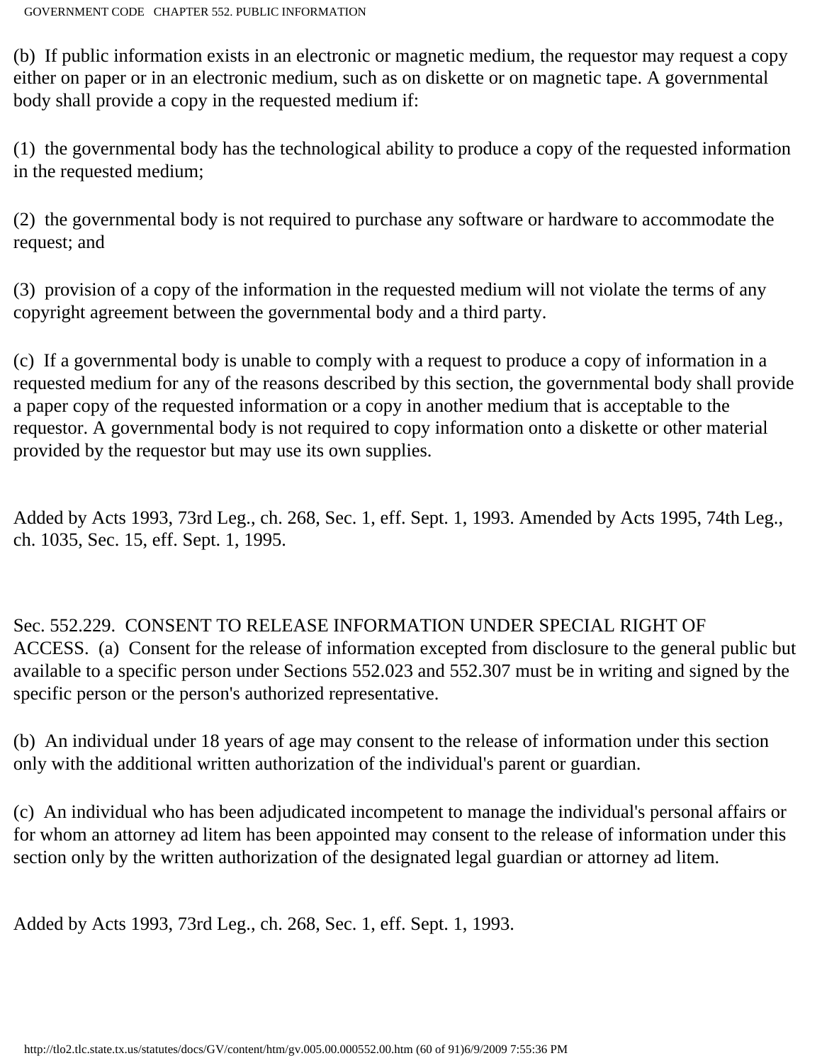(b) If public information exists in an electronic or magnetic medium, the requestor may request a copy either on paper or in an electronic medium, such as on diskette or on magnetic tape. A governmental body shall provide a copy in the requested medium if:

(1) the governmental body has the technological ability to produce a copy of the requested information in the requested medium;

(2) the governmental body is not required to purchase any software or hardware to accommodate the request; and

(3) provision of a copy of the information in the requested medium will not violate the terms of any copyright agreement between the governmental body and a third party.

(c) If a governmental body is unable to comply with a request to produce a copy of information in a requested medium for any of the reasons described by this section, the governmental body shall provide a paper copy of the requested information or a copy in another medium that is acceptable to the requestor. A governmental body is not required to copy information onto a diskette or other material provided by the requestor but may use its own supplies.

Added by Acts 1993, 73rd Leg., ch. 268, Sec. 1, eff. Sept. 1, 1993. Amended by Acts 1995, 74th Leg., ch. 1035, Sec. 15, eff. Sept. 1, 1995.

Sec. 552.229. CONSENT TO RELEASE INFORMATION UNDER SPECIAL RIGHT OF ACCESS. (a) Consent for the release of information excepted from disclosure to the general public but available to a specific person under Sections 552.023 and 552.307 must be in writing and signed by the specific person or the person's authorized representative.

(b) An individual under 18 years of age may consent to the release of information under this section only with the additional written authorization of the individual's parent or guardian.

(c) An individual who has been adjudicated incompetent to manage the individual's personal affairs or for whom an attorney ad litem has been appointed may consent to the release of information under this section only by the written authorization of the designated legal guardian or attorney ad litem.

Added by Acts 1993, 73rd Leg., ch. 268, Sec. 1, eff. Sept. 1, 1993.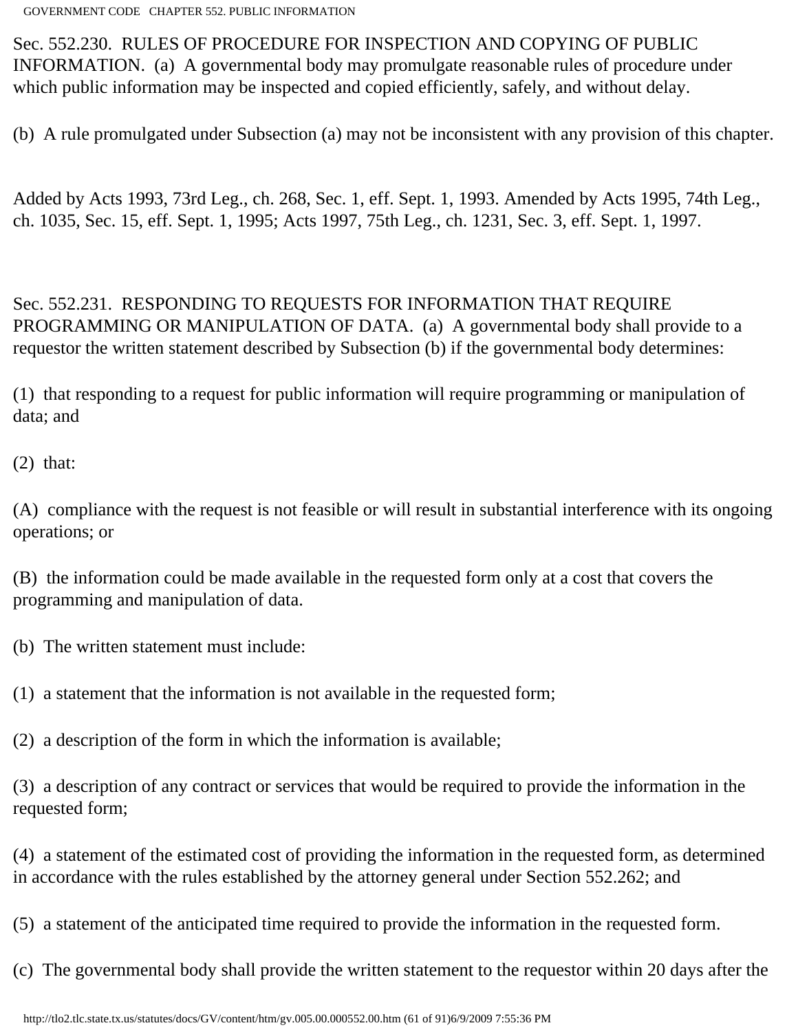Sec. 552.230. RULES OF PROCEDURE FOR INSPECTION AND COPYING OF PUBLIC INFORMATION. (a) A governmental body may promulgate reasonable rules of procedure under which public information may be inspected and copied efficiently, safely, and without delay.

(b) A rule promulgated under Subsection (a) may not be inconsistent with any provision of this chapter.

Added by Acts 1993, 73rd Leg., ch. 268, Sec. 1, eff. Sept. 1, 1993. Amended by Acts 1995, 74th Leg., ch. 1035, Sec. 15, eff. Sept. 1, 1995; Acts 1997, 75th Leg., ch. 1231, Sec. 3, eff. Sept. 1, 1997.

Sec. 552.231. RESPONDING TO REQUESTS FOR INFORMATION THAT REQUIRE PROGRAMMING OR MANIPULATION OF DATA. (a) A governmental body shall provide to a requestor the written statement described by Subsection (b) if the governmental body determines:

(1) that responding to a request for public information will require programming or manipulation of data; and

(2) that:

(A) compliance with the request is not feasible or will result in substantial interference with its ongoing operations; or

(B) the information could be made available in the requested form only at a cost that covers the programming and manipulation of data.

(b) The written statement must include:

(1) a statement that the information is not available in the requested form;

(2) a description of the form in which the information is available;

(3) a description of any contract or services that would be required to provide the information in the requested form;

(4) a statement of the estimated cost of providing the information in the requested form, as determined in accordance with the rules established by the attorney general under Section 552.262; and

(5) a statement of the anticipated time required to provide the information in the requested form.

(c) The governmental body shall provide the written statement to the requestor within 20 days after the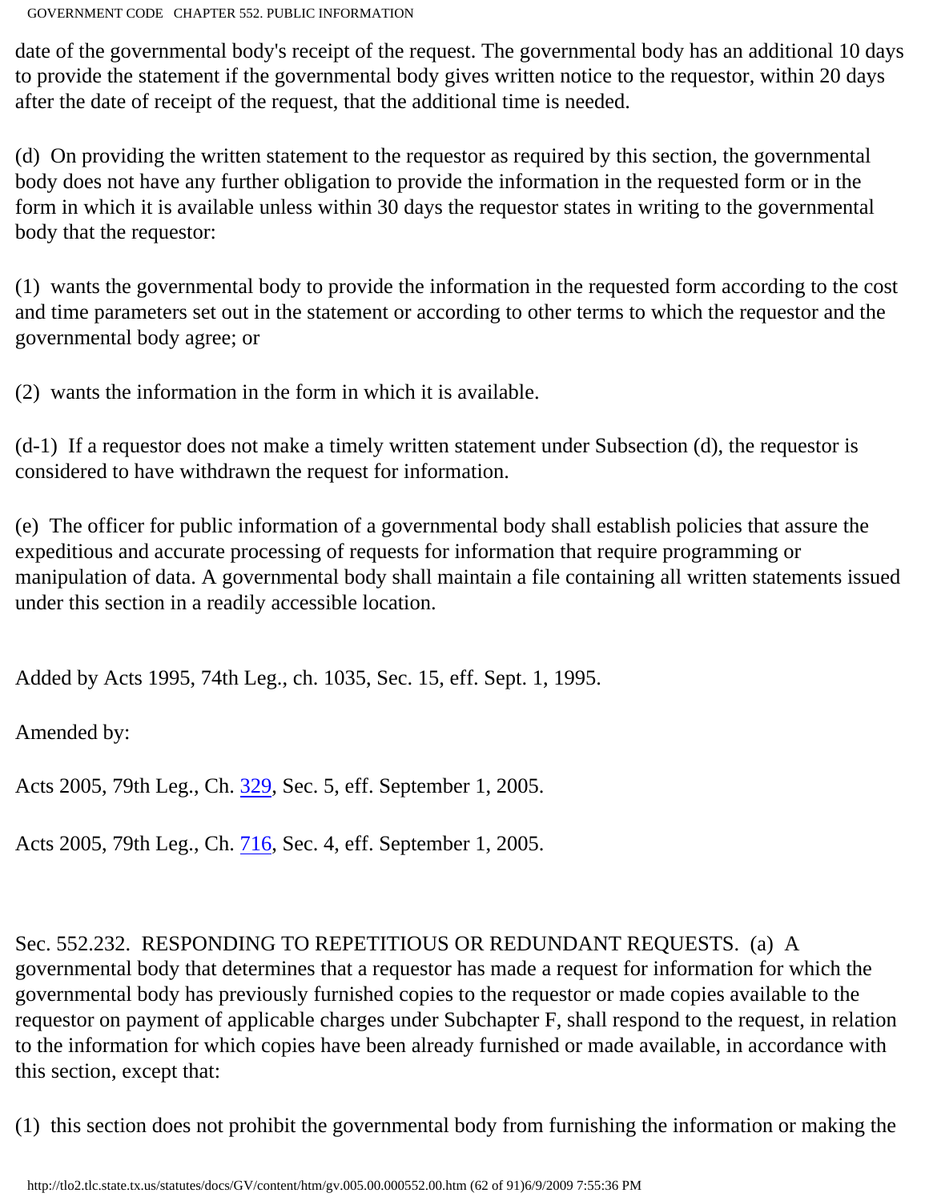date of the governmental body's receipt of the request. The governmental body has an additional 10 days to provide the statement if the governmental body gives written notice to the requestor, within 20 days after the date of receipt of the request, that the additional time is needed.

(d) On providing the written statement to the requestor as required by this section, the governmental body does not have any further obligation to provide the information in the requested form or in the form in which it is available unless within 30 days the requestor states in writing to the governmental body that the requestor:

(1) wants the governmental body to provide the information in the requested form according to the cost and time parameters set out in the statement or according to other terms to which the requestor and the governmental body agree; or

(2) wants the information in the form in which it is available.

(d-1) If a requestor does not make a timely written statement under Subsection (d), the requestor is considered to have withdrawn the request for information.

(e) The officer for public information of a governmental body shall establish policies that assure the expeditious and accurate processing of requests for information that require programming or manipulation of data. A governmental body shall maintain a file containing all written statements issued under this section in a readily accessible location.

Added by Acts 1995, 74th Leg., ch. 1035, Sec. 15, eff. Sept. 1, 1995.

Amended by:

Acts 2005, 79th Leg., Ch. 329, Sec. 5, eff. September 1, 2005.

Acts 2005, 79th Leg., Ch. 716, Sec. 4, eff. September 1, 2005.

Sec. 552.232. RESPONDING TO REPETITIOUS OR REDUNDANT REQUESTS. (a) A governmental body that determines that a requestor has made a request for information for which the governmental body has previously furnished copies to the requestor or made copies available to the requestor on payment of applicable charges under Subchapter F, shall respond to the request, in relation to the information for which copies have been already furnished or made available, in accordance with this section, except that:

(1) this section does not prohibit the governmental body from furnishing the information or making the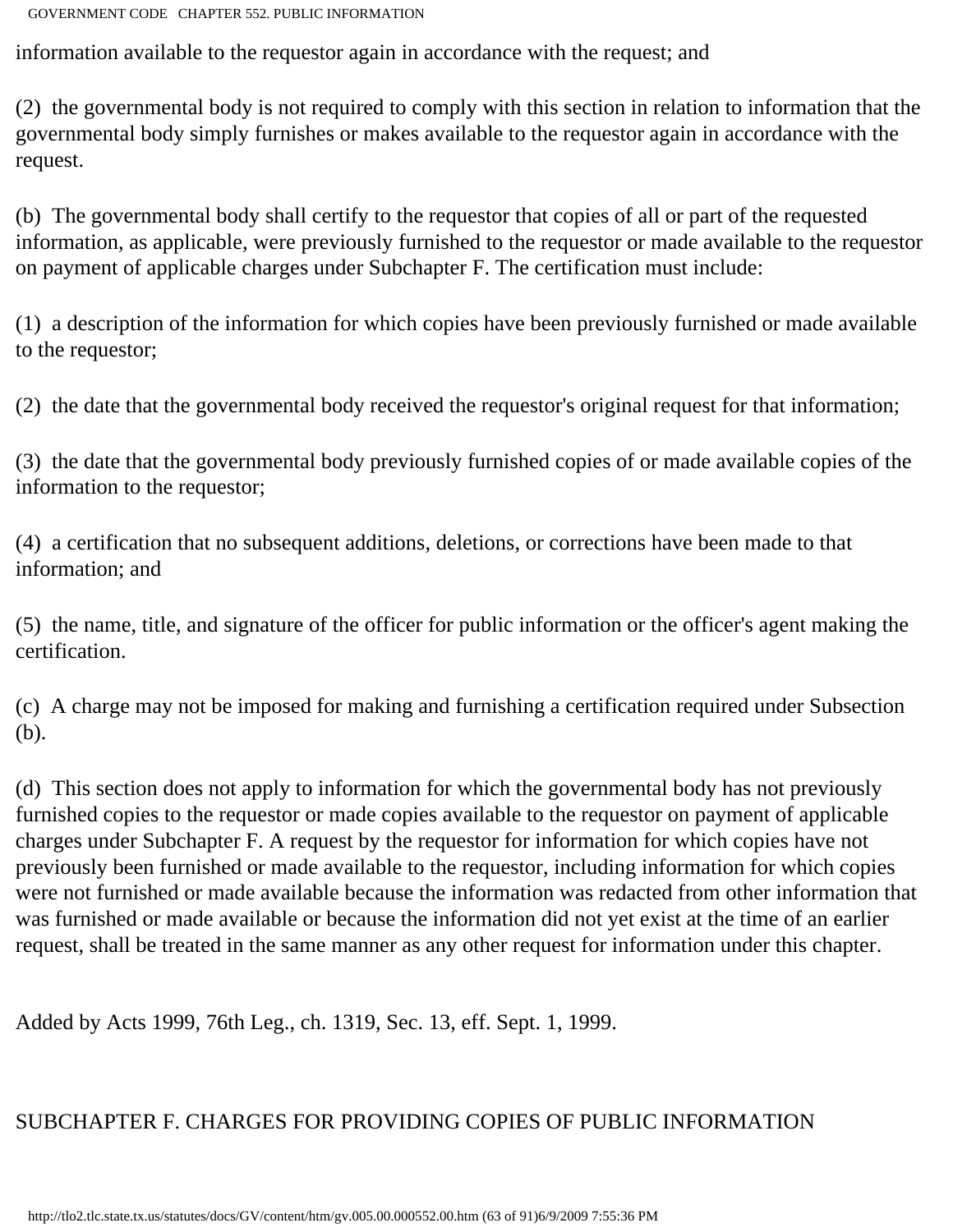information available to the requestor again in accordance with the request; and

(2) the governmental body is not required to comply with this section in relation to information that the governmental body simply furnishes or makes available to the requestor again in accordance with the request.

(b) The governmental body shall certify to the requestor that copies of all or part of the requested information, as applicable, were previously furnished to the requestor or made available to the requestor on payment of applicable charges under Subchapter F. The certification must include:

(1) a description of the information for which copies have been previously furnished or made available to the requestor;

(2) the date that the governmental body received the requestor's original request for that information;

(3) the date that the governmental body previously furnished copies of or made available copies of the information to the requestor;

(4) a certification that no subsequent additions, deletions, or corrections have been made to that information; and

(5) the name, title, and signature of the officer for public information or the officer's agent making the certification.

(c) A charge may not be imposed for making and furnishing a certification required under Subsection (b).

(d) This section does not apply to information for which the governmental body has not previously furnished copies to the requestor or made copies available to the requestor on payment of applicable charges under Subchapter F. A request by the requestor for information for which copies have not previously been furnished or made available to the requestor, including information for which copies were not furnished or made available because the information was redacted from other information that was furnished or made available or because the information did not yet exist at the time of an earlier request, shall be treated in the same manner as any other request for information under this chapter.

Added by Acts 1999, 76th Leg., ch. 1319, Sec. 13, eff. Sept. 1, 1999.

## SUBCHAPTER F. CHARGES FOR PROVIDING COPIES OF PUBLIC INFORMATION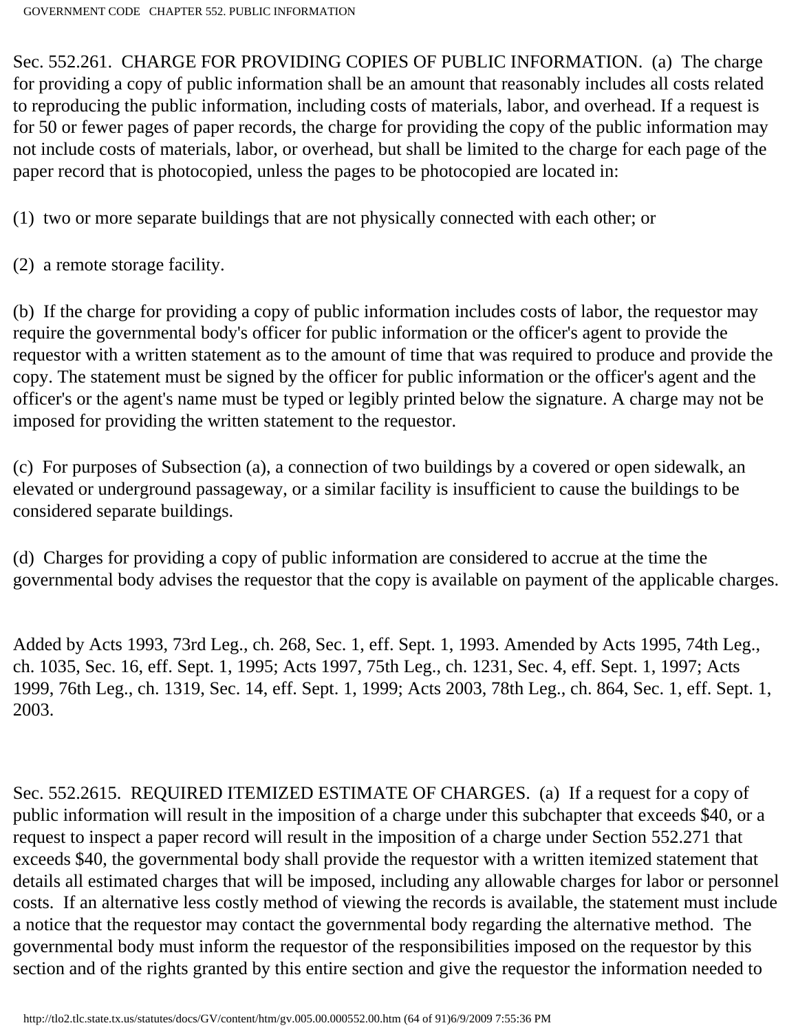Sec. 552.261. CHARGE FOR PROVIDING COPIES OF PUBLIC INFORMATION. (a) The charge for providing a copy of public information shall be an amount that reasonably includes all costs related to reproducing the public information, including costs of materials, labor, and overhead. If a request is for 50 or fewer pages of paper records, the charge for providing the copy of the public information may not include costs of materials, labor, or overhead, but shall be limited to the charge for each page of the paper record that is photocopied, unless the pages to be photocopied are located in:

(1) two or more separate buildings that are not physically connected with each other; or

(2) a remote storage facility.

(b) If the charge for providing a copy of public information includes costs of labor, the requestor may require the governmental body's officer for public information or the officer's agent to provide the requestor with a written statement as to the amount of time that was required to produce and provide the copy. The statement must be signed by the officer for public information or the officer's agent and the officer's or the agent's name must be typed or legibly printed below the signature. A charge may not be imposed for providing the written statement to the requestor.

(c) For purposes of Subsection (a), a connection of two buildings by a covered or open sidewalk, an elevated or underground passageway, or a similar facility is insufficient to cause the buildings to be considered separate buildings.

(d) Charges for providing a copy of public information are considered to accrue at the time the governmental body advises the requestor that the copy is available on payment of the applicable charges.

Added by Acts 1993, 73rd Leg., ch. 268, Sec. 1, eff. Sept. 1, 1993. Amended by Acts 1995, 74th Leg., ch. 1035, Sec. 16, eff. Sept. 1, 1995; Acts 1997, 75th Leg., ch. 1231, Sec. 4, eff. Sept. 1, 1997; Acts 1999, 76th Leg., ch. 1319, Sec. 14, eff. Sept. 1, 1999; Acts 2003, 78th Leg., ch. 864, Sec. 1, eff. Sept. 1, 2003.

Sec. 552.2615. REQUIRED ITEMIZED ESTIMATE OF CHARGES. (a) If a request for a copy of public information will result in the imposition of a charge under this subchapter that exceeds $40, or a request to inspect a paper record will result in the imposition of a charge under Section 552.271 that exceeds $40, the governmental body shall provide the requestor with a written itemized statement that details all estimated charges that will be imposed, including any allowable charges for labor or personnel costs. If an alternative less costly method of viewing the records is available, the statement must include a notice that the requestor may contact the governmental body regarding the alternative method. The governmental body must inform the requestor of the responsibilities imposed on the requestor by this section and of the rights granted by this entire section and give the requestor the information needed to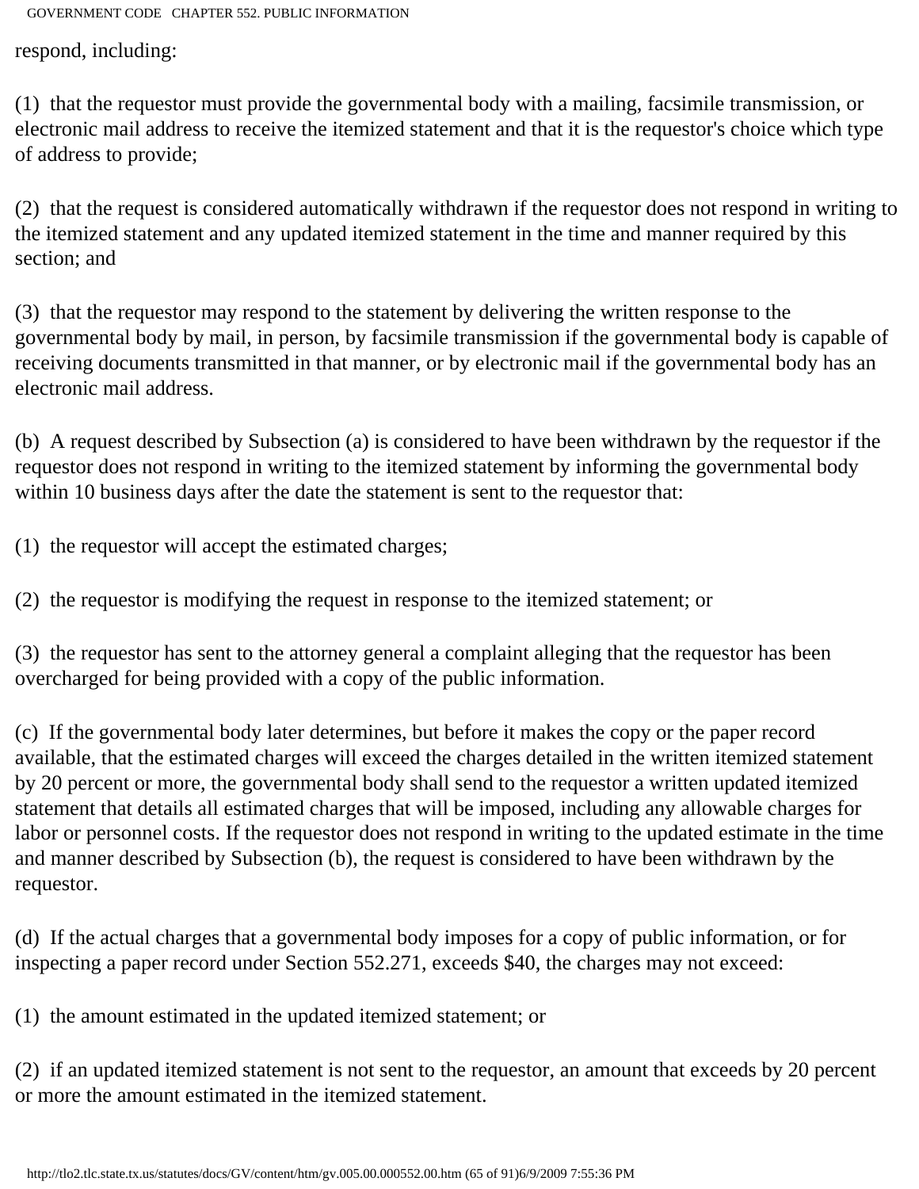respond, including:

(1) that the requestor must provide the governmental body with a mailing, facsimile transmission, or electronic mail address to receive the itemized statement and that it is the requestor's choice which type of address to provide;

(2) that the request is considered automatically withdrawn if the requestor does not respond in writing to the itemized statement and any updated itemized statement in the time and manner required by this section; and

(3) that the requestor may respond to the statement by delivering the written response to the governmental body by mail, in person, by facsimile transmission if the governmental body is capable of receiving documents transmitted in that manner, or by electronic mail if the governmental body has an electronic mail address.

(b) A request described by Subsection (a) is considered to have been withdrawn by the requestor if the requestor does not respond in writing to the itemized statement by informing the governmental body within 10 business days after the date the statement is sent to the requestor that:

(1) the requestor will accept the estimated charges;

(2) the requestor is modifying the request in response to the itemized statement; or

(3) the requestor has sent to the attorney general a complaint alleging that the requestor has been overcharged for being provided with a copy of the public information.

(c) If the governmental body later determines, but before it makes the copy or the paper record available, that the estimated charges will exceed the charges detailed in the written itemized statement by 20 percent or more, the governmental body shall send to the requestor a written updated itemized statement that details all estimated charges that will be imposed, including any allowable charges for labor or personnel costs. If the requestor does not respond in writing to the updated estimate in the time and manner described by Subsection (b), the request is considered to have been withdrawn by the requestor.

(d) If the actual charges that a governmental body imposes for a copy of public information, or for inspecting a paper record under Section 552.271, exceeds $40, the charges may not exceed:

(1) the amount estimated in the updated itemized statement; or

(2) if an updated itemized statement is not sent to the requestor, an amount that exceeds by 20 percent or more the amount estimated in the itemized statement.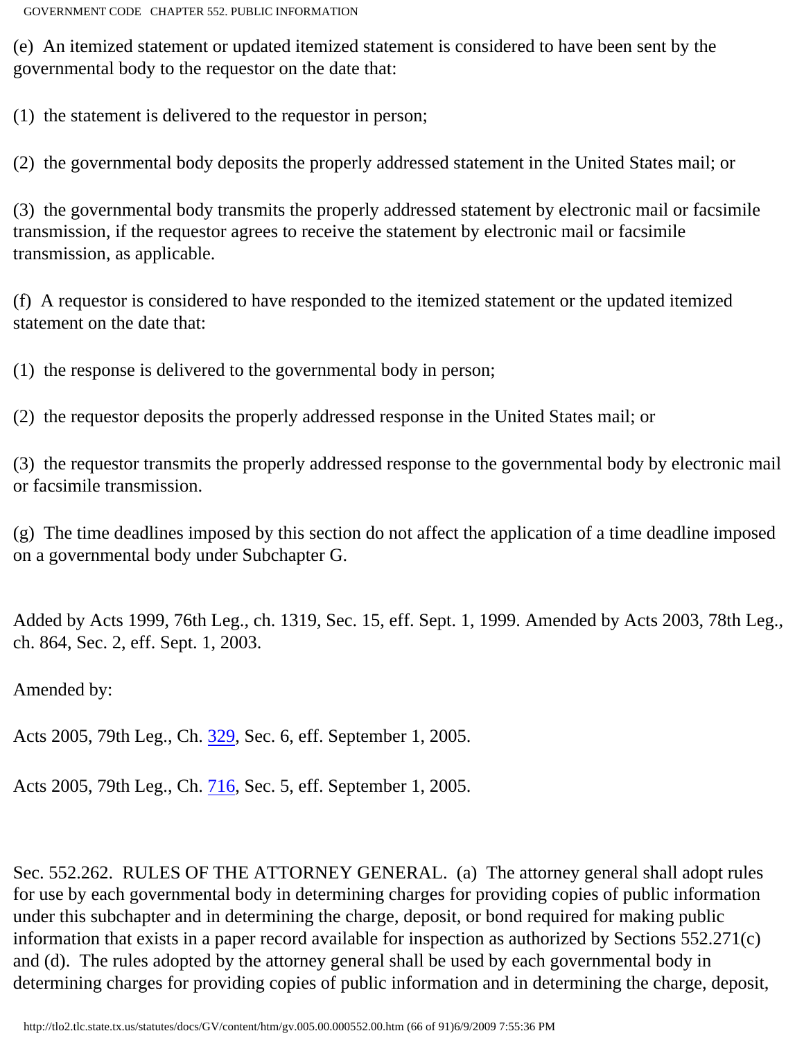(e) An itemized statement or updated itemized statement is considered to have been sent by the governmental body to the requestor on the date that:

(1) the statement is delivered to the requestor in person;

(2) the governmental body deposits the properly addressed statement in the United States mail; or

(3) the governmental body transmits the properly addressed statement by electronic mail or facsimile transmission, if the requestor agrees to receive the statement by electronic mail or facsimile transmission, as applicable.

(f) A requestor is considered to have responded to the itemized statement or the updated itemized statement on the date that:

(1) the response is delivered to the governmental body in person;

(2) the requestor deposits the properly addressed response in the United States mail; or

(3) the requestor transmits the properly addressed response to the governmental body by electronic mail or facsimile transmission.

(g) The time deadlines imposed by this section do not affect the application of a time deadline imposed on a governmental body under Subchapter G.

Added by Acts 1999, 76th Leg., ch. 1319, Sec. 15, eff. Sept. 1, 1999. Amended by Acts 2003, 78th Leg., ch. 864, Sec. 2, eff. Sept. 1, 2003.

Amended by:

Acts 2005, 79th Leg., Ch. 329, Sec. 6, eff. September 1, 2005.

Acts 2005, 79th Leg., Ch. 716, Sec. 5, eff. September 1, 2005.

Sec. 552.262. RULES OF THE ATTORNEY GENERAL. (a) The attorney general shall adopt rules for use by each governmental body in determining charges for providing copies of public information under this subchapter and in determining the charge, deposit, or bond required for making public information that exists in a paper record available for inspection as authorized by Sections 552.271(c) and (d). The rules adopted by the attorney general shall be used by each governmental body in determining charges for providing copies of public information and in determining the charge, deposit,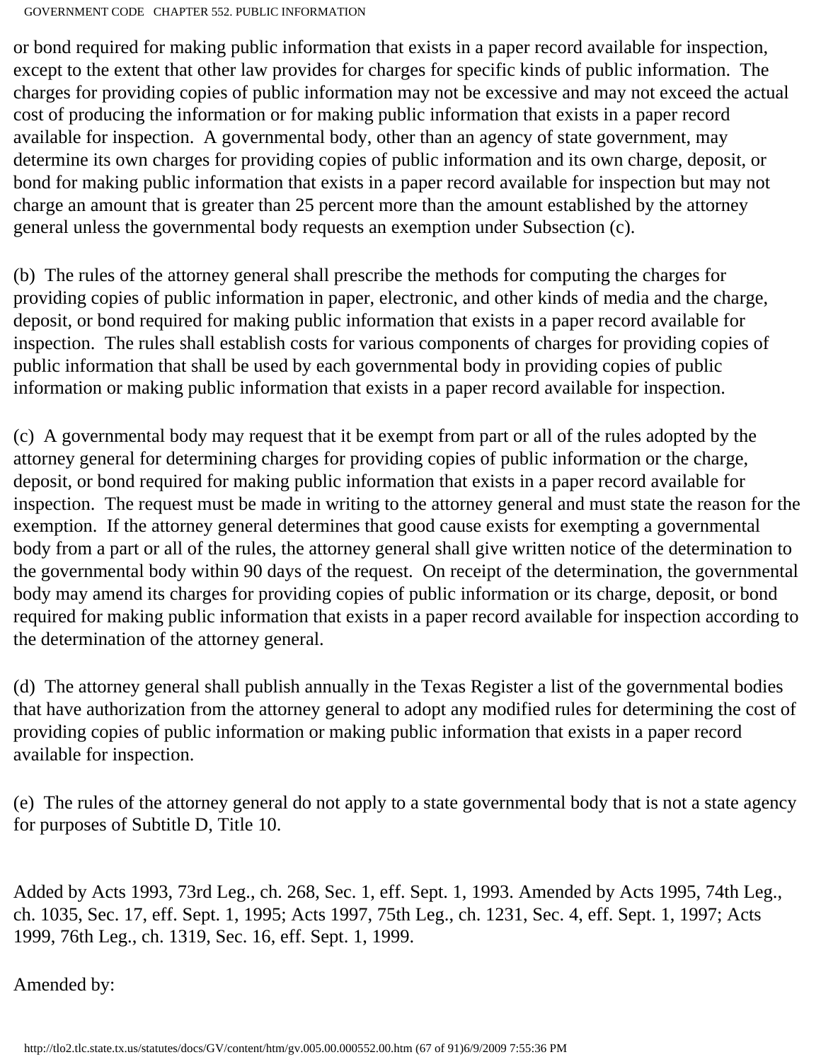or bond required for making public information that exists in a paper record available for inspection, except to the extent that other law provides for charges for specific kinds of public information. The charges for providing copies of public information may not be excessive and may not exceed the actual cost of producing the information or for making public information that exists in a paper record available for inspection. A governmental body, other than an agency of state government, may determine its own charges for providing copies of public information and its own charge, deposit, or bond for making public information that exists in a paper record available for inspection but may not charge an amount that is greater than 25 percent more than the amount established by the attorney general unless the governmental body requests an exemption under Subsection (c).

(b) The rules of the attorney general shall prescribe the methods for computing the charges for providing copies of public information in paper, electronic, and other kinds of media and the charge, deposit, or bond required for making public information that exists in a paper record available for inspection. The rules shall establish costs for various components of charges for providing copies of public information that shall be used by each governmental body in providing copies of public information or making public information that exists in a paper record available for inspection.

(c) A governmental body may request that it be exempt from part or all of the rules adopted by the attorney general for determining charges for providing copies of public information or the charge, deposit, or bond required for making public information that exists in a paper record available for inspection. The request must be made in writing to the attorney general and must state the reason for the exemption. If the attorney general determines that good cause exists for exempting a governmental body from a part or all of the rules, the attorney general shall give written notice of the determination to the governmental body within 90 days of the request. On receipt of the determination, the governmental body may amend its charges for providing copies of public information or its charge, deposit, or bond required for making public information that exists in a paper record available for inspection according to the determination of the attorney general.

(d) The attorney general shall publish annually in the Texas Register a list of the governmental bodies that have authorization from the attorney general to adopt any modified rules for determining the cost of providing copies of public information or making public information that exists in a paper record available for inspection.

(e) The rules of the attorney general do not apply to a state governmental body that is not a state agency for purposes of Subtitle D, Title 10.

Added by Acts 1993, 73rd Leg., ch. 268, Sec. 1, eff. Sept. 1, 1993. Amended by Acts 1995, 74th Leg., ch. 1035, Sec. 17, eff. Sept. 1, 1995; Acts 1997, 75th Leg., ch. 1231, Sec. 4, eff. Sept. 1, 1997; Acts 1999, 76th Leg., ch. 1319, Sec. 16, eff. Sept. 1, 1999.

Amended by: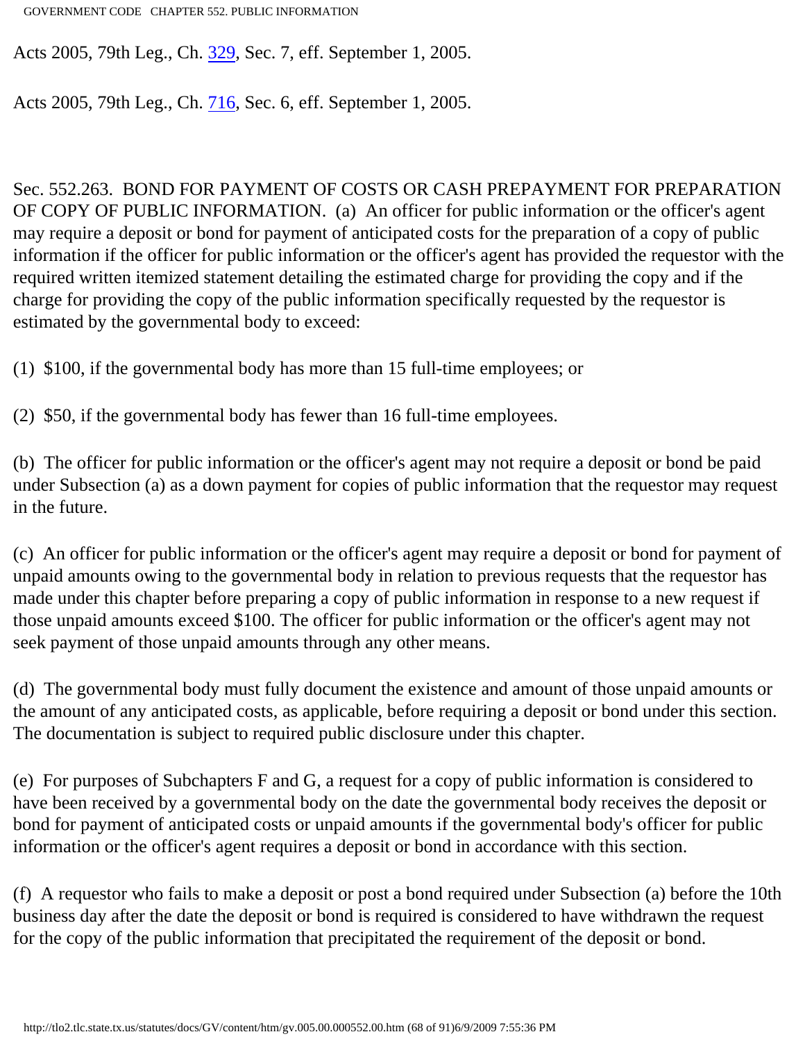Acts 2005, 79th Leg., Ch. 329, Sec. 7, eff. September 1, 2005.

Acts 2005, 79th Leg., Ch. 716, Sec. 6, eff. September 1, 2005.

Sec. 552.263. BOND FOR PAYMENT OF COSTS OR CASH PREPAYMENT FOR PREPARATION OF COPY OF PUBLIC INFORMATION. (a) An officer for public information or the officer's agent may require a deposit or bond for payment of anticipated costs for the preparation of a copy of public information if the officer for public information or the officer's agent has provided the requestor with the required written itemized statement detailing the estimated charge for providing the copy and if the charge for providing the copy of the public information specifically requested by the requestor is estimated by the governmental body to exceed:

(1) $100, if the governmental body has more than 15 full-time employees; or

(2) $50, if the governmental body has fewer than 16 full-time employees.

(b) The officer for public information or the officer's agent may not require a deposit or bond be paid under Subsection (a) as a down payment for copies of public information that the requestor may request in the future.

(c) An officer for public information or the officer's agent may require a deposit or bond for payment of unpaid amounts owing to the governmental body in relation to previous requests that the requestor has made under this chapter before preparing a copy of public information in response to a new request if those unpaid amounts exceed $100. The officer for public information or the officer's agent may not seek payment of those unpaid amounts through any other means.

(d) The governmental body must fully document the existence and amount of those unpaid amounts or the amount of any anticipated costs, as applicable, before requiring a deposit or bond under this section. The documentation is subject to required public disclosure under this chapter.

(e) For purposes of Subchapters F and G, a request for a copy of public information is considered to have been received by a governmental body on the date the governmental body receives the deposit or bond for payment of anticipated costs or unpaid amounts if the governmental body's officer for public information or the officer's agent requires a deposit or bond in accordance with this section.

(f) A requestor who fails to make a deposit or post a bond required under Subsection (a) before the 10th business day after the date the deposit or bond is required is considered to have withdrawn the request for the copy of the public information that precipitated the requirement of the deposit or bond.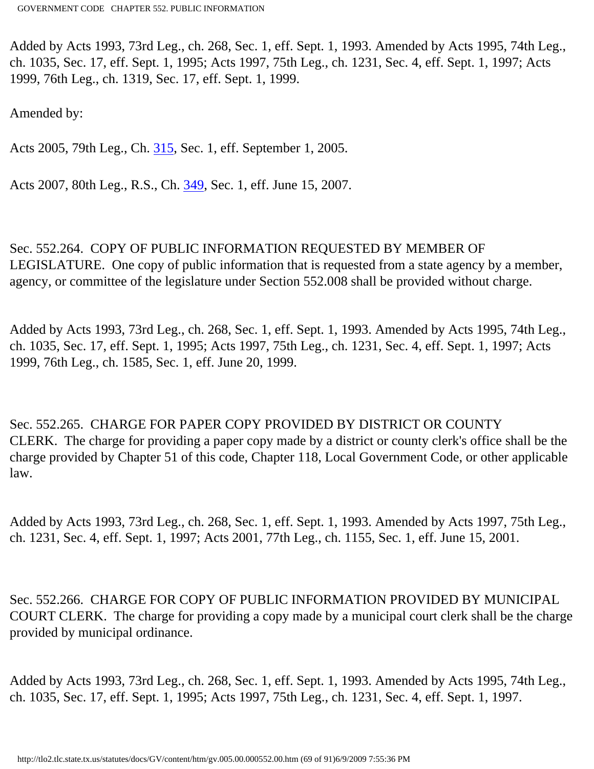Added by Acts 1993, 73rd Leg., ch. 268, Sec. 1, eff. Sept. 1, 1993. Amended by Acts 1995, 74th Leg., ch. 1035, Sec. 17, eff. Sept. 1, 1995; Acts 1997, 75th Leg., ch. 1231, Sec. 4, eff. Sept. 1, 1997; Acts 1999, 76th Leg., ch. 1319, Sec. 17, eff. Sept. 1, 1999.

Amended by:

Acts 2005, 79th Leg., Ch. 315, Sec. 1, eff. September 1, 2005.

Acts 2007, 80th Leg., R.S., Ch. 349, Sec. 1, eff. June 15, 2007.

Sec. 552.264. COPY OF PUBLIC INFORMATION REQUESTED BY MEMBER OF LEGISLATURE. One copy of public information that is requested from a state agency by a member, agency, or committee of the legislature under Section 552.008 shall be provided without charge.

Added by Acts 1993, 73rd Leg., ch. 268, Sec. 1, eff. Sept. 1, 1993. Amended by Acts 1995, 74th Leg., ch. 1035, Sec. 17, eff. Sept. 1, 1995; Acts 1997, 75th Leg., ch. 1231, Sec. 4, eff. Sept. 1, 1997; Acts 1999, 76th Leg., ch. 1585, Sec. 1, eff. June 20, 1999.

Sec. 552.265. CHARGE FOR PAPER COPY PROVIDED BY DISTRICT OR COUNTY CLERK. The charge for providing a paper copy made by a district or county clerk's office shall be the charge provided by Chapter 51 of this code, Chapter 118, Local Government Code, or other applicable law.

Added by Acts 1993, 73rd Leg., ch. 268, Sec. 1, eff. Sept. 1, 1993. Amended by Acts 1997, 75th Leg., ch. 1231, Sec. 4, eff. Sept. 1, 1997; Acts 2001, 77th Leg., ch. 1155, Sec. 1, eff. June 15, 2001.

Sec. 552.266. CHARGE FOR COPY OF PUBLIC INFORMATION PROVIDED BY MUNICIPAL COURT CLERK. The charge for providing a copy made by a municipal court clerk shall be the charge provided by municipal ordinance.

Added by Acts 1993, 73rd Leg., ch. 268, Sec. 1, eff. Sept. 1, 1993. Amended by Acts 1995, 74th Leg., ch. 1035, Sec. 17, eff. Sept. 1, 1995; Acts 1997, 75th Leg., ch. 1231, Sec. 4, eff. Sept. 1, 1997.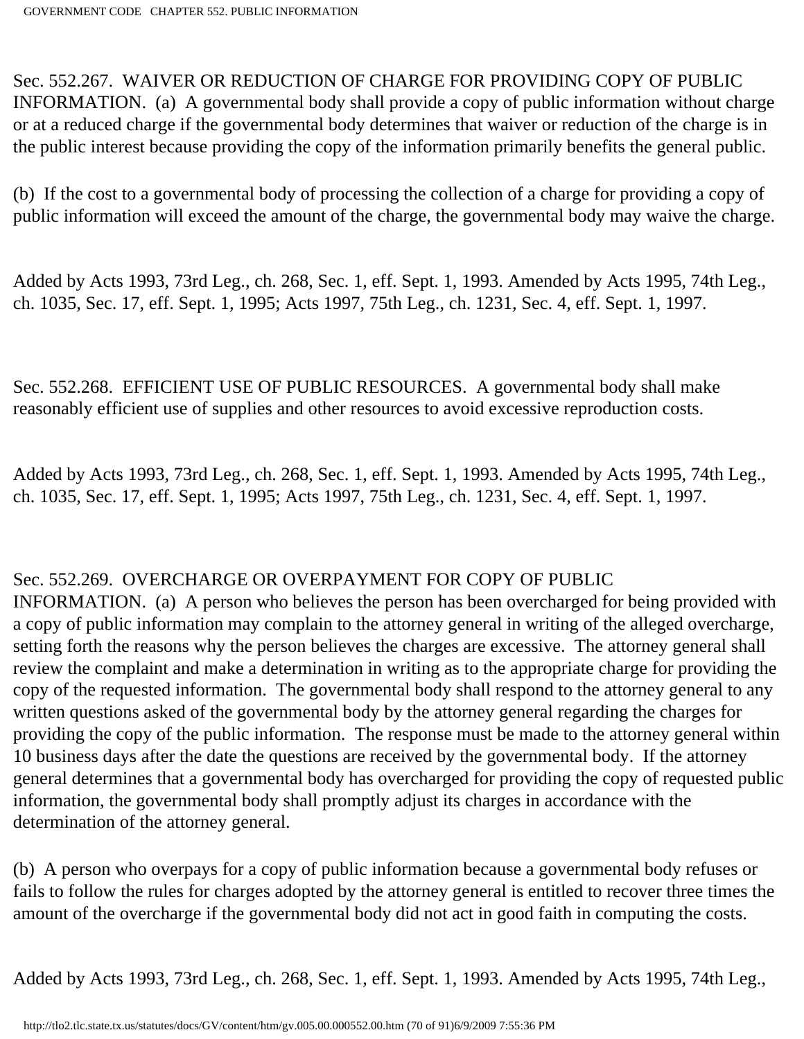Sec. 552.267. WAIVER OR REDUCTION OF CHARGE FOR PROVIDING COPY OF PUBLIC INFORMATION. (a) A governmental body shall provide a copy of public information without charge or at a reduced charge if the governmental body determines that waiver or reduction of the charge is in the public interest because providing the copy of the information primarily benefits the general public.

(b) If the cost to a governmental body of processing the collection of a charge for providing a copy of public information will exceed the amount of the charge, the governmental body may waive the charge.

Added by Acts 1993, 73rd Leg., ch. 268, Sec. 1, eff. Sept. 1, 1993. Amended by Acts 1995, 74th Leg., ch. 1035, Sec. 17, eff. Sept. 1, 1995; Acts 1997, 75th Leg., ch. 1231, Sec. 4, eff. Sept. 1, 1997.

Sec. 552.268. EFFICIENT USE OF PUBLIC RESOURCES. A governmental body shall make reasonably efficient use of supplies and other resources to avoid excessive reproduction costs.

Added by Acts 1993, 73rd Leg., ch. 268, Sec. 1, eff. Sept. 1, 1993. Amended by Acts 1995, 74th Leg., ch. 1035, Sec. 17, eff. Sept. 1, 1995; Acts 1997, 75th Leg., ch. 1231, Sec. 4, eff. Sept. 1, 1997.

Sec. 552.269. OVERCHARGE OR OVERPAYMENT FOR COPY OF PUBLIC INFORMATION. (a) A person who believes the person has been overcharged for being provided with a copy of public information may complain to the attorney general in writing of the alleged overcharge, setting forth the reasons why the person believes the charges are excessive. The attorney general shall review the complaint and make a determination in writing as to the appropriate charge for providing the copy of the requested information. The governmental body shall respond to the attorney general to any written questions asked of the governmental body by the attorney general regarding the charges for providing the copy of the public information. The response must be made to the attorney general within 10 business days after the date the questions are received by the governmental body. If the attorney general determines that a governmental body has overcharged for providing the copy of requested public information, the governmental body shall promptly adjust its charges in accordance with the determination of the attorney general.

(b) A person who overpays for a copy of public information because a governmental body refuses or fails to follow the rules for charges adopted by the attorney general is entitled to recover three times the amount of the overcharge if the governmental body did not act in good faith in computing the costs.

Added by Acts 1993, 73rd Leg., ch. 268, Sec. 1, eff. Sept. 1, 1993. Amended by Acts 1995, 74th Leg.,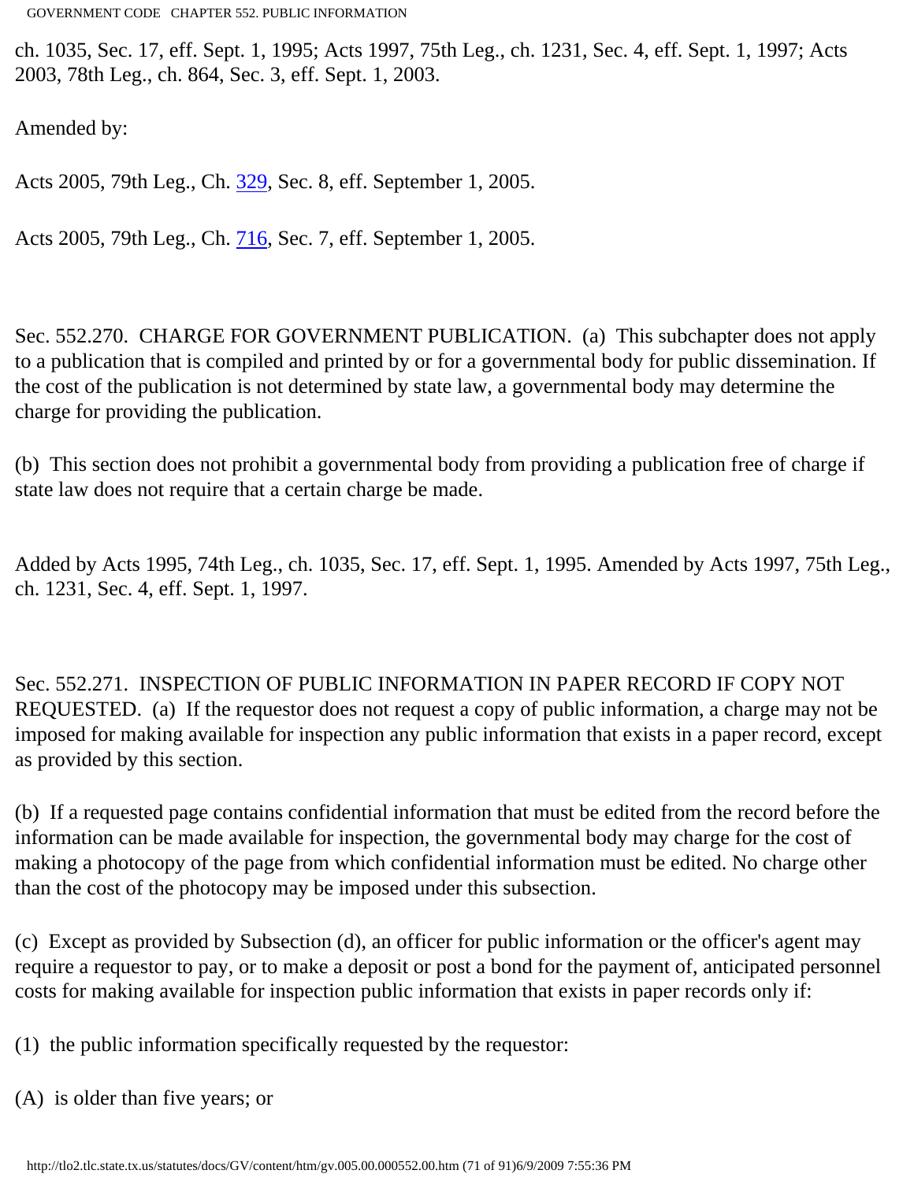ch. 1035, Sec. 17, eff. Sept. 1, 1995; Acts 1997, 75th Leg., ch. 1231, Sec. 4, eff. Sept. 1, 1997; Acts 2003, 78th Leg., ch. 864, Sec. 3, eff. Sept. 1, 2003.

Amended by:

Acts 2005, 79th Leg., Ch. 329, Sec. 8, eff. September 1, 2005.

Acts 2005, 79th Leg., Ch. 716, Sec. 7, eff. September 1, 2005.

Sec. 552.270. CHARGE FOR GOVERNMENT PUBLICATION. (a) This subchapter does not apply to a publication that is compiled and printed by or for a governmental body for public dissemination. If the cost of the publication is not determined by state law, a governmental body may determine the charge for providing the publication.

(b) This section does not prohibit a governmental body from providing a publication free of charge if state law does not require that a certain charge be made.

Added by Acts 1995, 74th Leg., ch. 1035, Sec. 17, eff. Sept. 1, 1995. Amended by Acts 1997, 75th Leg., ch. 1231, Sec. 4, eff. Sept. 1, 1997.

Sec. 552.271. INSPECTION OF PUBLIC INFORMATION IN PAPER RECORD IF COPY NOT REQUESTED. (a) If the requestor does not request a copy of public information, a charge may not be imposed for making available for inspection any public information that exists in a paper record, except as provided by this section.

(b) If a requested page contains confidential information that must be edited from the record before the information can be made available for inspection, the governmental body may charge for the cost of making a photocopy of the page from which confidential information must be edited. No charge other than the cost of the photocopy may be imposed under this subsection.

(c) Except as provided by Subsection (d), an officer for public information or the officer's agent may require a requestor to pay, or to make a deposit or post a bond for the payment of, anticipated personnel costs for making available for inspection public information that exists in paper records only if:

(1) the public information specifically requested by the requestor:

(A) is older than five years; or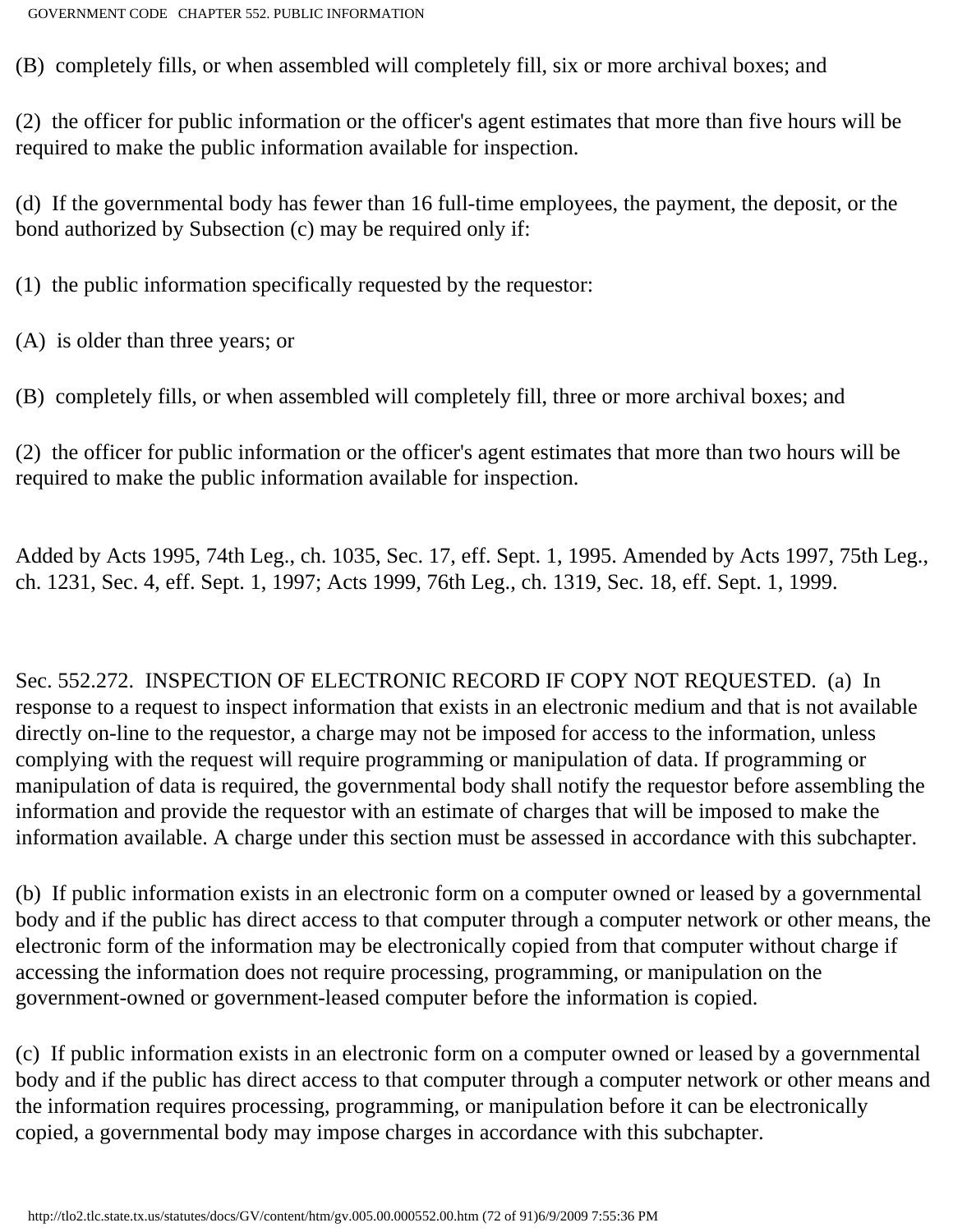(B) completely fills, or when assembled will completely fill, six or more archival boxes; and

(2) the officer for public information or the officer's agent estimates that more than five hours will be required to make the public information available for inspection.

(d) If the governmental body has fewer than 16 full-time employees, the payment, the deposit, or the bond authorized by Subsection (c) may be required only if:

(1) the public information specifically requested by the requestor:

(A) is older than three years; or

(B) completely fills, or when assembled will completely fill, three or more archival boxes; and

(2) the officer for public information or the officer's agent estimates that more than two hours will be required to make the public information available for inspection.

Added by Acts 1995, 74th Leg., ch. 1035, Sec. 17, eff. Sept. 1, 1995. Amended by Acts 1997, 75th Leg., ch. 1231, Sec. 4, eff. Sept. 1, 1997; Acts 1999, 76th Leg., ch. 1319, Sec. 18, eff. Sept. 1, 1999.

Sec. 552.272. INSPECTION OF ELECTRONIC RECORD IF COPY NOT REQUESTED. (a) In response to a request to inspect information that exists in an electronic medium and that is not available directly on-line to the requestor, a charge may not be imposed for access to the information, unless complying with the request will require programming or manipulation of data. If programming or manipulation of data is required, the governmental body shall notify the requestor before assembling the information and provide the requestor with an estimate of charges that will be imposed to make the information available. A charge under this section must be assessed in accordance with this subchapter.

(b) If public information exists in an electronic form on a computer owned or leased by a governmental body and if the public has direct access to that computer through a computer network or other means, the electronic form of the information may be electronically copied from that computer without charge if accessing the information does not require processing, programming, or manipulation on the government-owned or government-leased computer before the information is copied.

(c) If public information exists in an electronic form on a computer owned or leased by a governmental body and if the public has direct access to that computer through a computer network or other means and the information requires processing, programming, or manipulation before it can be electronically copied, a governmental body may impose charges in accordance with this subchapter.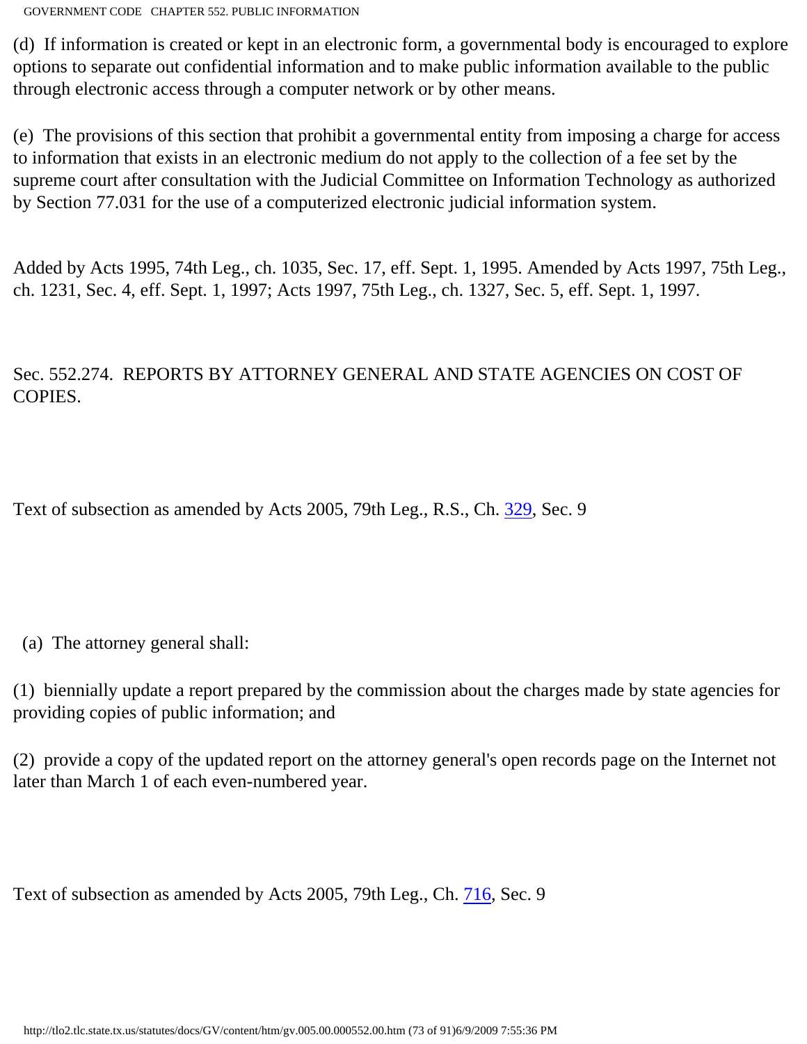(d) If information is created or kept in an electronic form, a governmental body is encouraged to explore options to separate out confidential information and to make public information available to the public through electronic access through a computer network or by other means.

(e) The provisions of this section that prohibit a governmental entity from imposing a charge for access to information that exists in an electronic medium do not apply to the collection of a fee set by the supreme court after consultation with the Judicial Committee on Information Technology as authorized by Section 77.031 for the use of a computerized electronic judicial information system.

Added by Acts 1995, 74th Leg., ch. 1035, Sec. 17, eff. Sept. 1, 1995. Amended by Acts 1997, 75th Leg., ch. 1231, Sec. 4, eff. Sept. 1, 1997; Acts 1997, 75th Leg., ch. 1327, Sec. 5, eff. Sept. 1, 1997.

Sec. 552.274. REPORTS BY ATTORNEY GENERAL AND STATE AGENCIES ON COST OF COPIES.

Text of subsection as amended by Acts 2005, 79th Leg., R.S., Ch. 329, Sec. 9

(a) The attorney general shall:

(1) biennially update a report prepared by the commission about the charges made by state agencies for providing copies of public information; and

(2) provide a copy of the updated report on the attorney general's open records page on the Internet not later than March 1 of each even-numbered year.

Text of subsection as amended by Acts 2005, 79th Leg., Ch. 716, Sec. 9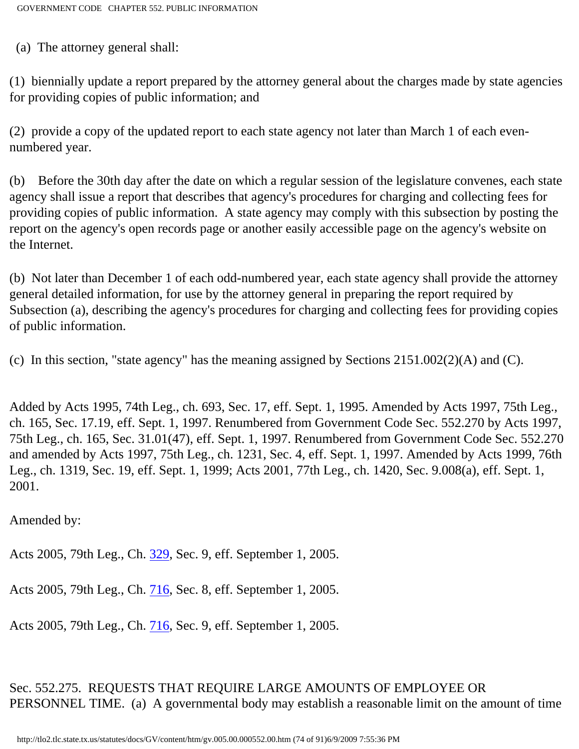(a) The attorney general shall:

(1) biennially update a report prepared by the attorney general about the charges made by state agencies for providing copies of public information; and

(2) provide a copy of the updated report to each state agency not later than March 1 of each even-numbered year.

(b) Before the 30th day after the date on which a regular session of the legislature convenes, each state agency shall issue a report that describes that agency's procedures for charging and collecting fees for providing copies of public information. A state agency may comply with this subsection by posting the report on the agency's open records page or another easily accessible page on the agency's website on the Internet.

(b) Not later than December 1 of each odd-numbered year, each state agency shall provide the attorney general detailed information, for use by the attorney general in preparing the report required by Subsection (a), describing the agency's procedures for charging and collecting fees for providing copies of public information.

(c) In this section, "state agency" has the meaning assigned by Sections 2151.002(2)(A) and (C).

Added by Acts 1995, 74th Leg., ch. 693, Sec. 17, eff. Sept. 1, 1995. Amended by Acts 1997, 75th Leg., ch. 165, Sec. 17.19, eff. Sept. 1, 1997. Renumbered from Government Code Sec. 552.270 by Acts 1997, 75th Leg., ch. 165, Sec. 31.01(47), eff. Sept. 1, 1997. Renumbered from Government Code Sec. 552.270 and amended by Acts 1997, 75th Leg., ch. 1231, Sec. 4, eff. Sept. 1, 1997. Amended by Acts 1999, 76th Leg., ch. 1319, Sec. 19, eff. Sept. 1, 1999; Acts 2001, 77th Leg., ch. 1420, Sec. 9.008(a), eff. Sept. 1, 2001.

Amended by:

Acts 2005, 79th Leg., Ch. 329, Sec. 9, eff. September 1, 2005.

Acts 2005, 79th Leg., Ch. 716, Sec. 8, eff. September 1, 2005.

Acts 2005, 79th Leg., Ch. 716, Sec. 9, eff. September 1, 2005.

Sec. 552.275. REQUESTS THAT REQUIRE LARGE AMOUNTS OF EMPLOYEE OR PERSONNEL TIME. (a) A governmental body may establish a reasonable limit on the amount of time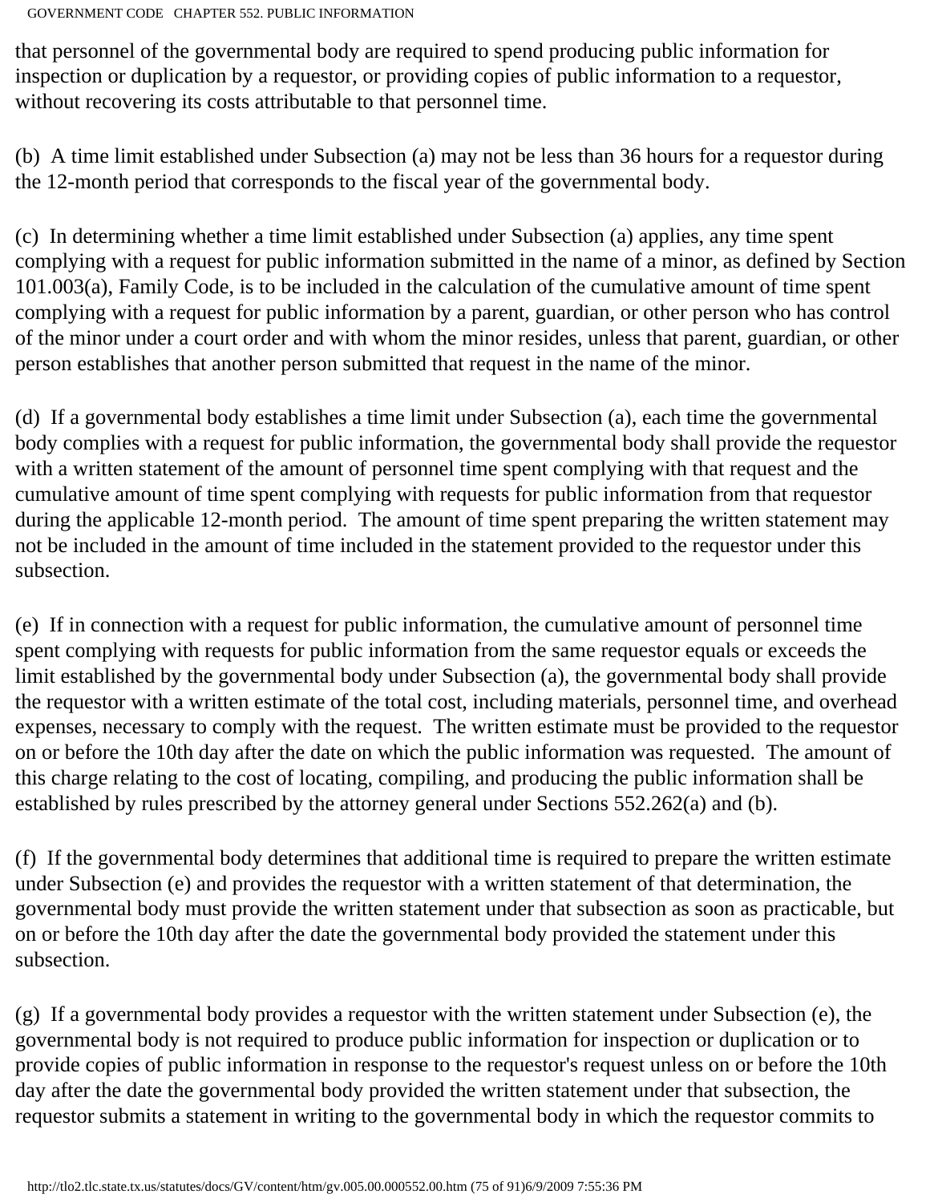that personnel of the governmental body are required to spend producing public information for inspection or duplication by a requestor, or providing copies of public information to a requestor, without recovering its costs attributable to that personnel time.

(b) A time limit established under Subsection (a) may not be less than 36 hours for a requestor during the 12-month period that corresponds to the fiscal year of the governmental body.

(c) In determining whether a time limit established under Subsection (a) applies, any time spent complying with a request for public information submitted in the name of a minor, as defined by Section 101.003(a), Family Code, is to be included in the calculation of the cumulative amount of time spent complying with a request for public information by a parent, guardian, or other person who has control of the minor under a court order and with whom the minor resides, unless that parent, guardian, or other person establishes that another person submitted that request in the name of the minor.

(d) If a governmental body establishes a time limit under Subsection (a), each time the governmental body complies with a request for public information, the governmental body shall provide the requestor with a written statement of the amount of personnel time spent complying with that request and the cumulative amount of time spent complying with requests for public information from that requestor during the applicable 12-month period. The amount of time spent preparing the written statement may not be included in the amount of time included in the statement provided to the requestor under this subsection.

(e) If in connection with a request for public information, the cumulative amount of personnel time spent complying with requests for public information from the same requestor equals or exceeds the limit established by the governmental body under Subsection (a), the governmental body shall provide the requestor with a written estimate of the total cost, including materials, personnel time, and overhead expenses, necessary to comply with the request. The written estimate must be provided to the requestor on or before the 10th day after the date on which the public information was requested. The amount of this charge relating to the cost of locating, compiling, and producing the public information shall be established by rules prescribed by the attorney general under Sections 552.262(a) and (b).

(f) If the governmental body determines that additional time is required to prepare the written estimate under Subsection (e) and provides the requestor with a written statement of that determination, the governmental body must provide the written statement under that subsection as soon as practicable, but on or before the 10th day after the date the governmental body provided the statement under this subsection.

(g) If a governmental body provides a requestor with the written statement under Subsection (e), the governmental body is not required to produce public information for inspection or duplication or to provide copies of public information in response to the requestor's request unless on or before the 10th day after the date the governmental body provided the written statement under that subsection, the requestor submits a statement in writing to the governmental body in which the requestor commits to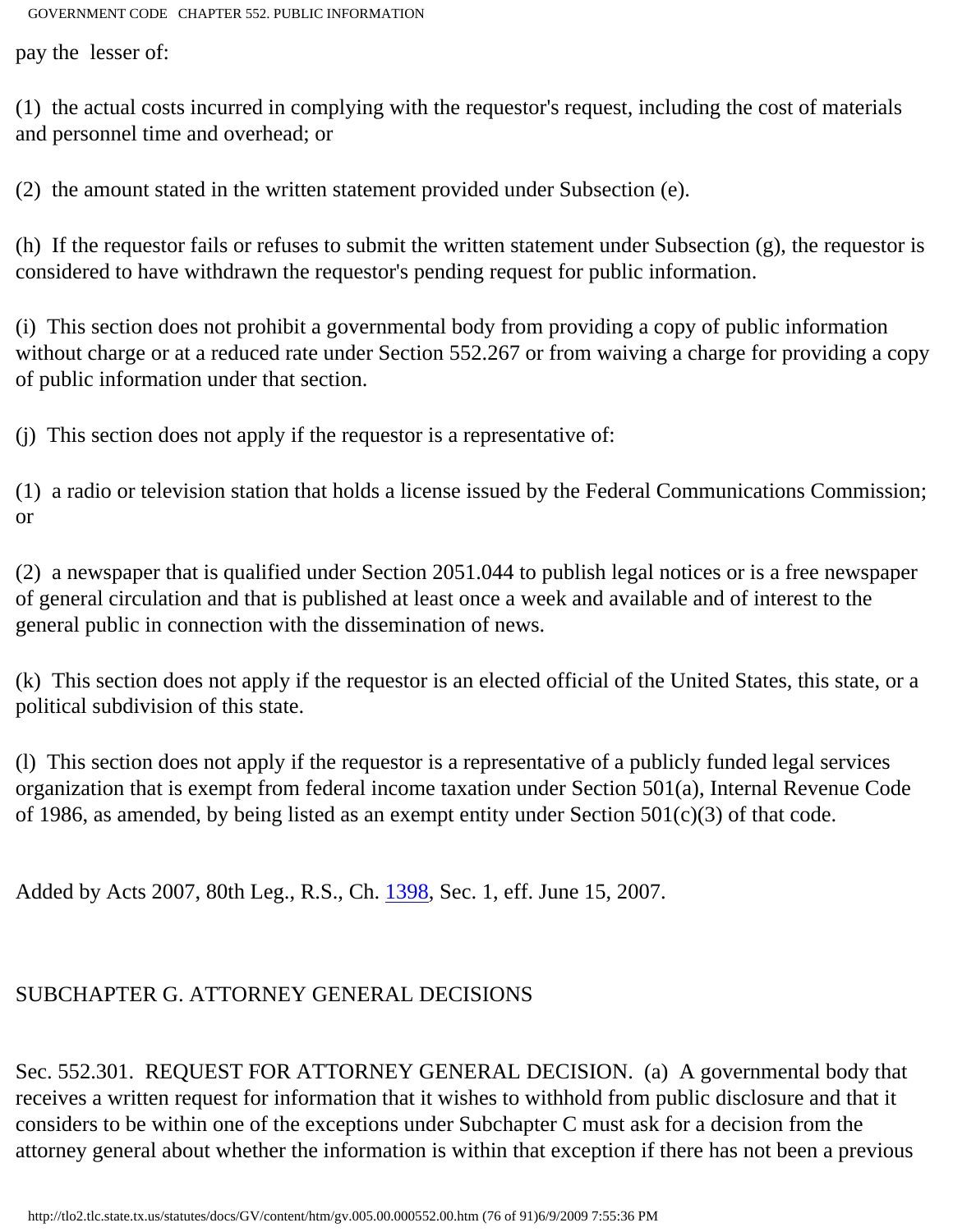pay the lesser of:

(1) the actual costs incurred in complying with the requestor's request, including the cost of materials and personnel time and overhead; or

(2) the amount stated in the written statement provided under Subsection (e).

(h) If the requestor fails or refuses to submit the written statement under Subsection (g), the requestor is considered to have withdrawn the requestor's pending request for public information.

(i) This section does not prohibit a governmental body from providing a copy of public information without charge or at a reduced rate under Section 552.267 or from waiving a charge for providing a copy of public information under that section.

(j) This section does not apply if the requestor is a representative of:

(1) a radio or television station that holds a license issued by the Federal Communications Commission; or

(2) a newspaper that is qualified under Section 2051.044 to publish legal notices or is a free newspaper of general circulation and that is published at least once a week and available and of interest to the general public in connection with the dissemination of news.

(k) This section does not apply if the requestor is an elected official of the United States, this state, or a political subdivision of this state.

(l) This section does not apply if the requestor is a representative of a publicly funded legal services organization that is exempt from federal income taxation under Section 501(a), Internal Revenue Code of 1986, as amended, by being listed as an exempt entity under Section 501(c)(3) of that code.

Added by Acts 2007, 80th Leg., R.S., Ch. 1398, Sec. 1, eff. June 15, 2007.

## SUBCHAPTER G. ATTORNEY GENERAL DECISIONS

Sec. 552.301. REQUEST FOR ATTORNEY GENERAL DECISION. (a) A governmental body that receives a written request for information that it wishes to withhold from public disclosure and that it considers to be within one of the exceptions under Subchapter C must ask for a decision from the attorney general about whether the information is within that exception if there has not been a previous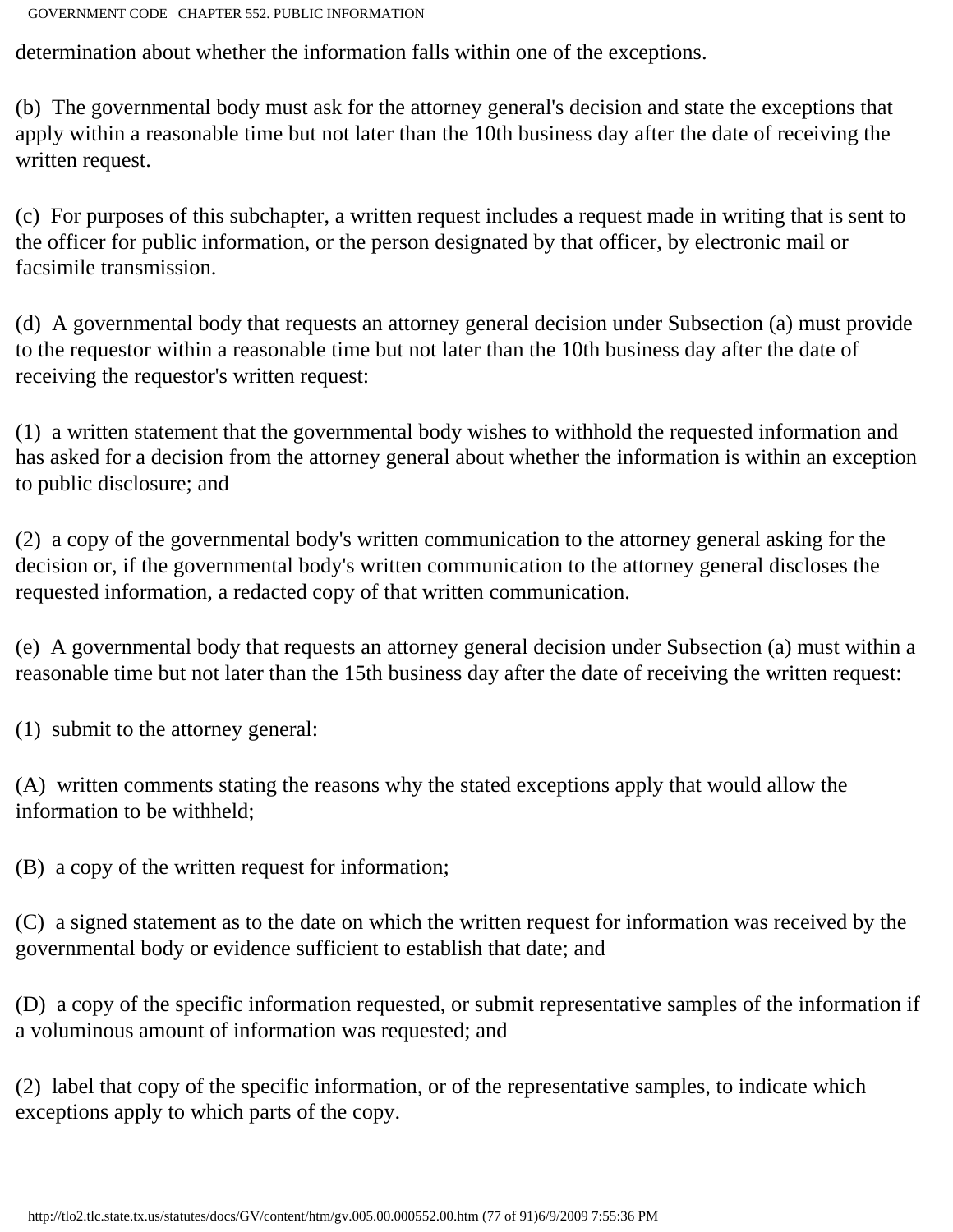determination about whether the information falls within one of the exceptions.

(b) The governmental body must ask for the attorney general's decision and state the exceptions that apply within a reasonable time but not later than the 10th business day after the date of receiving the written request.

(c) For purposes of this subchapter, a written request includes a request made in writing that is sent to the officer for public information, or the person designated by that officer, by electronic mail or facsimile transmission.

(d) A governmental body that requests an attorney general decision under Subsection (a) must provide to the requestor within a reasonable time but not later than the 10th business day after the date of receiving the requestor's written request:

(1) a written statement that the governmental body wishes to withhold the requested information and has asked for a decision from the attorney general about whether the information is within an exception to public disclosure; and

(2) a copy of the governmental body's written communication to the attorney general asking for the decision or, if the governmental body's written communication to the attorney general discloses the requested information, a redacted copy of that written communication.

(e) A governmental body that requests an attorney general decision under Subsection (a) must within a reasonable time but not later than the 15th business day after the date of receiving the written request:

(1) submit to the attorney general:

(A) written comments stating the reasons why the stated exceptions apply that would allow the information to be withheld;

(B) a copy of the written request for information;

(C) a signed statement as to the date on which the written request for information was received by the governmental body or evidence sufficient to establish that date; and

(D) a copy of the specific information requested, or submit representative samples of the information if a voluminous amount of information was requested; and

(2) label that copy of the specific information, or of the representative samples, to indicate which exceptions apply to which parts of the copy.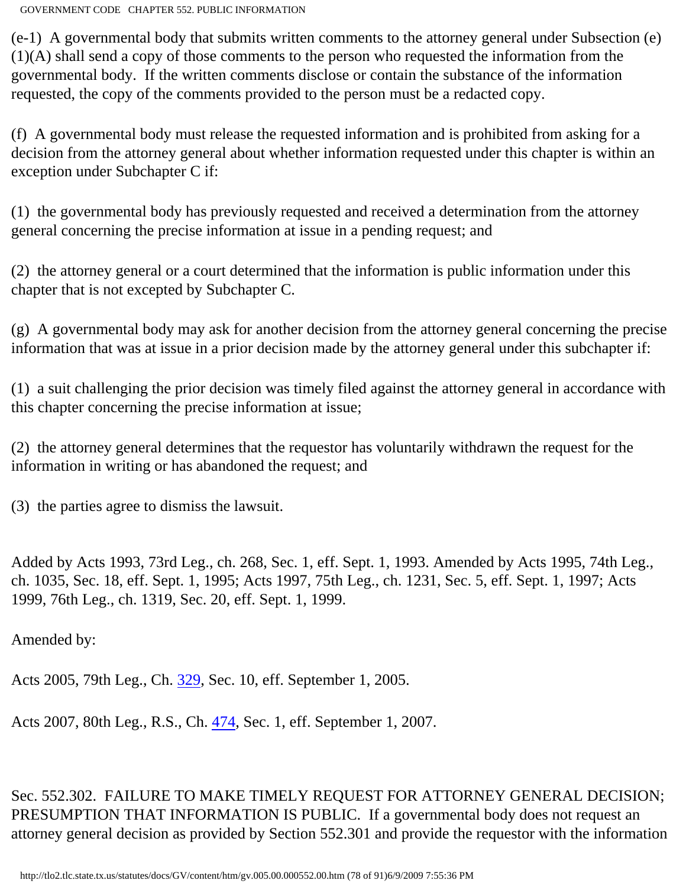(e-1) A governmental body that submits written comments to the attorney general under Subsection (e)(1)(A) shall send a copy of those comments to the person who requested the information from the governmental body. If the written comments disclose or contain the substance of the information requested, the copy of the comments provided to the person must be a redacted copy.

(f) A governmental body must release the requested information and is prohibited from asking for a decision from the attorney general about whether information requested under this chapter is within an exception under Subchapter C if:

(1) the governmental body has previously requested and received a determination from the attorney general concerning the precise information at issue in a pending request; and

(2) the attorney general or a court determined that the information is public information under this chapter that is not excepted by Subchapter C.

(g) A governmental body may ask for another decision from the attorney general concerning the precise information that was at issue in a prior decision made by the attorney general under this subchapter if:

(1) a suit challenging the prior decision was timely filed against the attorney general in accordance with this chapter concerning the precise information at issue;

(2) the attorney general determines that the requestor has voluntarily withdrawn the request for the information in writing or has abandoned the request; and

(3) the parties agree to dismiss the lawsuit.

Added by Acts 1993, 73rd Leg., ch. 268, Sec. 1, eff. Sept. 1, 1993. Amended by Acts 1995, 74th Leg., ch. 1035, Sec. 18, eff. Sept. 1, 1995; Acts 1997, 75th Leg., ch. 1231, Sec. 5, eff. Sept. 1, 1997; Acts 1999, 76th Leg., ch. 1319, Sec. 20, eff. Sept. 1, 1999.

Amended by:

Acts 2005, 79th Leg., Ch. 329, Sec. 10, eff. September 1, 2005.

Acts 2007, 80th Leg., R.S., Ch. 474, Sec. 1, eff. September 1, 2007.

Sec. 552.302. FAILURE TO MAKE TIMELY REQUEST FOR ATTORNEY GENERAL DECISION; PRESUMPTION THAT INFORMATION IS PUBLIC. If a governmental body does not request an attorney general decision as provided by Section 552.301 and provide the requestor with the information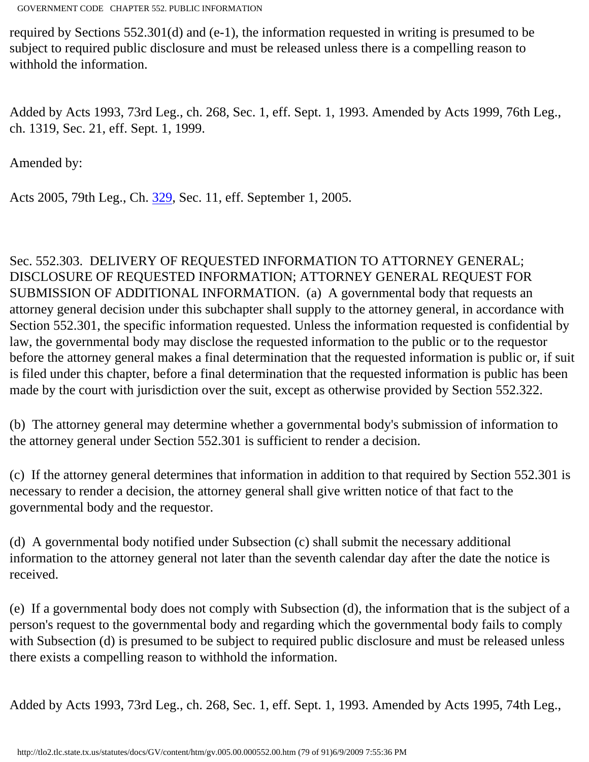required by Sections 552.301(d) and (e-1), the information requested in writing is presumed to be subject to required public disclosure and must be released unless there is a compelling reason to withhold the information.

Added by Acts 1993, 73rd Leg., ch. 268, Sec. 1, eff. Sept. 1, 1993. Amended by Acts 1999, 76th Leg., ch. 1319, Sec. 21, eff. Sept. 1, 1999.

Amended by:

Acts 2005, 79th Leg., Ch. 329, Sec. 11, eff. September 1, 2005.

Sec. 552.303. DELIVERY OF REQUESTED INFORMATION TO ATTORNEY GENERAL; DISCLOSURE OF REQUESTED INFORMATION; ATTORNEY GENERAL REQUEST FOR SUBMISSION OF ADDITIONAL INFORMATION. (a) A governmental body that requests an attorney general decision under this subchapter shall supply to the attorney general, in accordance with Section 552.301, the specific information requested. Unless the information requested is confidential by law, the governmental body may disclose the requested information to the public or to the requestor before the attorney general makes a final determination that the requested information is public or, if suit is filed under this chapter, before a final determination that the requested information is public has been made by the court with jurisdiction over the suit, except as otherwise provided by Section 552.322.

(b) The attorney general may determine whether a governmental body's submission of information to the attorney general under Section 552.301 is sufficient to render a decision.

(c) If the attorney general determines that information in addition to that required by Section 552.301 is necessary to render a decision, the attorney general shall give written notice of that fact to the governmental body and the requestor.

(d) A governmental body notified under Subsection (c) shall submit the necessary additional information to the attorney general not later than the seventh calendar day after the date the notice is received.

(e) If a governmental body does not comply with Subsection (d), the information that is the subject of a person's request to the governmental body and regarding which the governmental body fails to comply with Subsection (d) is presumed to be subject to required public disclosure and must be released unless there exists a compelling reason to withhold the information.

Added by Acts 1993, 73rd Leg., ch. 268, Sec. 1, eff. Sept. 1, 1993. Amended by Acts 1995, 74th Leg.,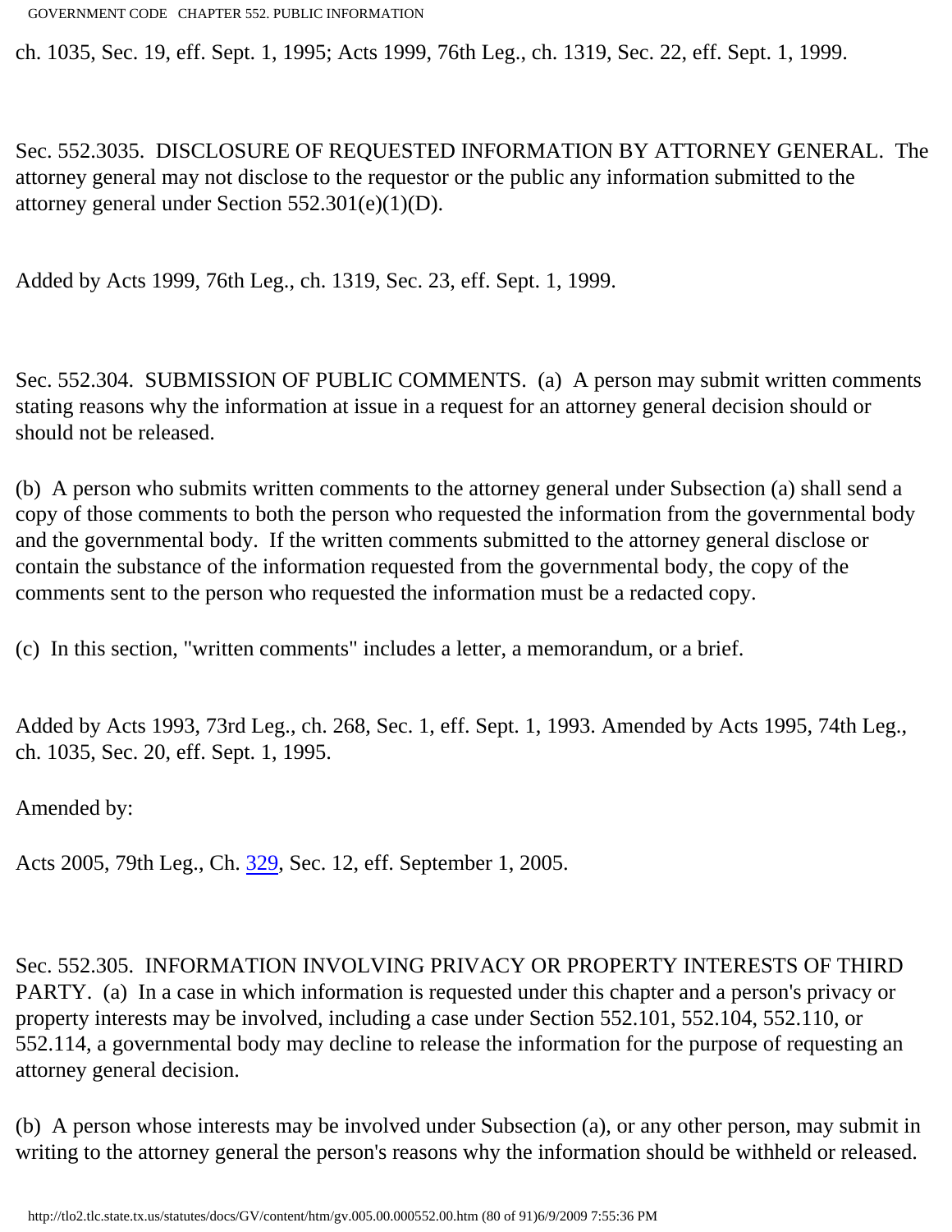ch. 1035, Sec. 19, eff. Sept. 1, 1995; Acts 1999, 76th Leg., ch. 1319, Sec. 22, eff. Sept. 1, 1999.

Sec. 552.3035. DISCLOSURE OF REQUESTED INFORMATION BY ATTORNEY GENERAL. The attorney general may not disclose to the requestor or the public any information submitted to the attorney general under Section 552.301(e)(1)(D).

Added by Acts 1999, 76th Leg., ch. 1319, Sec. 23, eff. Sept. 1, 1999.

Sec. 552.304. SUBMISSION OF PUBLIC COMMENTS. (a) A person may submit written comments stating reasons why the information at issue in a request for an attorney general decision should or should not be released.

(b) A person who submits written comments to the attorney general under Subsection (a) shall send a copy of those comments to both the person who requested the information from the governmental body and the governmental body. If the written comments submitted to the attorney general disclose or contain the substance of the information requested from the governmental body, the copy of the comments sent to the person who requested the information must be a redacted copy.

(c) In this section, "written comments" includes a letter, a memorandum, or a brief.

Added by Acts 1993, 73rd Leg., ch. 268, Sec. 1, eff. Sept. 1, 1993. Amended by Acts 1995, 74th Leg., ch. 1035, Sec. 20, eff. Sept. 1, 1995.

Amended by:

Acts 2005, 79th Leg., Ch. 329, Sec. 12, eff. September 1, 2005.

Sec. 552.305. INFORMATION INVOLVING PRIVACY OR PROPERTY INTERESTS OF THIRD PARTY. (a) In a case in which information is requested under this chapter and a person's privacy or property interests may be involved, including a case under Section 552.101, 552.104, 552.110, or 552.114, a governmental body may decline to release the information for the purpose of requesting an attorney general decision.

(b) A person whose interests may be involved under Subsection (a), or any other person, may submit in writing to the attorney general the person's reasons why the information should be withheld or released.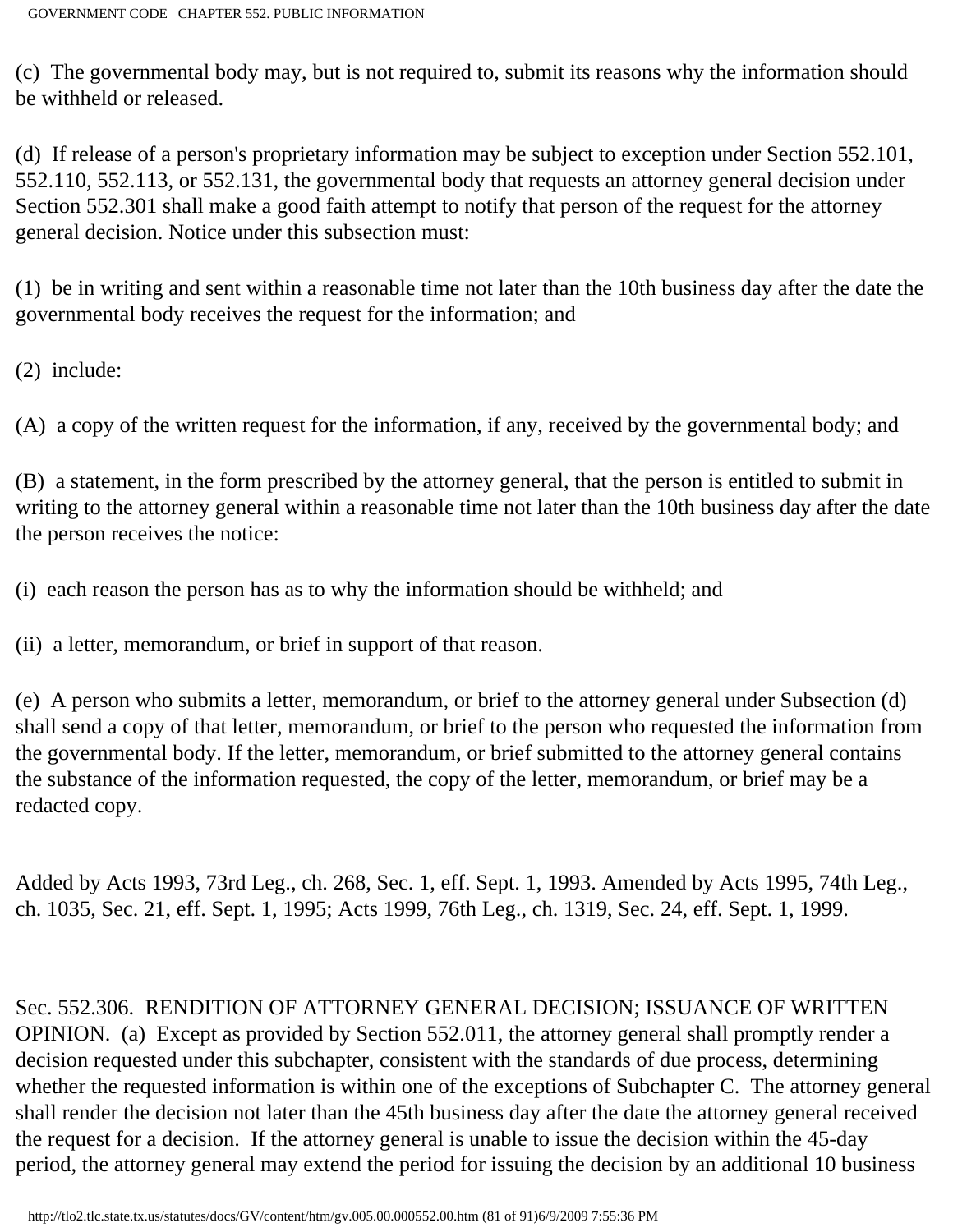(c) The governmental body may, but is not required to, submit its reasons why the information should be withheld or released.

(d) If release of a person's proprietary information may be subject to exception under Section 552.101, 552.110, 552.113, or 552.131, the governmental body that requests an attorney general decision under Section 552.301 shall make a good faith attempt to notify that person of the request for the attorney general decision. Notice under this subsection must:

(1) be in writing and sent within a reasonable time not later than the 10th business day after the date the governmental body receives the request for the information; and

(2) include:

(A) a copy of the written request for the information, if any, received by the governmental body; and

(B) a statement, in the form prescribed by the attorney general, that the person is entitled to submit in writing to the attorney general within a reasonable time not later than the 10th business day after the date the person receives the notice:

(i) each reason the person has as to why the information should be withheld; and

(ii) a letter, memorandum, or brief in support of that reason.

(e) A person who submits a letter, memorandum, or brief to the attorney general under Subsection (d) shall send a copy of that letter, memorandum, or brief to the person who requested the information from the governmental body. If the letter, memorandum, or brief submitted to the attorney general contains the substance of the information requested, the copy of the letter, memorandum, or brief may be a redacted copy.

Added by Acts 1993, 73rd Leg., ch. 268, Sec. 1, eff. Sept. 1, 1993. Amended by Acts 1995, 74th Leg., ch. 1035, Sec. 21, eff. Sept. 1, 1995; Acts 1999, 76th Leg., ch. 1319, Sec. 24, eff. Sept. 1, 1999.

Sec. 552.306. RENDITION OF ATTORNEY GENERAL DECISION; ISSUANCE OF WRITTEN OPINION. (a) Except as provided by Section 552.011, the attorney general shall promptly render a decision requested under this subchapter, consistent with the standards of due process, determining whether the requested information is within one of the exceptions of Subchapter C. The attorney general shall render the decision not later than the 45th business day after the date the attorney general received the request for a decision. If the attorney general is unable to issue the decision within the 45-day period, the attorney general may extend the period for issuing the decision by an additional 10 business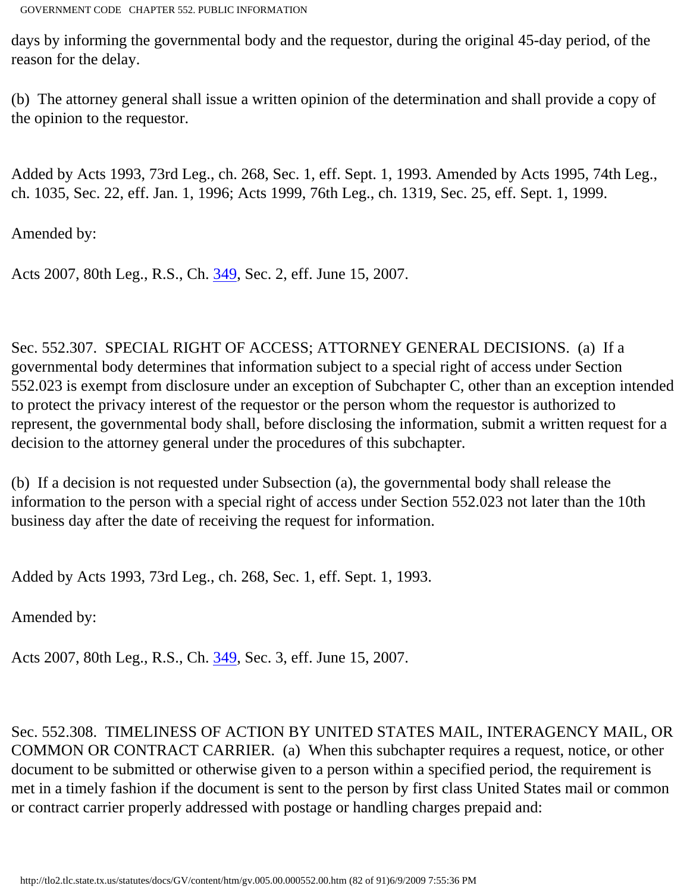days by informing the governmental body and the requestor, during the original 45-day period, of the reason for the delay.

(b) The attorney general shall issue a written opinion of the determination and shall provide a copy of the opinion to the requestor.

Added by Acts 1993, 73rd Leg., ch. 268, Sec. 1, eff. Sept. 1, 1993. Amended by Acts 1995, 74th Leg., ch. 1035, Sec. 22, eff. Jan. 1, 1996; Acts 1999, 76th Leg., ch. 1319, Sec. 25, eff. Sept. 1, 1999.

Amended by:

Acts 2007, 80th Leg., R.S., Ch. 349, Sec. 2, eff. June 15, 2007.

Sec. 552.307. SPECIAL RIGHT OF ACCESS; ATTORNEY GENERAL DECISIONS. (a) If a governmental body determines that information subject to a special right of access under Section 552.023 is exempt from disclosure under an exception of Subchapter C, other than an exception intended to protect the privacy interest of the requestor or the person whom the requestor is authorized to represent, the governmental body shall, before disclosing the information, submit a written request for a decision to the attorney general under the procedures of this subchapter.

(b) If a decision is not requested under Subsection (a), the governmental body shall release the information to the person with a special right of access under Section 552.023 not later than the 10th business day after the date of receiving the request for information.

Added by Acts 1993, 73rd Leg., ch. 268, Sec. 1, eff. Sept. 1, 1993.

Amended by:

Acts 2007, 80th Leg., R.S., Ch. 349, Sec. 3, eff. June 15, 2007.

Sec. 552.308. TIMELINESS OF ACTION BY UNITED STATES MAIL, INTERAGENCY MAIL, OR COMMON OR CONTRACT CARRIER. (a) When this subchapter requires a request, notice, or other document to be submitted or otherwise given to a person within a specified period, the requirement is met in a timely fashion if the document is sent to the person by first class United States mail or common or contract carrier properly addressed with postage or handling charges prepaid and: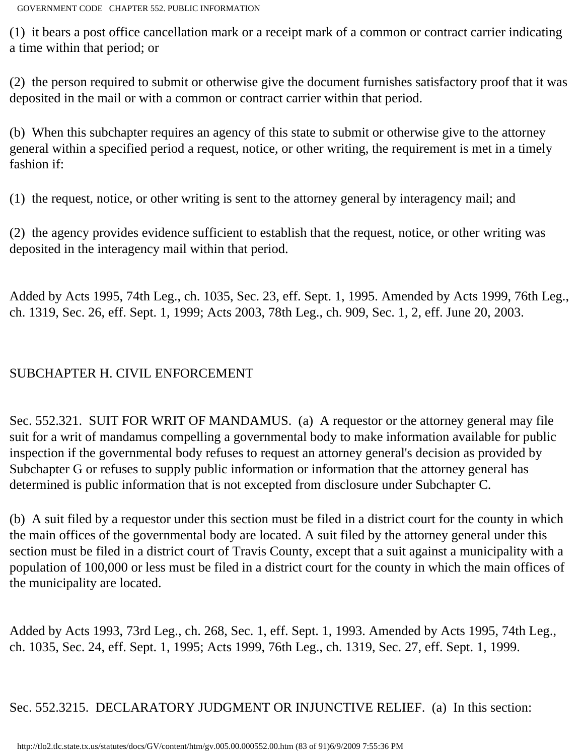(1) it bears a post office cancellation mark or a receipt mark of a common or contract carrier indicating a time within that period; or

(2) the person required to submit or otherwise give the document furnishes satisfactory proof that it was deposited in the mail or with a common or contract carrier within that period.

(b) When this subchapter requires an agency of this state to submit or otherwise give to the attorney general within a specified period a request, notice, or other writing, the requirement is met in a timely fashion if:

(1) the request, notice, or other writing is sent to the attorney general by interagency mail; and

(2) the agency provides evidence sufficient to establish that the request, notice, or other writing was deposited in the interagency mail within that period.

Added by Acts 1995, 74th Leg., ch. 1035, Sec. 23, eff. Sept. 1, 1995. Amended by Acts 1999, 76th Leg., ch. 1319, Sec. 26, eff. Sept. 1, 1999; Acts 2003, 78th Leg., ch. 909, Sec. 1, 2, eff. June 20, 2003.

## SUBCHAPTER H. CIVIL ENFORCEMENT

Sec. 552.321. SUIT FOR WRIT OF MANDAMUS. (a) A requestor or the attorney general may file suit for a writ of mandamus compelling a governmental body to make information available for public inspection if the governmental body refuses to request an attorney general's decision as provided by Subchapter G or refuses to supply public information or information that the attorney general has determined is public information that is not excepted from disclosure under Subchapter C.

(b) A suit filed by a requestor under this section must be filed in a district court for the county in which the main offices of the governmental body are located. A suit filed by the attorney general under this section must be filed in a district court of Travis County, except that a suit against a municipality with a population of 100,000 or less must be filed in a district court for the county in which the main offices of the municipality are located.

Added by Acts 1993, 73rd Leg., ch. 268, Sec. 1, eff. Sept. 1, 1993. Amended by Acts 1995, 74th Leg., ch. 1035, Sec. 24, eff. Sept. 1, 1995; Acts 1999, 76th Leg., ch. 1319, Sec. 27, eff. Sept. 1, 1999.

Sec. 552.3215. DECLARATORY JUDGMENT OR INJUNCTIVE RELIEF. (a) In this section: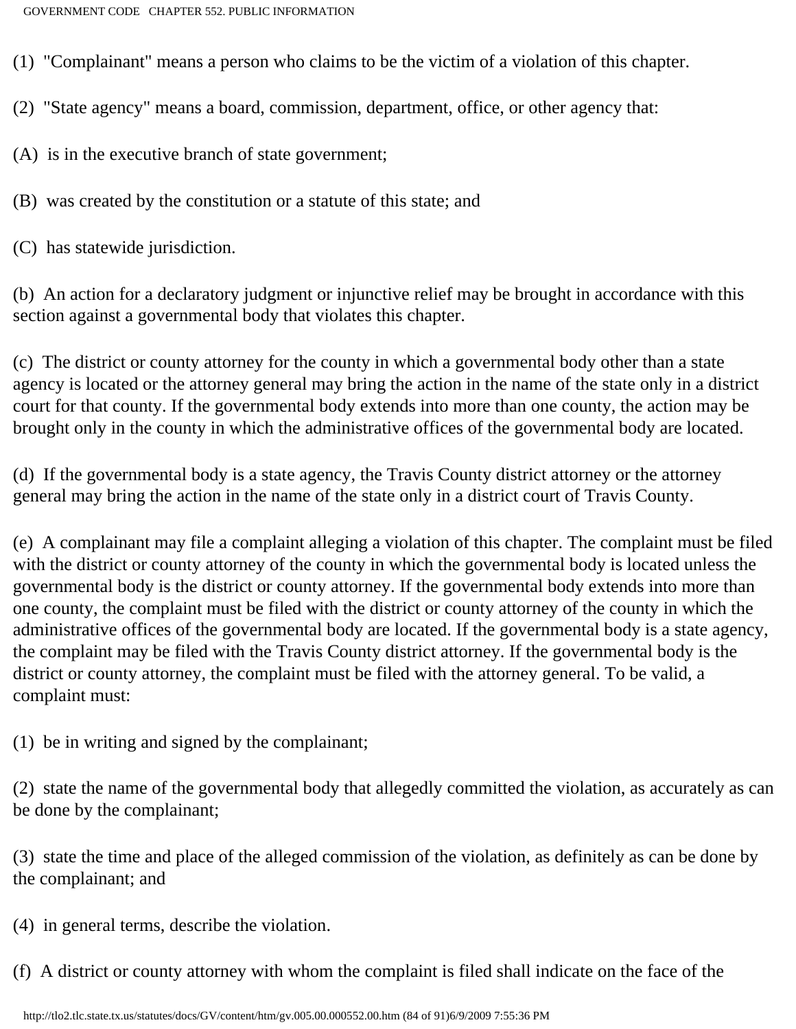(1) "Complainant" means a person who claims to be the victim of a violation of this chapter.

(2) "State agency" means a board, commission, department, office, or other agency that:

(A) is in the executive branch of state government;

(B) was created by the constitution or a statute of this state; and

(C) has statewide jurisdiction.

(b) An action for a declaratory judgment or injunctive relief may be brought in accordance with this section against a governmental body that violates this chapter.

(c) The district or county attorney for the county in which a governmental body other than a state agency is located or the attorney general may bring the action in the name of the state only in a district court for that county. If the governmental body extends into more than one county, the action may be brought only in the county in which the administrative offices of the governmental body are located.

(d) If the governmental body is a state agency, the Travis County district attorney or the attorney general may bring the action in the name of the state only in a district court of Travis County.

(e) A complainant may file a complaint alleging a violation of this chapter. The complaint must be filed with the district or county attorney of the county in which the governmental body is located unless the governmental body is the district or county attorney. If the governmental body extends into more than one county, the complaint must be filed with the district or county attorney of the county in which the administrative offices of the governmental body are located. If the governmental body is a state agency, the complaint may be filed with the Travis County district attorney. If the governmental body is the district or county attorney, the complaint must be filed with the attorney general. To be valid, a complaint must:

(1) be in writing and signed by the complainant;

(2) state the name of the governmental body that allegedly committed the violation, as accurately as can be done by the complainant;

(3) state the time and place of the alleged commission of the violation, as definitely as can be done by the complainant; and

(4) in general terms, describe the violation.

(f) A district or county attorney with whom the complaint is filed shall indicate on the face of the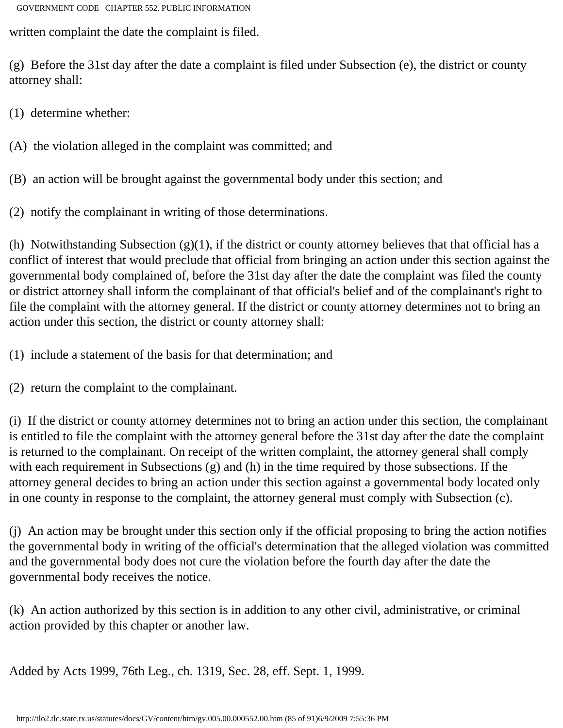written complaint the date the complaint is filed.

(g) Before the 31st day after the date a complaint is filed under Subsection (e), the district or county attorney shall:

(1) determine whether:

(A) the violation alleged in the complaint was committed; and

(B) an action will be brought against the governmental body under this section; and

(2) notify the complainant in writing of those determinations.

(h) Notwithstanding Subsection (g)(1), if the district or county attorney believes that that official has a conflict of interest that would preclude that official from bringing an action under this section against the governmental body complained of, before the 31st day after the date the complaint was filed the county or district attorney shall inform the complainant of that official's belief and of the complainant's right to file the complaint with the attorney general. If the district or county attorney determines not to bring an action under this section, the district or county attorney shall:

(1) include a statement of the basis for that determination; and

(2) return the complaint to the complainant.

(i) If the district or county attorney determines not to bring an action under this section, the complainant is entitled to file the complaint with the attorney general before the 31st day after the date the complaint is returned to the complainant. On receipt of the written complaint, the attorney general shall comply with each requirement in Subsections (g) and (h) in the time required by those subsections. If the attorney general decides to bring an action under this section against a governmental body located only in one county in response to the complaint, the attorney general must comply with Subsection (c).

(j) An action may be brought under this section only if the official proposing to bring the action notifies the governmental body in writing of the official's determination that the alleged violation was committed and the governmental body does not cure the violation before the fourth day after the date the governmental body receives the notice.

(k) An action authorized by this section is in addition to any other civil, administrative, or criminal action provided by this chapter or another law.

Added by Acts 1999, 76th Leg., ch. 1319, Sec. 28, eff. Sept. 1, 1999.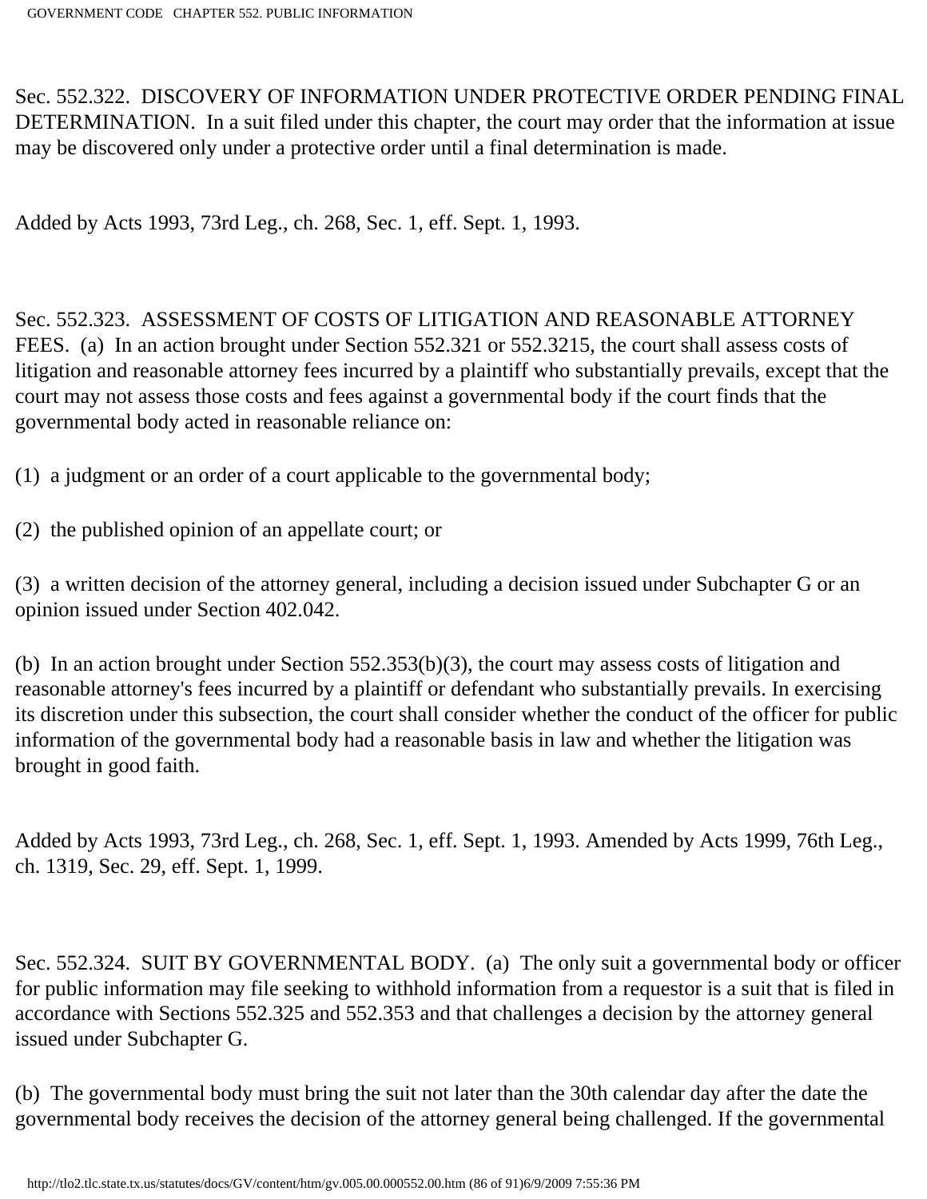Sec. 552.322. DISCOVERY OF INFORMATION UNDER PROTECTIVE ORDER PENDING FINAL DETERMINATION. In a suit filed under this chapter, the court may order that the information at issue may be discovered only under a protective order until a final determination is made.

Added by Acts 1993, 73rd Leg., ch. 268, Sec. 1, eff. Sept. 1, 1993.

Sec. 552.323. ASSESSMENT OF COSTS OF LITIGATION AND REASONABLE ATTORNEY FEES. (a) In an action brought under Section 552.321 or 552.3215, the court shall assess costs of litigation and reasonable attorney fees incurred by a plaintiff who substantially prevails, except that the court may not assess those costs and fees against a governmental body if the court finds that the governmental body acted in reasonable reliance on:

(1) a judgment or an order of a court applicable to the governmental body;

(2) the published opinion of an appellate court; or

(3) a written decision of the attorney general, including a decision issued under Subchapter G or an opinion issued under Section 402.042.

(b) In an action brought under Section 552.353(b)(3), the court may assess costs of litigation and reasonable attorney's fees incurred by a plaintiff or defendant who substantially prevails. In exercising its discretion under this subsection, the court shall consider whether the conduct of the officer for public information of the governmental body had a reasonable basis in law and whether the litigation was brought in good faith.

Added by Acts 1993, 73rd Leg., ch. 268, Sec. 1, eff. Sept. 1, 1993. Amended by Acts 1999, 76th Leg., ch. 1319, Sec. 29, eff. Sept. 1, 1999.

Sec. 552.324. SUIT BY GOVERNMENTAL BODY. (a) The only suit a governmental body or officer for public information may file seeking to withhold information from a requestor is a suit that is filed in accordance with Sections 552.325 and 552.353 and that challenges a decision by the attorney general issued under Subchapter G.

(b) The governmental body must bring the suit not later than the 30th calendar day after the date the governmental body receives the decision of the attorney general being challenged. If the governmental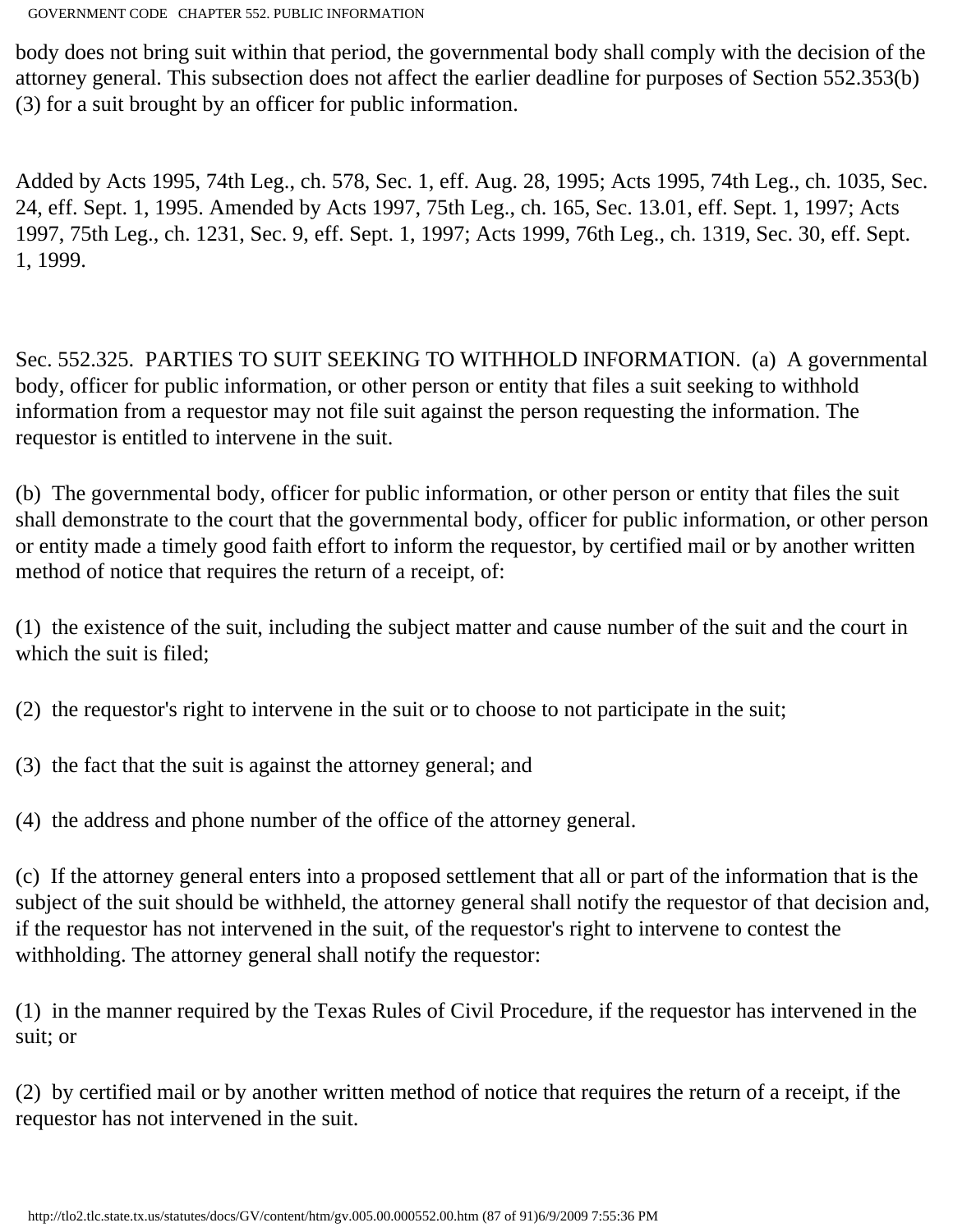body does not bring suit within that period, the governmental body shall comply with the decision of the attorney general. This subsection does not affect the earlier deadline for purposes of Section 552.353(b)(3) for a suit brought by an officer for public information.

Added by Acts 1995, 74th Leg., ch. 578, Sec. 1, eff. Aug. 28, 1995; Acts 1995, 74th Leg., ch. 1035, Sec. 24, eff. Sept. 1, 1995. Amended by Acts 1997, 75th Leg., ch. 165, Sec. 13.01, eff. Sept. 1, 1997; Acts 1997, 75th Leg., ch. 1231, Sec. 9, eff. Sept. 1, 1997; Acts 1999, 76th Leg., ch. 1319, Sec. 30, eff. Sept. 1, 1999.

Sec. 552.325. PARTIES TO SUIT SEEKING TO WITHHOLD INFORMATION. (a) A governmental body, officer for public information, or other person or entity that files a suit seeking to withhold information from a requestor may not file suit against the person requesting the information. The requestor is entitled to intervene in the suit.

(b) The governmental body, officer for public information, or other person or entity that files the suit shall demonstrate to the court that the governmental body, officer for public information, or other person or entity made a timely good faith effort to inform the requestor, by certified mail or by another written method of notice that requires the return of a receipt, of:

(1) the existence of the suit, including the subject matter and cause number of the suit and the court in which the suit is filed;

(2) the requestor's right to intervene in the suit or to choose to not participate in the suit;

(3) the fact that the suit is against the attorney general; and

(4) the address and phone number of the office of the attorney general.

(c) If the attorney general enters into a proposed settlement that all or part of the information that is the subject of the suit should be withheld, the attorney general shall notify the requestor of that decision and, if the requestor has not intervened in the suit, of the requestor's right to intervene to contest the withholding. The attorney general shall notify the requestor:

(1) in the manner required by the Texas Rules of Civil Procedure, if the requestor has intervened in the suit; or

(2) by certified mail or by another written method of notice that requires the return of a receipt, if the requestor has not intervened in the suit.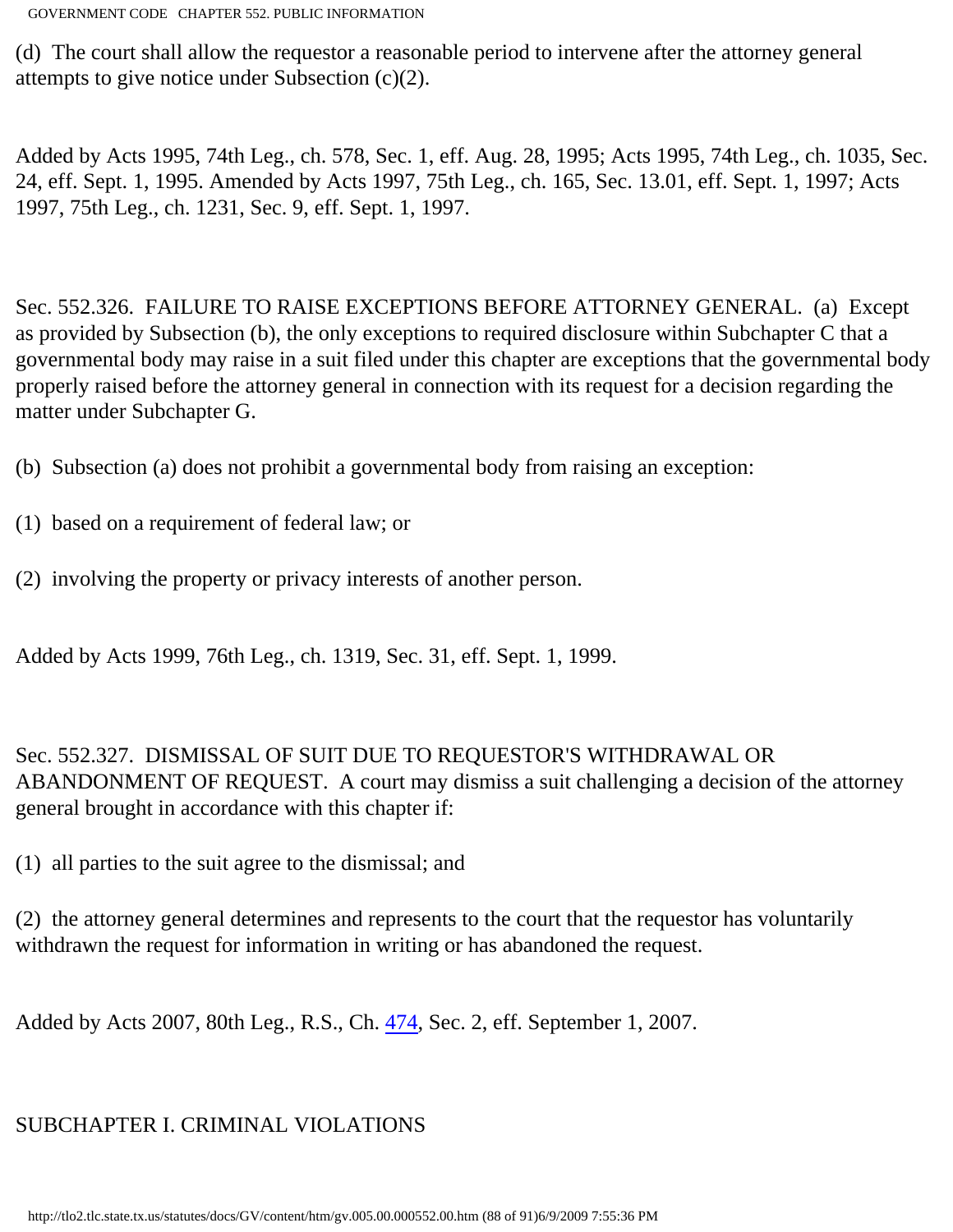(d) The court shall allow the requestor a reasonable period to intervene after the attorney general attempts to give notice under Subsection (c)(2).

Added by Acts 1995, 74th Leg., ch. 578, Sec. 1, eff. Aug. 28, 1995; Acts 1995, 74th Leg., ch. 1035, Sec. 24, eff. Sept. 1, 1995. Amended by Acts 1997, 75th Leg., ch. 165, Sec. 13.01, eff. Sept. 1, 1997; Acts 1997, 75th Leg., ch. 1231, Sec. 9, eff. Sept. 1, 1997.

Sec. 552.326. FAILURE TO RAISE EXCEPTIONS BEFORE ATTORNEY GENERAL. (a) Except as provided by Subsection (b), the only exceptions to required disclosure within Subchapter C that a governmental body may raise in a suit filed under this chapter are exceptions that the governmental body properly raised before the attorney general in connection with its request for a decision regarding the matter under Subchapter G.

(b) Subsection (a) does not prohibit a governmental body from raising an exception:

(1) based on a requirement of federal law; or

(2) involving the property or privacy interests of another person.

Added by Acts 1999, 76th Leg., ch. 1319, Sec. 31, eff. Sept. 1, 1999.

Sec. 552.327. DISMISSAL OF SUIT DUE TO REQUESTOR'S WITHDRAWAL OR ABANDONMENT OF REQUEST. A court may dismiss a suit challenging a decision of the attorney general brought in accordance with this chapter if:

(1) all parties to the suit agree to the dismissal; and

(2) the attorney general determines and represents to the court that the requestor has voluntarily withdrawn the request for information in writing or has abandoned the request.

Added by Acts 2007, 80th Leg., R.S., Ch. 474, Sec. 2, eff. September 1, 2007.

## SUBCHAPTER I. CRIMINAL VIOLATIONS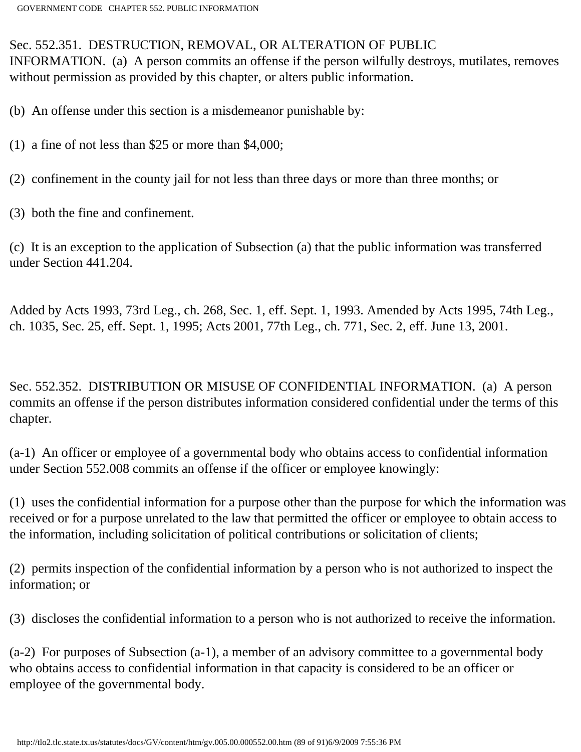Sec. 552.351. DESTRUCTION, REMOVAL, OR ALTERATION OF PUBLIC INFORMATION. (a) A person commits an offense if the person wilfully destroys, mutilates, removes without permission as provided by this chapter, or alters public information.

(b) An offense under this section is a misdemeanor punishable by:

(1) a fine of not less than $25 or more than $4,000;

(2) confinement in the county jail for not less than three days or more than three months; or

(3) both the fine and confinement.

(c) It is an exception to the application of Subsection (a) that the public information was transferred under Section 441.204.

Added by Acts 1993, 73rd Leg., ch. 268, Sec. 1, eff. Sept. 1, 1993. Amended by Acts 1995, 74th Leg., ch. 1035, Sec. 25, eff. Sept. 1, 1995; Acts 2001, 77th Leg., ch. 771, Sec. 2, eff. June 13, 2001.

Sec. 552.352. DISTRIBUTION OR MISUSE OF CONFIDENTIAL INFORMATION. (a) A person commits an offense if the person distributes information considered confidential under the terms of this chapter.

(a-1) An officer or employee of a governmental body who obtains access to confidential information under Section 552.008 commits an offense if the officer or employee knowingly:

(1) uses the confidential information for a purpose other than the purpose for which the information was received or for a purpose unrelated to the law that permitted the officer or employee to obtain access to the information, including solicitation of political contributions or solicitation of clients;

(2) permits inspection of the confidential information by a person who is not authorized to inspect the information; or

(3) discloses the confidential information to a person who is not authorized to receive the information.

(a-2) For purposes of Subsection (a-1), a member of an advisory committee to a governmental body who obtains access to confidential information in that capacity is considered to be an officer or employee of the governmental body.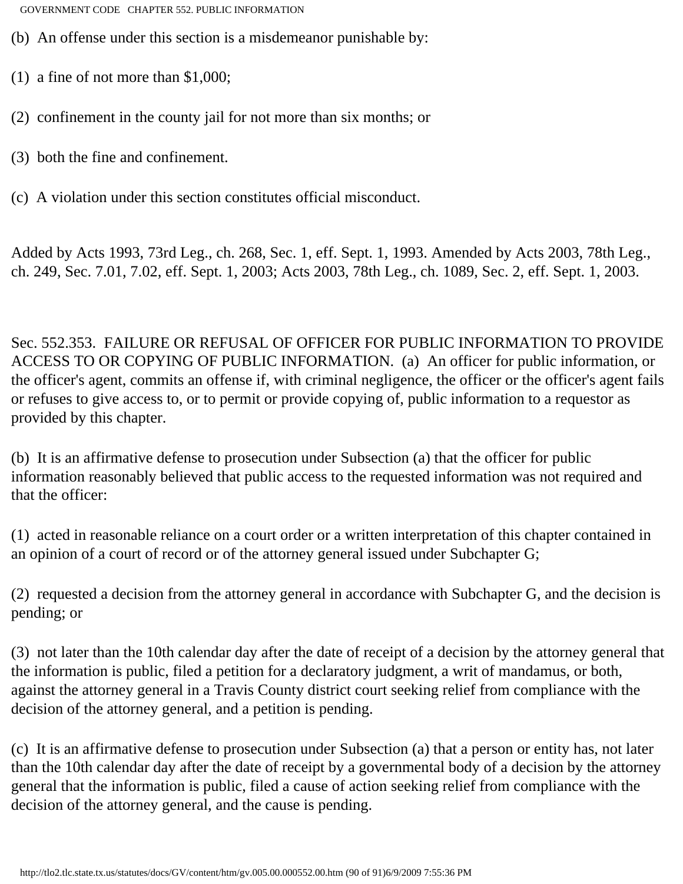(b) An offense under this section is a misdemeanor punishable by:

(1) a fine of not more than $1,000;

(2) confinement in the county jail for not more than six months; or

(3) both the fine and confinement.

(c) A violation under this section constitutes official misconduct.

Added by Acts 1993, 73rd Leg., ch. 268, Sec. 1, eff. Sept. 1, 1993. Amended by Acts 2003, 78th Leg., ch. 249, Sec. 7.01, 7.02, eff. Sept. 1, 2003; Acts 2003, 78th Leg., ch. 1089, Sec. 2, eff. Sept. 1, 2003.

Sec. 552.353. FAILURE OR REFUSAL OF OFFICER FOR PUBLIC INFORMATION TO PROVIDE ACCESS TO OR COPYING OF PUBLIC INFORMATION. (a) An officer for public information, or the officer's agent, commits an offense if, with criminal negligence, the officer or the officer's agent fails or refuses to give access to, or to permit or provide copying of, public information to a requestor as provided by this chapter.

(b) It is an affirmative defense to prosecution under Subsection (a) that the officer for public information reasonably believed that public access to the requested information was not required and that the officer:

(1) acted in reasonable reliance on a court order or a written interpretation of this chapter contained in an opinion of a court of record or of the attorney general issued under Subchapter G;

(2) requested a decision from the attorney general in accordance with Subchapter G, and the decision is pending; or

(3) not later than the 10th calendar day after the date of receipt of a decision by the attorney general that the information is public, filed a petition for a declaratory judgment, a writ of mandamus, or both, against the attorney general in a Travis County district court seeking relief from compliance with the decision of the attorney general, and a petition is pending.

(c) It is an affirmative defense to prosecution under Subsection (a) that a person or entity has, not later than the 10th calendar day after the date of receipt by a governmental body of a decision by the attorney general that the information is public, filed a cause of action seeking relief from compliance with the decision of the attorney general, and the cause is pending.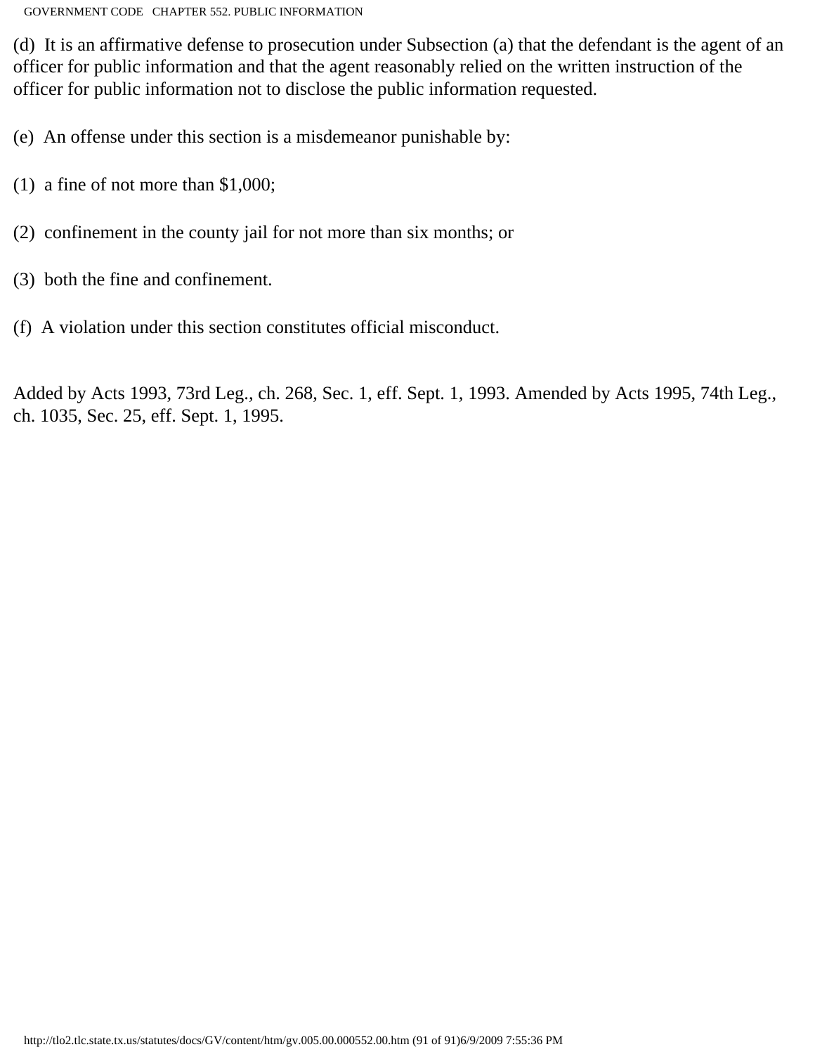(d) It is an affirmative defense to prosecution under Subsection (a) that the defendant is the agent of an officer for public information and that the agent reasonably relied on the written instruction of the officer for public information not to disclose the public information requested.

(e) An offense under this section is a misdemeanor punishable by:

(1) a fine of not more than $1,000;

(2) confinement in the county jail for not more than six months; or

(3) both the fine and confinement.

(f) A violation under this section constitutes official misconduct.

Added by Acts 1993, 73rd Leg., ch. 268, Sec. 1, eff. Sept. 1, 1993. Amended by Acts 1995, 74th Leg., ch. 1035, Sec. 25, eff. Sept. 1, 1995.